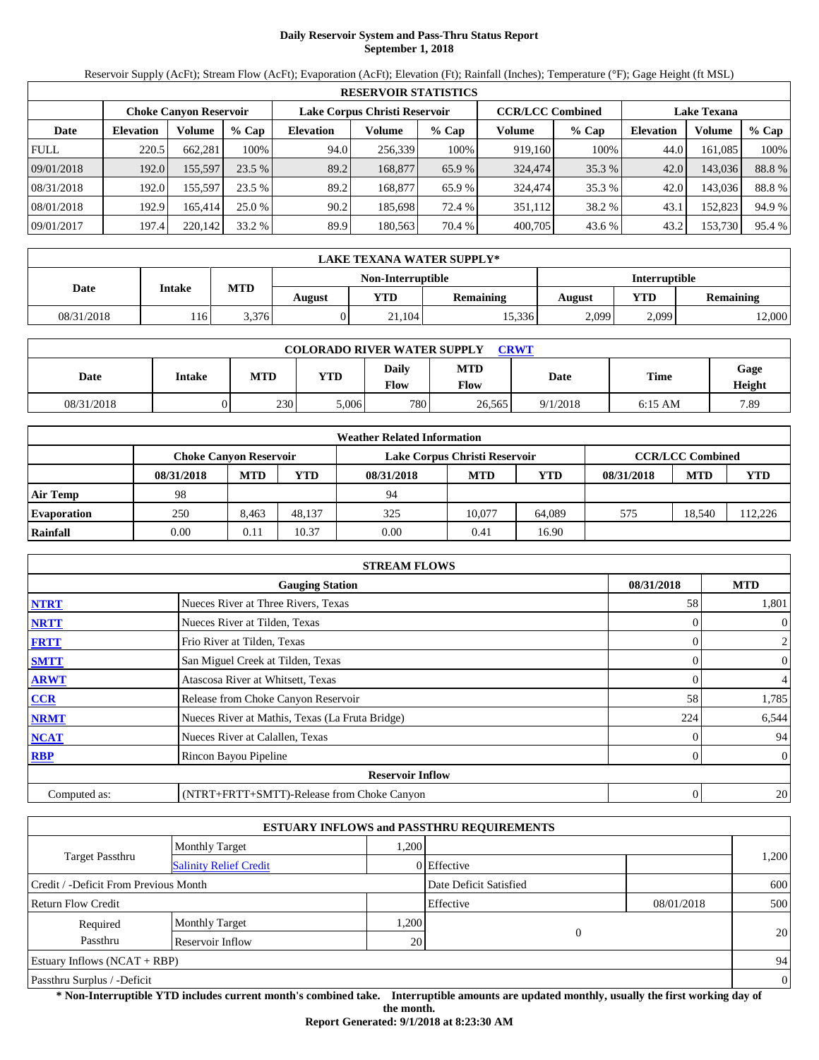# Daily Reservoir System and Pass-Thru Status Report
## September 1, 2018

Reservoir Supply (AcFt); Stream Flow (AcFt); Evaporation (AcFt); Elevation (Ft); Rainfall (Inches); Temperature (°F); Gage Height (ft MSL)

| RESERVOIR STATISTICS | | | | | | | | | | | |
|---|---|---|---|---|---|---|---|---|---|---|---|
| | Choke Canyon Reservoir | | | Lake Corpus Christi Reservoir | | | CCR/LCC Combined | | Lake Texana | | |
| Date | Elevation | Volume | % Cap | Elevation | Volume | % Cap | Volume | % Cap | Elevation | Volume | % Cap |
| FULL | 220.5 | 662,281 | 100% | 94.0 | 256,339 | 100% | 919,160 | 100% | 44.0 | 161,085 | 100% |
| 09/01/2018 | 192.0 | 155,597 | 23.5 % | 89.2 | 168,877 | 65.9 % | 324,474 | 35.3 % | 42.0 | 143,036 | 88.8 % |
| 08/31/2018 | 192.0 | 155,597 | 23.5 % | 89.2 | 168,877 | 65.9 % | 324,474 | 35.3 % | 42.0 | 143,036 | 88.8 % |
| 08/01/2018 | 192.9 | 165,414 | 25.0 % | 90.2 | 185,698 | 72.4 % | 351,112 | 38.2 % | 43.1 | 152,823 | 94.9 % |
| 09/01/2017 | 197.4 | 220,142 | 33.2 % | 89.9 | 180,563 | 70.4 % | 400,705 | 43.6 % | 43.2 | 153,730 | 95.4 % |

| LAKE TEXANA WATER SUPPLY* | | | | | | | | |
|---|---|---|---|---|---|---|---|---|
| Date | Intake | MTD | Non-Interruptible | | | Interruptible | | |
| | | | August | YTD | Remaining | August | YTD | Remaining |
| 08/31/2018 | 116 | 3,376 | 0 | 21,104 | 15,336 | 2,099 | 2,099 | 12,000 |

| COLORADO RIVER WATER SUPPLY CRWT | | | | | | | | |
|---|---|---|---|---|---|---|---|---|
| Date | Intake | MTD | YTD | Daily Flow | MTD Flow | Date | Time | Gage Height |
| 08/31/2018 | 0 | 230 | 5,006 | 780 | 26,565 | 9/1/2018 | 6:15 AM | 7.89 |

| Weather Related Information | | | | | | | | | |
|---|---|---|---|---|---|---|---|---|---|
| | Choke Canyon Reservoir | | | Lake Corpus Christi Reservoir | | | CCR/LCC Combined | | |
| | 08/31/2018 | MTD | YTD | 08/31/2018 | MTD | YTD | 08/31/2018 | MTD | YTD |
| Air Temp | 98 | | | 94 | | | | | |
| Evaporation | 250 | 8,463 | 48,137 | 325 | 10,077 | 64,089 | 575 | 18,540 | 112,226 |
| Rainfall | 0.00 | 0.11 | 10.37 | 0.00 | 0.41 | 16.90 | | | |

| STREAM FLOWS | | | |
|---|---|---|---|
| | Gauging Station | 08/31/2018 | MTD |
| NTRT | Nueces River at Three Rivers, Texas | 58 | 1,801 |
| NRTT | Nueces River at Tilden, Texas | 0 | 0 |
| FRTT | Frio River at Tilden, Texas | 0 | 2 |
| SMTT | San Miguel Creek at Tilden, Texas | 0 | 0 |
| ARWT | Atascosa River at Whitsett, Texas | 0 | 4 |
| CCR | Release from Choke Canyon Reservoir | 58 | 1,785 |
| NRMT | Nueces River at Mathis, Texas (La Fruta Bridge) | 224 | 6,544 |
| NCAT | Nueces River at Calallen, Texas | 0 | 94 |
| RBP | Rincon Bayou Pipeline | 0 | 0 |
| | **Reservoir Inflow** | | |
| Computed as: | (NTRT+FRTT+SMTT)-Release from Choke Canyon | 0 | 20 |

| ESTUARY INFLOWS and PASSTHRU REQUIREMENTS | | | | | |
|---|---|---|---|---|---|
| Target Passthru | Monthly Target | 1,200 | | | 1,200 |
| | Salinity Relief Credit | 0 | Effective | | |
| Credit / -Deficit From Previous Month | | | Date Deficit Satisfied | | 600 |
| Return Flow Credit | | | Effective | 08/01/2018 | 500 |
| Required Passthru | Monthly Target | 1,200 | 0 | | 20 |
| | Reservoir Inflow | 20 | | | |
| Estuary Inflows (NCAT + RBP) | | | | | 94 |
| Passthru Surplus / -Deficit | | | | | 0 |

**\* Non-Interruptible YTD includes current month's combined take. Interruptible amounts are updated monthly, usually the first working day of the month.**

**Report Generated: 9/1/2018 at 8:23:30 AM**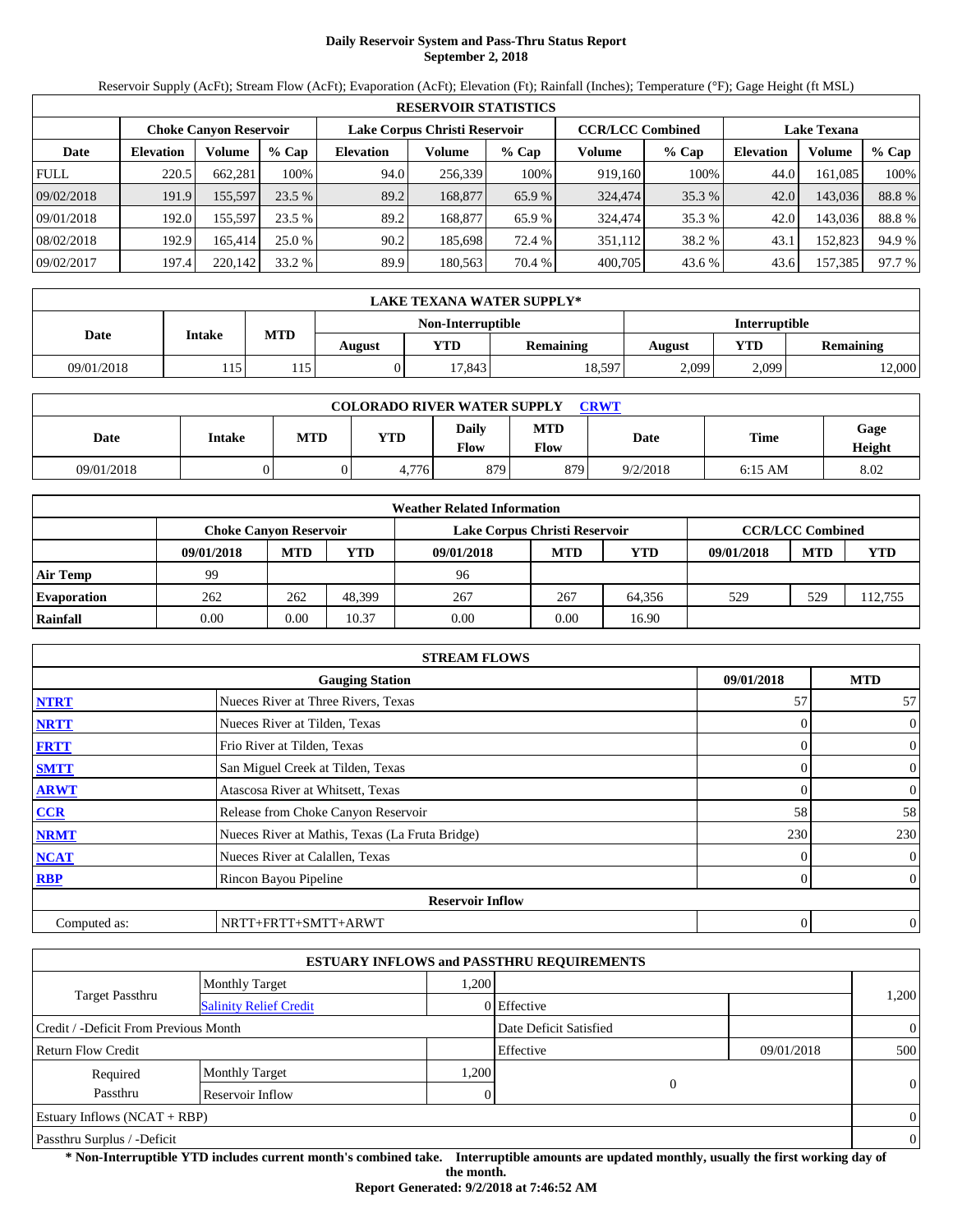# Daily Reservoir System and Pass-Thru Status Report
## September 2, 2018

Reservoir Supply (AcFt); Stream Flow (AcFt); Evaporation (AcFt); Elevation (Ft); Rainfall (Inches); Temperature (°F); Gage Height (ft MSL)

| RESERVOIR STATISTICS | | | | | | | | | | | |
|---|---|---|---|---|---|---|---|---|---|---|---|
| | Choke Canyon Reservoir | | | Lake Corpus Christi Reservoir | | | CCR/LCC Combined | | Lake Texana | | |
| Date | Elevation | Volume | % Cap | Elevation | Volume | % Cap | Volume | % Cap | Elevation | Volume | % Cap |
| FULL | 220.5 | 662,281 | 100% | 94.0 | 256,339 | 100% | 919,160 | 100% | 44.0 | 161,085 | 100% |
| 09/02/2018 | 191.9 | 155,597 | 23.5 % | 89.2 | 168,877 | 65.9 % | 324,474 | 35.3 % | 42.0 | 143,036 | 88.8 % |
| 09/01/2018 | 192.0 | 155,597 | 23.5 % | 89.2 | 168,877 | 65.9 % | 324,474 | 35.3 % | 42.0 | 143,036 | 88.8 % |
| 08/02/2018 | 192.9 | 165,414 | 25.0 % | 90.2 | 185,698 | 72.4 % | 351,112 | 38.2 % | 43.1 | 152,823 | 94.9 % |
| 09/02/2017 | 197.4 | 220,142 | 33.2 % | 89.9 | 180,563 | 70.4 % | 400,705 | 43.6 % | 43.6 | 157,385 | 97.7 % |

| LAKE TEXANA WATER SUPPLY* | | | | | | | | |
|---|---|---|---|---|---|---|---|---|
| Date | Intake | MTD | Non-Interruptible | | | Interruptible | | |
| | | | August | YTD | Remaining | August | YTD | Remaining |
| 09/01/2018 | 115 | 115 | 0 | 17,843 | 18,597 | 2,099 | 2,099 | 12,000 |

| COLORADO RIVER WATER SUPPLY CRWT | | | | | | | | |
|---|---|---|---|---|---|---|---|---|
| Date | Intake | MTD | YTD | Daily Flow | MTD Flow | Date | Time | Gage Height |
| 09/01/2018 | 0 | 0 | 4,776 | 879 | 879 | 9/2/2018 | 6:15 AM | 8.02 |

| Weather Related Information | | | | | | | | | |
|---|---|---|---|---|---|---|---|---|---|
| | Choke Canyon Reservoir | | | Lake Corpus Christi Reservoir | | | CCR/LCC Combined | | |
| | 09/01/2018 | MTD | YTD | 09/01/2018 | MTD | YTD | 09/01/2018 | MTD | YTD |
| Air Temp | 99 | | | 96 | | | | | |
| Evaporation | 262 | 262 | 48,399 | 267 | 267 | 64,356 | 529 | 529 | 112,755 |
| Rainfall | 0.00 | 0.00 | 10.37 | 0.00 | 0.00 | 16.90 | | | |

| STREAM FLOWS | | | |
|---|---|---|---|
| | Gauging Station | 09/01/2018 | MTD |
| NTRT | Nueces River at Three Rivers, Texas | 57 | 57 |
| NRTT | Nueces River at Tilden, Texas | 0 | 0 |
| FRTT | Frio River at Tilden, Texas | 0 | 0 |
| SMTT | San Miguel Creek at Tilden, Texas | 0 | 0 |
| ARWT | Atascosa River at Whitsett, Texas | 0 | 0 |
| CCR | Release from Choke Canyon Reservoir | 58 | 58 |
| NRMT | Nueces River at Mathis, Texas (La Fruta Bridge) | 230 | 230 |
| NCAT | Nueces River at Calallen, Texas | 0 | 0 |
| RBP | Rincon Bayou Pipeline | 0 | 0 |
| Reservoir Inflow | | | |
| Computed as: | NRTT+FRTT+SMTT+ARWT | 0 | 0 |

| ESTUARY INFLOWS and PASSTHRU REQUIREMENTS | | | | | |
|---|---|---|---|---|---|
| Target Passthru | Monthly Target | 1,200 | | | 1,200 |
| | Salinity Relief Credit | 0 | Effective | | |
| Credit / -Deficit From Previous Month | | | Date Deficit Satisfied | | 0 |
| Return Flow Credit | | | Effective | 09/01/2018 | 500 |
| Required Passthru | Monthly Target | 1,200 | 0 | | 0 |
| | Reservoir Inflow | 0 | | | |
| Estuary Inflows (NCAT + RBP) | | | | | 0 |
| Passthru Surplus / -Deficit | | | | | 0 |

**\* Non-Interruptible YTD includes current month's combined take. Interruptible amounts are updated monthly, usually the first working day of the month.**

**Report Generated: 9/2/2018 at 7:46:52 AM**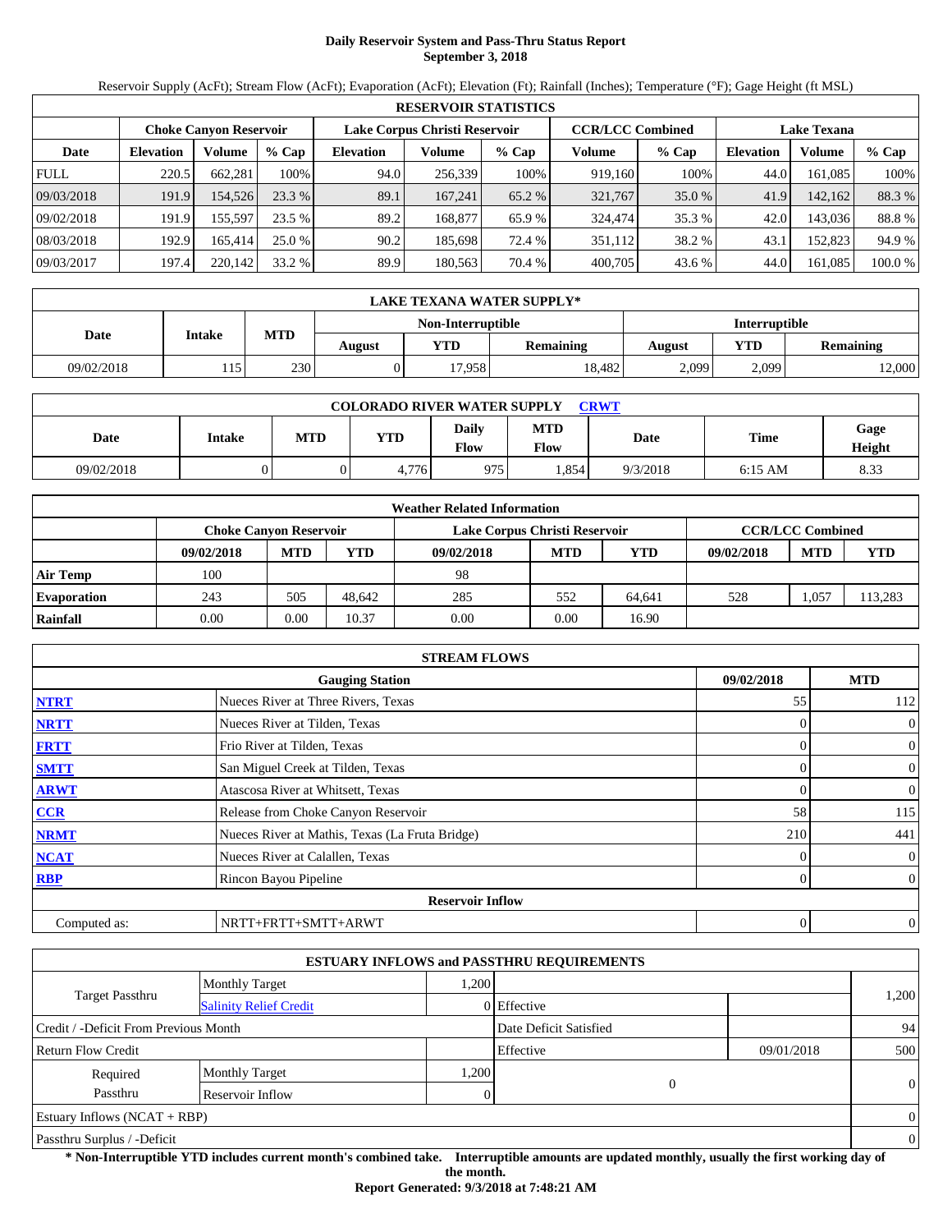# Daily Reservoir System and Pass-Thru Status Report
## September 3, 2018

Reservoir Supply (AcFt); Stream Flow (AcFt); Evaporation (AcFt); Elevation (Ft); Rainfall (Inches); Temperature (°F); Gage Height (ft MSL)

| RESERVOIR STATISTICS | | | | | | | | | | | |
|---|---|---|---|---|---|---|---|---|---|---|---|
| | Choke Canyon Reservoir | | | Lake Corpus Christi Reservoir | | | CCR/LCC Combined | | Lake Texana | | |
| Date | Elevation | Volume | % Cap | Elevation | Volume | % Cap | Volume | % Cap | Elevation | Volume | % Cap |
| FULL | 220.5 | 662,281 | 100% | 94.0 | 256,339 | 100% | 919,160 | 100% | 44.0 | 161,085 | 100% |
| 09/03/2018 | 191.9 | 154,526 | 23.3 % | 89.1 | 167,241 | 65.2 % | 321,767 | 35.0 % | 41.9 | 142,162 | 88.3 % |
| 09/02/2018 | 191.9 | 155,597 | 23.5 % | 89.2 | 168,877 | 65.9 % | 324,474 | 35.3 % | 42.0 | 143,036 | 88.8 % |
| 08/03/2018 | 192.9 | 165,414 | 25.0 % | 90.2 | 185,698 | 72.4 % | 351,112 | 38.2 % | 43.1 | 152,823 | 94.9 % |
| 09/03/2017 | 197.4 | 220,142 | 33.2 % | 89.9 | 180,563 | 70.4 % | 400,705 | 43.6 % | 44.0 | 161,085 | 100.0 % |

| LAKE TEXANA WATER SUPPLY* | | | | | | | | |
|---|---|---|---|---|---|---|---|---|
| Date | Intake | MTD | Non-Interruptible | | | Interruptible | | |
| | | | August | YTD | Remaining | August | YTD | Remaining |
| 09/02/2018 | 115 | 230 | 0 | 17,958 | 18,482 | 2,099 | 2,099 | 12,000 |

| COLORADO RIVER WATER SUPPLY CRWT | | | | | | | | |
|---|---|---|---|---|---|---|---|---|
| Date | Intake | MTD | YTD | Daily Flow | MTD Flow | Date | Time | Gage Height |
| 09/02/2018 | 0 | 0 | 4,776 | 975 | 1,854 | 9/3/2018 | 6:15 AM | 8.33 |

| Weather Related Information | | | | | | | | | |
|---|---|---|---|---|---|---|---|---|---|
| | Choke Canyon Reservoir | | | Lake Corpus Christi Reservoir | | | CCR/LCC Combined | | |
| | 09/02/2018 | MTD | YTD | 09/02/2018 | MTD | YTD | 09/02/2018 | MTD | YTD |
| Air Temp | 100 | | | 98 | | | | | |
| Evaporation | 243 | 505 | 48,642 | 285 | 552 | 64,641 | 528 | 1,057 | 113,283 |
| Rainfall | 0.00 | 0.00 | 10.37 | 0.00 | 0.00 | 16.90 | | | |

| STREAM FLOWS | | | |
|---|---|---|---|
| | Gauging Station | 09/02/2018 | MTD |
| NTRT | Nueces River at Three Rivers, Texas | 55 | 112 |
| NRTT | Nueces River at Tilden, Texas | 0 | 0 |
| FRTT | Frio River at Tilden, Texas | 0 | 0 |
| SMTT | San Miguel Creek at Tilden, Texas | 0 | 0 |
| ARWT | Atascosa River at Whitsett, Texas | 0 | 0 |
| CCR | Release from Choke Canyon Reservoir | 58 | 115 |
| NRMT | Nueces River at Mathis, Texas (La Fruta Bridge) | 210 | 441 |
| NCAT | Nueces River at Calallen, Texas | 0 | 0 |
| RBP | Rincon Bayou Pipeline | 0 | 0 |
| | Reservoir Inflow | | |
| Computed as: | NRTT+FRTT+SMTT+ARWT | 0 | 0 |

| ESTUARY INFLOWS and PASSTHRU REQUIREMENTS | | | | | |
|---|---|---|---|---|---|
| Target Passthru | Monthly Target | 1,200 | | | 1,200 |
| | Salinity Relief Credit | 0 | Effective | | |
| Credit / -Deficit From Previous Month | | | Date Deficit Satisfied | | 94 |
| Return Flow Credit | | | Effective | 09/01/2018 | 500 |
| Required Passthru | Monthly Target | 1,200 | 0 | | 0 |
| | Reservoir Inflow | 0 | | | |
| Estuary Inflows (NCAT + RBP) | | | | | 0 |
| Passthru Surplus / -Deficit | | | | | 0 |

**\* Non-Interruptible YTD includes current month's combined take. Interruptible amounts are updated monthly, usually the first working day of the month.**

**Report Generated: 9/3/2018 at 7:48:21 AM**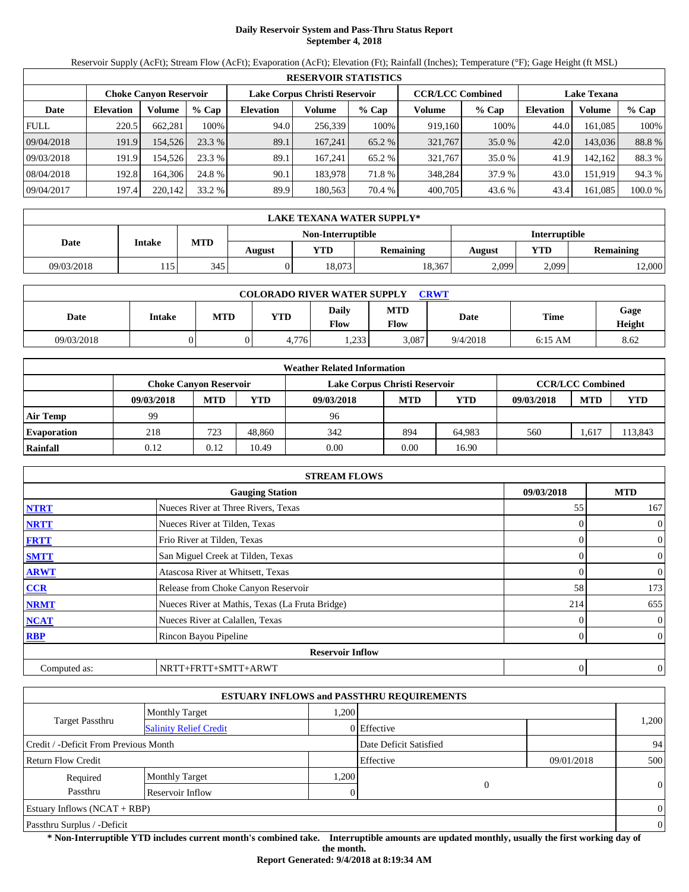# Daily Reservoir System and Pass-Thru Status Report
## September 4, 2018

Reservoir Supply (AcFt); Stream Flow (AcFt); Evaporation (AcFt); Elevation (Ft); Rainfall (Inches); Temperature (°F); Gage Height (ft MSL)

| RESERVOIR STATISTICS | | | | | | | | | | | |
|---|---|---|---|---|---|---|---|---|---|---|---|
| | Choke Canyon Reservoir | | | Lake Corpus Christi Reservoir | | | CCR/LCC Combined | | Lake Texana | | |
| Date | Elevation | Volume | % Cap | Elevation | Volume | % Cap | Volume | % Cap | Elevation | Volume | % Cap |
| FULL | 220.5 | 662,281 | 100% | 94.0 | 256,339 | 100% | 919,160 | 100% | 44.0 | 161,085 | 100% |
| 09/04/2018 | 191.9 | 154,526 | 23.3 % | 89.1 | 167,241 | 65.2 % | 321,767 | 35.0 % | 42.0 | 143,036 | 88.8 % |
| 09/03/2018 | 191.9 | 154,526 | 23.3 % | 89.1 | 167,241 | 65.2 % | 321,767 | 35.0 % | 41.9 | 142,162 | 88.3 % |
| 08/04/2018 | 192.8 | 164,306 | 24.8 % | 90.1 | 183,978 | 71.8 % | 348,284 | 37.9 % | 43.0 | 151,919 | 94.3 % |
| 09/04/2017 | 197.4 | 220,142 | 33.2 % | 89.9 | 180,563 | 70.4 % | 400,705 | 43.6 % | 43.4 | 161,085 | 100.0 % |

| LAKE TEXANA WATER SUPPLY* | | | | | | | | |
|---|---|---|---|---|---|---|---|---|
| Date | Intake | MTD | Non-Interruptible | | | Interruptible | | |
| | | | August | YTD | Remaining | August | YTD | Remaining |
| 09/03/2018 | 115 | 345 | 0 | 18,073 | 18,367 | 2,099 | 2,099 | 12,000 |

| COLORADO RIVER WATER SUPPLY CRWT | | | | | | | | |
|---|---|---|---|---|---|---|---|---|
| Date | Intake | MTD | YTD | Daily Flow | MTD Flow | Date | Time | Gage Height |
| 09/03/2018 | 0 | 0 | 4,776 | 1,233 | 3,087 | 9/4/2018 | 6:15 AM | 8.62 |

| Weather Related Information | | | | | | | | | |
|---|---|---|---|---|---|---|---|---|---|
| | Choke Canyon Reservoir | | | Lake Corpus Christi Reservoir | | | CCR/LCC Combined | | |
| | 09/03/2018 | MTD | YTD | 09/03/2018 | MTD | YTD | 09/03/2018 | MTD | YTD |
| Air Temp | 99 | | | 96 | | | | | |
| Evaporation | 218 | 723 | 48,860 | 342 | 894 | 64,983 | 560 | 1,617 | 113,843 |
| Rainfall | 0.12 | 0.12 | 10.49 | 0.00 | 0.00 | 16.90 | | | |

| STREAM FLOWS | | | |
|---|---|---|---|
| | Gauging Station | 09/03/2018 | MTD |
| NTRT | Nueces River at Three Rivers, Texas | 55 | 167 |
| NRTT | Nueces River at Tilden, Texas | 0 | 0 |
| FRTT | Frio River at Tilden, Texas | 0 | 0 |
| SMTT | San Miguel Creek at Tilden, Texas | 0 | 0 |
| ARWT | Atascosa River at Whitsett, Texas | 0 | 0 |
| CCR | Release from Choke Canyon Reservoir | 58 | 173 |
| NRMT | Nueces River at Mathis, Texas (La Fruta Bridge) | 214 | 655 |
| NCAT | Nueces River at Calallen, Texas | 0 | 0 |
| RBP | Rincon Bayou Pipeline | 0 | 0 |
| | Reservoir Inflow | | |
| Computed as: | NRTT+FRTT+SMTT+ARWT | 0 | 0 |

| ESTUARY INFLOWS and PASSTHRU REQUIREMENTS | | | | | |
|---|---|---|---|---|---|
| Target Passthru | Monthly Target | 1,200 | | | 1,200 |
| | Salinity Relief Credit | 0 | Effective | | |
| Credit / -Deficit From Previous Month | | | Date Deficit Satisfied | | 94 |
| Return Flow Credit | | | Effective | 09/01/2018 | 500 |
| Required Passthru | Monthly Target | 1,200 | 0 | | 0 |
| | Reservoir Inflow | 0 | | | |
| Estuary Inflows (NCAT + RBP) | | | | | 0 |
| Passthru Surplus / -Deficit | | | | | 0 |

**\* Non-Interruptible YTD includes current month's combined take. Interruptible amounts are updated monthly, usually the first working day of the month.**

**Report Generated: 9/4/2018 at 8:19:34 AM**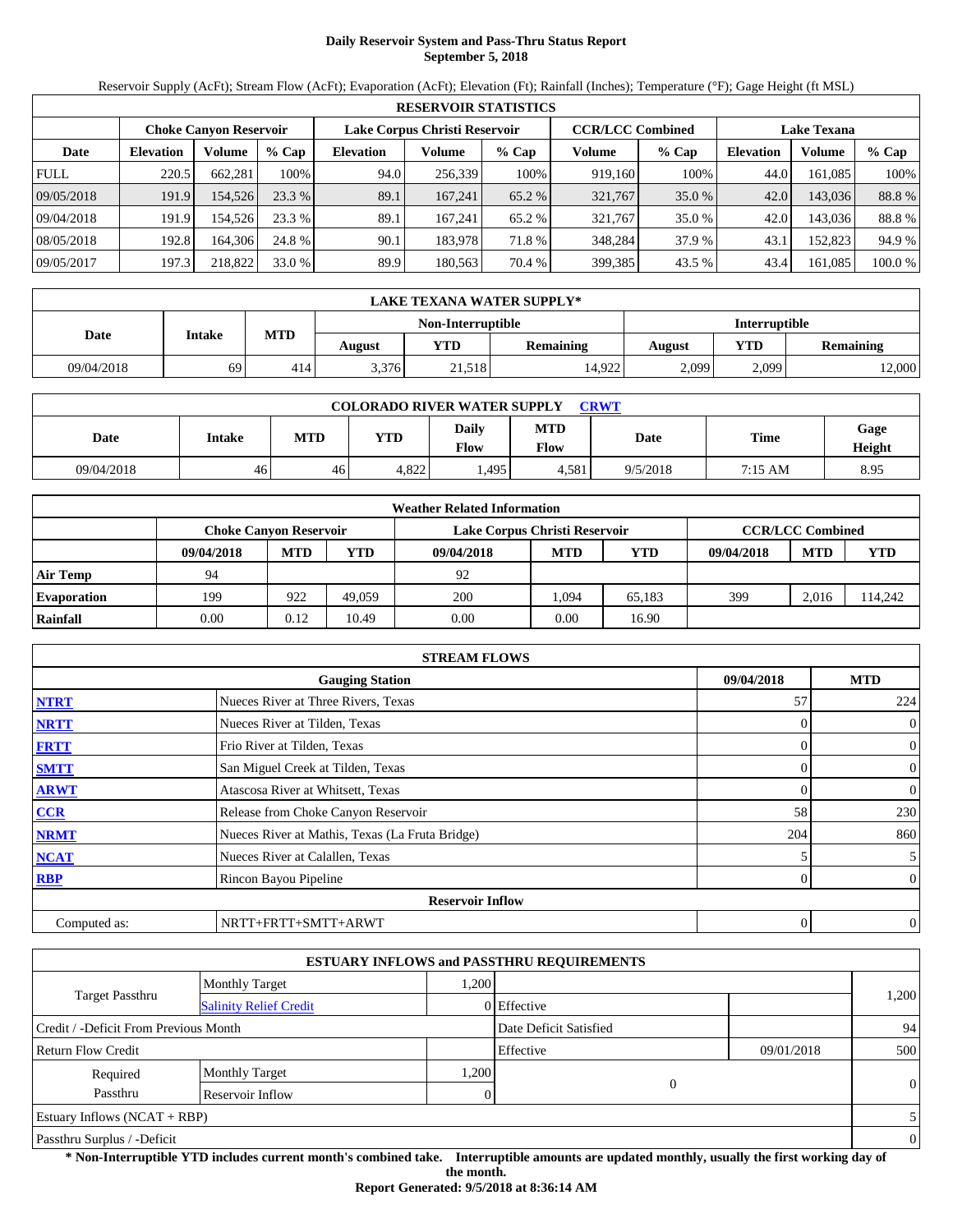# Daily Reservoir System and Pass-Thru Status Report
## September 5, 2018

Reservoir Supply (AcFt); Stream Flow (AcFt); Evaporation (AcFt); Elevation (Ft); Rainfall (Inches); Temperature (°F); Gage Height (ft MSL)

| RESERVOIR STATISTICS | | | | | | | | | | | |
|---|---|---|---|---|---|---|---|---|---|---|---|
| | Choke Canyon Reservoir | | | Lake Corpus Christi Reservoir | | | CCR/LCC Combined | | Lake Texana | | |
| Date | Elevation | Volume | % Cap | Elevation | Volume | % Cap | Volume | % Cap | Elevation | Volume | % Cap |
| FULL | 220.5 | 662,281 | 100% | 94.0 | 256,339 | 100% | 919,160 | 100% | 44.0 | 161,085 | 100% |
| 09/05/2018 | 191.9 | 154,526 | 23.3 % | 89.1 | 167,241 | 65.2 % | 321,767 | 35.0 % | 42.0 | 143,036 | 88.8 % |
| 09/04/2018 | 191.9 | 154,526 | 23.3 % | 89.1 | 167,241 | 65.2 % | 321,767 | 35.0 % | 42.0 | 143,036 | 88.8 % |
| 08/05/2018 | 192.8 | 164,306 | 24.8 % | 90.1 | 183,978 | 71.8 % | 348,284 | 37.9 % | 43.1 | 152,823 | 94.9 % |
| 09/05/2017 | 197.3 | 218,822 | 33.0 % | 89.9 | 180,563 | 70.4 % | 399,385 | 43.5 % | 43.4 | 161,085 | 100.0 % |

| LAKE TEXANA WATER SUPPLY* | | | | | | | | |
|---|---|---|---|---|---|---|---|---|
| Date | Intake | MTD | Non-Interruptible | | | Interruptible | | |
| | | | August | YTD | Remaining | August | YTD | Remaining |
| 09/04/2018 | 69 | 414 | 3,376 | 21,518 | 14,922 | 2,099 | 2,099 | 12,000 |

| COLORADO RIVER WATER SUPPLY CRWT | | | | | | | | |
|---|---|---|---|---|---|---|---|---|
| Date | Intake | MTD | YTD | Daily Flow | MTD Flow | Date | Time | Gage Height |
| 09/04/2018 | 46 | 46 | 4,822 | 1,495 | 4,581 | 9/5/2018 | 7:15 AM | 8.95 |

| Weather Related Information | | | | | | | | | |
|---|---|---|---|---|---|---|---|---|---|
| | Choke Canyon Reservoir | | | Lake Corpus Christi Reservoir | | | CCR/LCC Combined | | |
| | 09/04/2018 | MTD | YTD | 09/04/2018 | MTD | YTD | 09/04/2018 | MTD | YTD |
| Air Temp | 94 | | | 92 | | | | | |
| Evaporation | 199 | 922 | 49,059 | 200 | 1,094 | 65,183 | 399 | 2,016 | 114,242 |
| Rainfall | 0.00 | 0.12 | 10.49 | 0.00 | 0.00 | 16.90 | | | |

| STREAM FLOWS | | | |
|---|---|---|---|
| | Gauging Station | 09/04/2018 | MTD |
| NTRT | Nueces River at Three Rivers, Texas | 57 | 224 |
| NRTT | Nueces River at Tilden, Texas | 0 | 0 |
| FRTT | Frio River at Tilden, Texas | 0 | 0 |
| SMTT | San Miguel Creek at Tilden, Texas | 0 | 0 |
| ARWT | Atascosa River at Whitsett, Texas | 0 | 0 |
| CCR | Release from Choke Canyon Reservoir | 58 | 230 |
| NRMT | Nueces River at Mathis, Texas (La Fruta Bridge) | 204 | 860 |
| NCAT | Nueces River at Calallen, Texas | 5 | 5 |
| RBP | Rincon Bayou Pipeline | 0 | 0 |
| | Reservoir Inflow | | |
| Computed as: | NRTT+FRTT+SMTT+ARWT | 0 | 0 |

| ESTUARY INFLOWS and PASSTHRU REQUIREMENTS | | | | | |
|---|---|---|---|---|---|
| Target Passthru | Monthly Target | 1,200 | | | 1,200 |
| | Salinity Relief Credit | 0 | Effective | | |
| Credit / -Deficit From Previous Month | | | Date Deficit Satisfied | | 94 |
| Return Flow Credit | | | Effective | 09/01/2018 | 500 |
| Required Passthru | Monthly Target | 1,200 | 0 | | 0 |
| | Reservoir Inflow | 0 | | | |
| Estuary Inflows (NCAT + RBP) | | | | | 5 |
| Passthru Surplus / -Deficit | | | | | 0 |

**\* Non-Interruptible YTD includes current month's combined take. Interruptible amounts are updated monthly, usually the first working day of the month.**

**Report Generated: 9/5/2018 at 8:36:14 AM**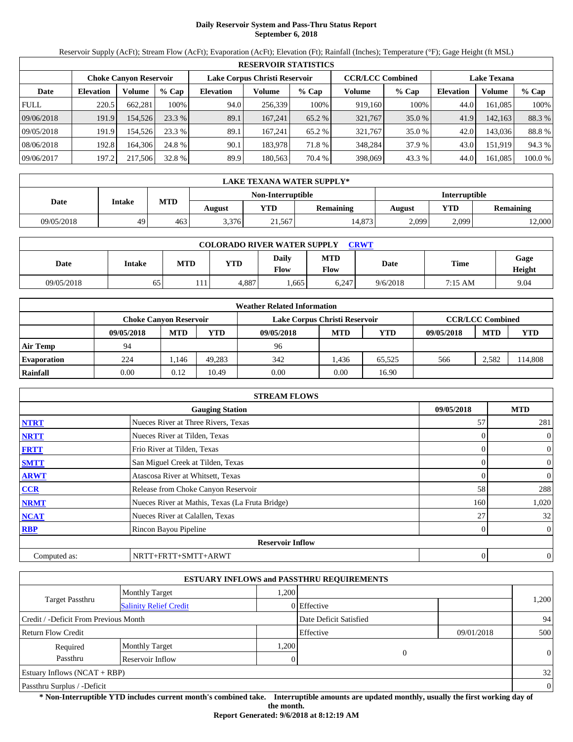# Daily Reservoir System and Pass-Thru Status Report
## September 6, 2018

Reservoir Supply (AcFt); Stream Flow (AcFt); Evaporation (AcFt); Elevation (Ft); Rainfall (Inches); Temperature (°F); Gage Height (ft MSL)

| RESERVOIR STATISTICS | | | | | | | | | | | |
|---|---|---|---|---|---|---|---|---|---|---|---|
| | Choke Canyon Reservoir | | | Lake Corpus Christi Reservoir | | | CCR/LCC Combined | | Lake Texana | | |
| Date | Elevation | Volume | % Cap | Elevation | Volume | % Cap | Volume | % Cap | Elevation | Volume | % Cap |
| FULL | 220.5 | 662,281 | 100% | 94.0 | 256,339 | 100% | 919,160 | 100% | 44.0 | 161,085 | 100% |
| 09/06/2018 | 191.9 | 154,526 | 23.3 % | 89.1 | 167,241 | 65.2 % | 321,767 | 35.0 % | 41.9 | 142,163 | 88.3 % |
| 09/05/2018 | 191.9 | 154,526 | 23.3 % | 89.1 | 167,241 | 65.2 % | 321,767 | 35.0 % | 42.0 | 143,036 | 88.8 % |
| 08/06/2018 | 192.8 | 164,306 | 24.8 % | 90.1 | 183,978 | 71.8 % | 348,284 | 37.9 % | 43.0 | 151,919 | 94.3 % |
| 09/06/2017 | 197.2 | 217,506 | 32.8 % | 89.9 | 180,563 | 70.4 % | 398,069 | 43.3 % | 44.0 | 161,085 | 100.0 % |

| LAKE TEXANA WATER SUPPLY* | | | | | | | | |
|---|---|---|---|---|---|---|---|---|
| Date | Intake | MTD | Non-Interruptible | | | Interruptible | | |
| | | | August | YTD | Remaining | August | YTD | Remaining |
| 09/05/2018 | 49 | 463 | 3,376 | 21,567 | 14,873 | 2,099 | 2,099 | 12,000 |

| COLORADO RIVER WATER SUPPLY CRWT | | | | | | | | |
|---|---|---|---|---|---|---|---|---|
| Date | Intake | MTD | YTD | Daily Flow | MTD Flow | Date | Time | Gage Height |
| 09/05/2018 | 65 | 111 | 4,887 | 1,665 | 6,247 | 9/6/2018 | 7:15 AM | 9.04 |

| Weather Related Information | | | | | | | | | |
|---|---|---|---|---|---|---|---|---|---|
| | Choke Canyon Reservoir | | | Lake Corpus Christi Reservoir | | | CCR/LCC Combined | | |
| | 09/05/2018 | MTD | YTD | 09/05/2018 | MTD | YTD | 09/05/2018 | MTD | YTD |
| Air Temp | 94 | | | 96 | | | | | |
| Evaporation | 224 | 1,146 | 49,283 | 342 | 1,436 | 65,525 | 566 | 2,582 | 114,808 |
| Rainfall | 0.00 | 0.12 | 10.49 | 0.00 | 0.00 | 16.90 | | | |

| STREAM FLOWS | | | |
|---|---|---|---|
| | Gauging Station | 09/05/2018 | MTD |
| NTRT | Nueces River at Three Rivers, Texas | 57 | 281 |
| NRTT | Nueces River at Tilden, Texas | 0 | 0 |
| FRTT | Frio River at Tilden, Texas | 0 | 0 |
| SMTT | San Miguel Creek at Tilden, Texas | 0 | 0 |
| ARWT | Atascosa River at Whitsett, Texas | 0 | 0 |
| CCR | Release from Choke Canyon Reservoir | 58 | 288 |
| NRMT | Nueces River at Mathis, Texas (La Fruta Bridge) | 160 | 1,020 |
| NCAT | Nueces River at Calallen, Texas | 27 | 32 |
| RBP | Rincon Bayou Pipeline | 0 | 0 |
| | Reservoir Inflow | | |
| Computed as: | NRTT+FRTT+SMTT+ARWT | 0 | 0 |

| ESTUARY INFLOWS and PASSTHRU REQUIREMENTS | | | | | |
|---|---|---|---|---|---|
| Target Passthru | Monthly Target | 1,200 | | | 1,200 |
| | Salinity Relief Credit | 0 | Effective | | |
| Credit / -Deficit From Previous Month | | | Date Deficit Satisfied | | 94 |
| Return Flow Credit | | | Effective | 09/01/2018 | 500 |
| Required Passthru | Monthly Target | 1,200 | 0 | | 0 |
| | Reservoir Inflow | 0 | | | |
| Estuary Inflows (NCAT + RBP) | | | | | 32 |
| Passthru Surplus / -Deficit | | | | | 0 |

**\* Non-Interruptible YTD includes current month's combined take. Interruptible amounts are updated monthly, usually the first working day of the month.**

**Report Generated: 9/6/2018 at 8:12:19 AM**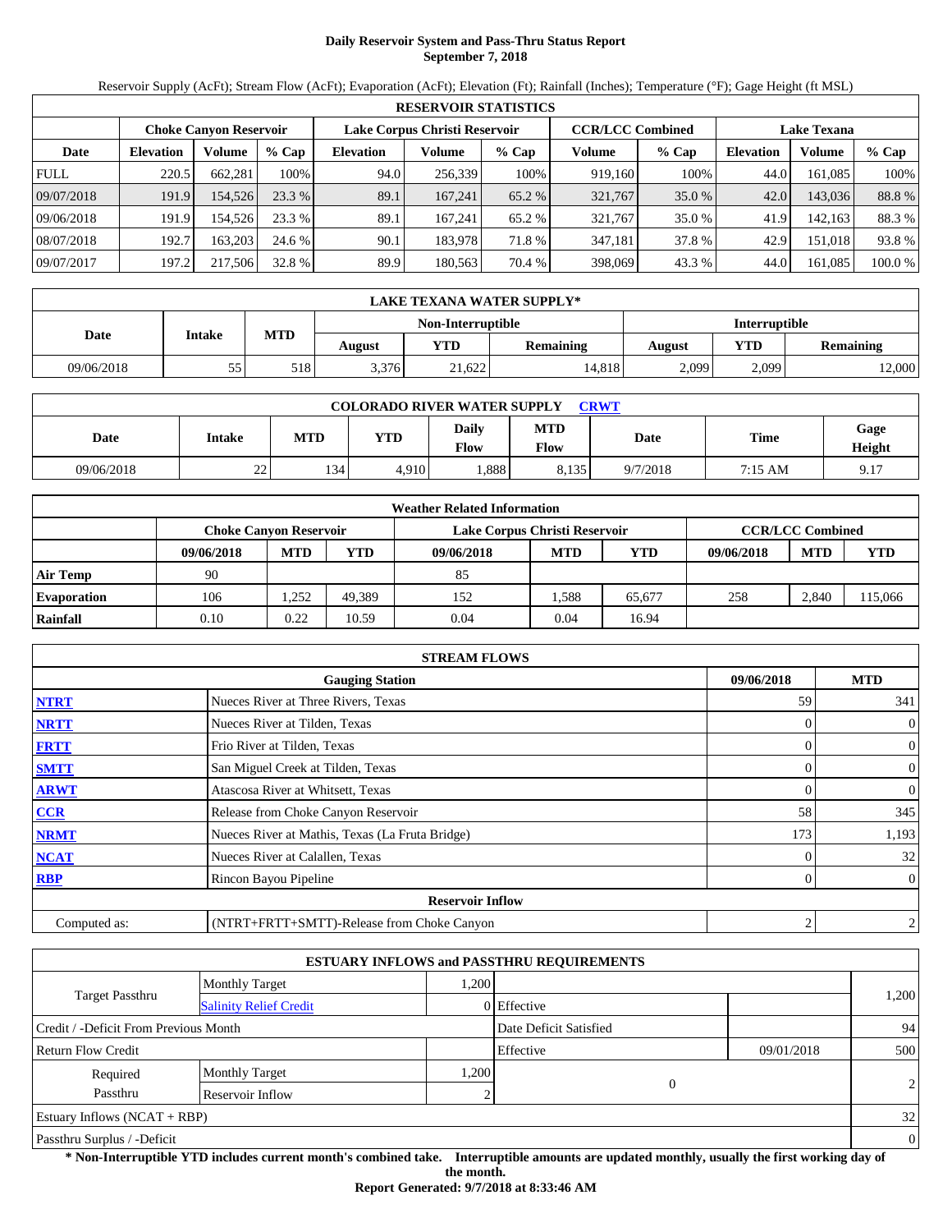# Daily Reservoir System and Pass-Thru Status Report
**September 7, 2018**

Reservoir Supply (AcFt); Stream Flow (AcFt); Evaporation (AcFt); Elevation (Ft); Rainfall (Inches); Temperature (°F); Gage Height (ft MSL)

| RESERVOIR STATISTICS | | | | | | | | | | | |
|---|---|---|---|---|---|---|---|---|---|---|---|
| | Choke Canyon Reservoir | | | Lake Corpus Christi Reservoir | | | CCR/LCC Combined | | Lake Texana | | |
| Date | Elevation | Volume | % Cap | Elevation | Volume | % Cap | Volume | % Cap | Elevation | Volume | % Cap |
| FULL | 220.5 | 662,281 | 100% | 94.0 | 256,339 | 100% | 919,160 | 100% | 44.0 | 161,085 | 100% |
| 09/07/2018 | 191.9 | 154,526 | 23.3 % | 89.1 | 167,241 | 65.2 % | 321,767 | 35.0 % | 42.0 | 143,036 | 88.8 % |
| 09/06/2018 | 191.9 | 154,526 | 23.3 % | 89.1 | 167,241 | 65.2 % | 321,767 | 35.0 % | 41.9 | 142,163 | 88.3 % |
| 08/07/2018 | 192.7 | 163,203 | 24.6 % | 90.1 | 183,978 | 71.8 % | 347,181 | 37.8 % | 42.9 | 151,018 | 93.8 % |
| 09/07/2017 | 197.2 | 217,506 | 32.8 % | 89.9 | 180,563 | 70.4 % | 398,069 | 43.3 % | 44.0 | 161,085 | 100.0 % |

| LAKE TEXANA WATER SUPPLY* | | | | | | | | |
|---|---|---|---|---|---|---|---|---|
| Date | Intake | MTD | Non-Interruptible | | | Interruptible | | |
| | | | August | YTD | Remaining | August | YTD | Remaining |
| 09/06/2018 | 55 | 518 | 3,376 | 21,622 | 14,818 | 2,099 | 2,099 | 12,000 |

| COLORADO RIVER WATER SUPPLY CRWT | | | | | | | | |
|---|---|---|---|---|---|---|---|---|
| Date | Intake | MTD | YTD | Daily Flow | MTD Flow | Date | Time | Gage Height |
| 09/06/2018 | 22 | 134 | 4,910 | 1,888 | 8,135 | 9/7/2018 | 7:15 AM | 9.17 |

| Weather Related Information | | | | | | | | | |
|---|---|---|---|---|---|---|---|---|---|
| | Choke Canyon Reservoir | | | Lake Corpus Christi Reservoir | | | CCR/LCC Combined | | |
| | 09/06/2018 | MTD | YTD | 09/06/2018 | MTD | YTD | 09/06/2018 | MTD | YTD |
| Air Temp | 90 | | | 85 | | | | | |
| Evaporation | 106 | 1,252 | 49,389 | 152 | 1,588 | 65,677 | 258 | 2,840 | 115,066 |
| Rainfall | 0.10 | 0.22 | 10.59 | 0.04 | 0.04 | 16.94 | | | |

| STREAM FLOWS | | | |
|---|---|---|---|
| | Gauging Station | 09/06/2018 | MTD |
| NTRT | Nueces River at Three Rivers, Texas | 59 | 341 |
| NRTT | Nueces River at Tilden, Texas | 0 | 0 |
| FRTT | Frio River at Tilden, Texas | 0 | 0 |
| SMTT | San Miguel Creek at Tilden, Texas | 0 | 0 |
| ARWT | Atascosa River at Whitsett, Texas | 0 | 0 |
| CCR | Release from Choke Canyon Reservoir | 58 | 345 |
| NRMT | Nueces River at Mathis, Texas (La Fruta Bridge) | 173 | 1,193 |
| NCAT | Nueces River at Calallen, Texas | 0 | 32 |
| RBP | Rincon Bayou Pipeline | 0 | 0 |
| | **Reservoir Inflow** | | |
| Computed as: | (NTRT+FRTT+SMTT)-Release from Choke Canyon | 2 | 2 |

| ESTUARY INFLOWS and PASSTHRU REQUIREMENTS | | | | | |
|---|---|---|---|---|---|
| Target Passthru | Monthly Target | 1,200 | | | 1,200 |
| | Salinity Relief Credit | 0 | Effective | | |
| Credit / -Deficit From Previous Month | | | Date Deficit Satisfied | | 94 |
| Return Flow Credit | | | Effective | 09/01/2018 | 500 |
| Required Passthru | Monthly Target | 1,200 | 0 | | 2 |
| | Reservoir Inflow | 2 | | | |
| Estuary Inflows (NCAT + RBP) | | | | | 32 |
| Passthru Surplus / -Deficit | | | | | 0 |

**\* Non-Interruptible YTD includes current month's combined take. Interruptible amounts are updated monthly, usually the first working day of the month.**

**Report Generated: 9/7/2018 at 8:33:46 AM**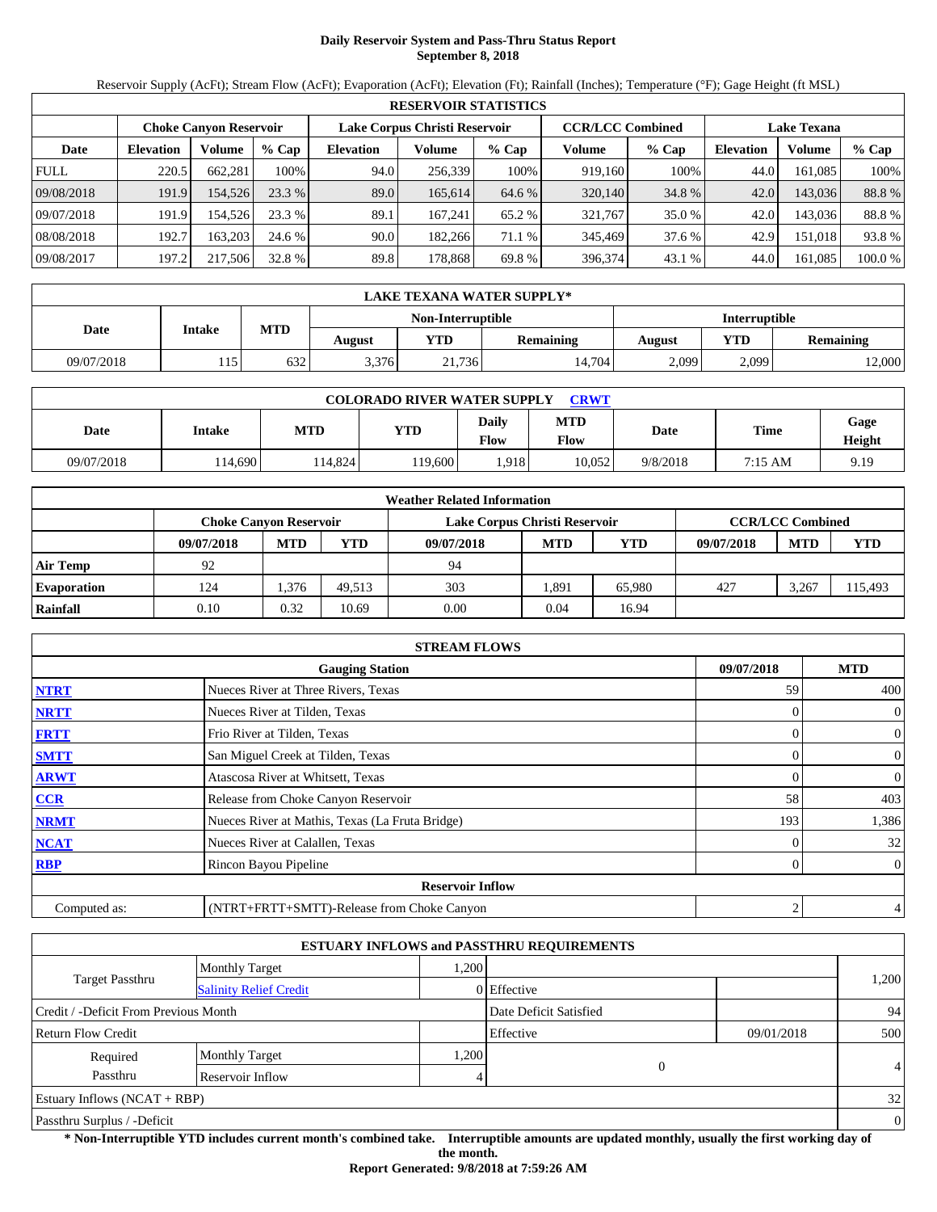# Daily Reservoir System and Pass-Thru Status Report
**September 8, 2018**

Reservoir Supply (AcFt); Stream Flow (AcFt); Evaporation (AcFt); Elevation (Ft); Rainfall (Inches); Temperature (°F); Gage Height (ft MSL)

| RESERVOIR STATISTICS | | | | | | | | | | | |
|---|---|---|---|---|---|---|---|---|---|---|---|
| | Choke Canyon Reservoir | | | Lake Corpus Christi Reservoir | | | CCR/LCC Combined | | Lake Texana | | |
| Date | Elevation | Volume | % Cap | Elevation | Volume | % Cap | Volume | % Cap | Elevation | Volume | % Cap |
| FULL | 220.5 | 662,281 | 100% | 94.0 | 256,339 | 100% | 919,160 | 100% | 44.0 | 161,085 | 100% |
| 09/08/2018 | 191.9 | 154,526 | 23.3 % | 89.0 | 165,614 | 64.6 % | 320,140 | 34.8 % | 42.0 | 143,036 | 88.8 % |
| 09/07/2018 | 191.9 | 154,526 | 23.3 % | 89.1 | 167,241 | 65.2 % | 321,767 | 35.0 % | 42.0 | 143,036 | 88.8 % |
| 08/08/2018 | 192.7 | 163,203 | 24.6 % | 90.0 | 182,266 | 71.1 % | 345,469 | 37.6 % | 42.9 | 151,018 | 93.8 % |
| 09/08/2017 | 197.2 | 217,506 | 32.8 % | 89.8 | 178,868 | 69.8 % | 396,374 | 43.1 % | 44.0 | 161,085 | 100.0 % |

| LAKE TEXANA WATER SUPPLY* | | | | | | | | |
|---|---|---|---|---|---|---|---|---|
| Date | Intake | MTD | Non-Interruptible | | | Interruptible | | |
| | | | August | YTD | Remaining | August | YTD | Remaining |
| 09/07/2018 | 115 | 632 | 3,376 | 21,736 | 14,704 | 2,099 | 2,099 | 12,000 |

| COLORADO RIVER WATER SUPPLY CRWT | | | | | | | | |
|---|---|---|---|---|---|---|---|---|
| Date | Intake | MTD | YTD | Daily Flow | MTD Flow | Date | Time | Gage Height |
| 09/07/2018 | 114,690 | 114,824 | 119,600 | 1,918 | 10,052 | 9/8/2018 | 7:15 AM | 9.19 |

| Weather Related Information | | | | | | | | | |
|---|---|---|---|---|---|---|---|---|---|
| | Choke Canyon Reservoir | | | Lake Corpus Christi Reservoir | | | CCR/LCC Combined | | |
| | 09/07/2018 | MTD | YTD | 09/07/2018 | MTD | YTD | 09/07/2018 | MTD | YTD |
| Air Temp | 92 | | | 94 | | | | | |
| Evaporation | 124 | 1,376 | 49,513 | 303 | 1,891 | 65,980 | 427 | 3,267 | 115,493 |
| Rainfall | 0.10 | 0.32 | 10.69 | 0.00 | 0.04 | 16.94 | | | |

| STREAM FLOWS | | | |
|---|---|---|---|
| | Gauging Station | 09/07/2018 | MTD |
| NTRT | Nueces River at Three Rivers, Texas | 59 | 400 |
| NRTT | Nueces River at Tilden, Texas | 0 | 0 |
| FRTT | Frio River at Tilden, Texas | 0 | 0 |
| SMTT | San Miguel Creek at Tilden, Texas | 0 | 0 |
| ARWT | Atascosa River at Whitsett, Texas | 0 | 0 |
| CCR | Release from Choke Canyon Reservoir | 58 | 403 |
| NRMT | Nueces River at Mathis, Texas (La Fruta Bridge) | 193 | 1,386 |
| NCAT | Nueces River at Calallen, Texas | 0 | 32 |
| RBP | Rincon Bayou Pipeline | 0 | 0 |
| | **Reservoir Inflow** | | |
| Computed as: | (NTRT+FRTT+SMTT)-Release from Choke Canyon | 2 | 4 |

| ESTUARY INFLOWS and PASSTHRU REQUIREMENTS | | | | | |
|---|---|---|---|---|---|
| Target Passthru | Monthly Target | 1,200 | | | 1,200 |
| | Salinity Relief Credit | 0 | Effective | | |
| Credit / -Deficit From Previous Month | | | Date Deficit Satisfied | | 94 |
| Return Flow Credit | | | Effective | 09/01/2018 | 500 |
| Required Passthru | Monthly Target | 1,200 | 0 | | 4 |
| | Reservoir Inflow | 4 | | | |
| Estuary Inflows (NCAT + RBP) | | | | | 32 |
| Passthru Surplus / -Deficit | | | | | 0 |

**\* Non-Interruptible YTD includes current month's combined take. Interruptible amounts are updated monthly, usually the first working day of the month.**

**Report Generated: 9/8/2018 at 7:59:26 AM**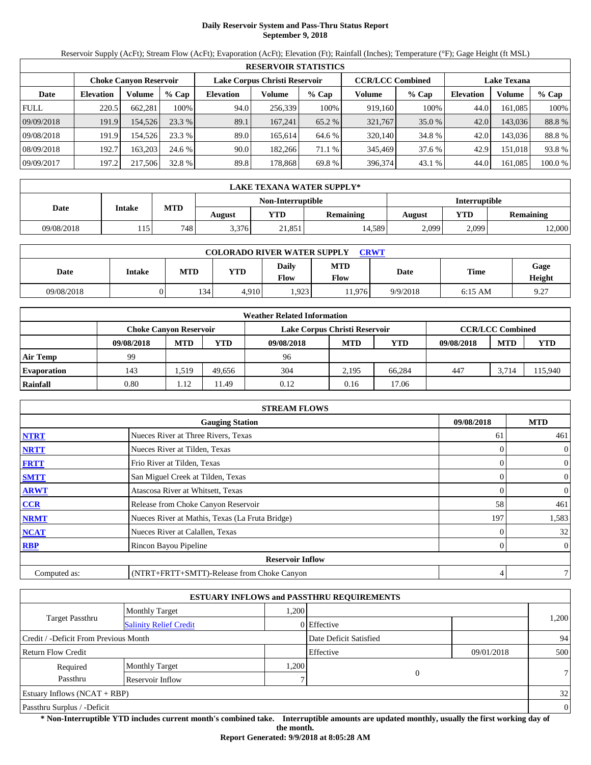# Daily Reservoir System and Pass-Thru Status Report
## September 9, 2018

Reservoir Supply (AcFt); Stream Flow (AcFt); Evaporation (AcFt); Elevation (Ft); Rainfall (Inches); Temperature (°F); Gage Height (ft MSL)

| RESERVOIR STATISTICS | | | | | | | | | | | |
|---|---|---|---|---|---|---|---|---|---|---|---|
| | Choke Canyon Reservoir | | | Lake Corpus Christi Reservoir | | | CCR/LCC Combined | | Lake Texana | | |
| Date | Elevation | Volume | % Cap | Elevation | Volume | % Cap | Volume | % Cap | Elevation | Volume | % Cap |
| FULL | 220.5 | 662,281 | 100% | 94.0 | 256,339 | 100% | 919,160 | 100% | 44.0 | 161,085 | 100% |
| 09/09/2018 | 191.9 | 154,526 | 23.3 % | 89.1 | 167,241 | 65.2 % | 321,767 | 35.0 % | 42.0 | 143,036 | 88.8 % |
| 09/08/2018 | 191.9 | 154,526 | 23.3 % | 89.0 | 165,614 | 64.6 % | 320,140 | 34.8 % | 42.0 | 143,036 | 88.8 % |
| 08/09/2018 | 192.7 | 163,203 | 24.6 % | 90.0 | 182,266 | 71.1 % | 345,469 | 37.6 % | 42.9 | 151,018 | 93.8 % |
| 09/09/2017 | 197.2 | 217,506 | 32.8 % | 89.8 | 178,868 | 69.8 % | 396,374 | 43.1 % | 44.0 | 161,085 | 100.0 % |

| LAKE TEXANA WATER SUPPLY* | | | | | | | | |
|---|---|---|---|---|---|---|---|---|
| Date | Intake | MTD | Non-Interruptible | | | Interruptible | | |
| | | | August | YTD | Remaining | August | YTD | Remaining |
| 09/08/2018 | 115 | 748 | 3,376 | 21,851 | 14,589 | 2,099 | 2,099 | 12,000 |

| COLORADO RIVER WATER SUPPLY CRWT | | | | | | | | |
|---|---|---|---|---|---|---|---|---|
| Date | Intake | MTD | YTD | Daily Flow | MTD Flow | Date | Time | Gage Height |
| 09/08/2018 | 0 | 134 | 4,910 | 1,923 | 11,976 | 9/9/2018 | 6:15 AM | 9.27 |

| Weather Related Information | | | | | | | | | |
|---|---|---|---|---|---|---|---|---|---|
| | Choke Canyon Reservoir | | | Lake Corpus Christi Reservoir | | | CCR/LCC Combined | | |
| | 09/08/2018 | MTD | YTD | 09/08/2018 | MTD | YTD | 09/08/2018 | MTD | YTD |
| Air Temp | 99 | | | 96 | | | | | |
| Evaporation | 143 | 1,519 | 49,656 | 304 | 2,195 | 66,284 | 447 | 3,714 | 115,940 |
| Rainfall | 0.80 | 1.12 | 11.49 | 0.12 | 0.16 | 17.06 | | | |

| STREAM FLOWS | | | |
|---|---|---|---|
| | Gauging Station | 09/08/2018 | MTD |
| NTRT | Nueces River at Three Rivers, Texas | 61 | 461 |
| NRTT | Nueces River at Tilden, Texas | 0 | 0 |
| FRTT | Frio River at Tilden, Texas | 0 | 0 |
| SMTT | San Miguel Creek at Tilden, Texas | 0 | 0 |
| ARWT | Atascosa River at Whitsett, Texas | 0 | 0 |
| CCR | Release from Choke Canyon Reservoir | 58 | 461 |
| NRMT | Nueces River at Mathis, Texas (La Fruta Bridge) | 197 | 1,583 |
| NCAT | Nueces River at Calallen, Texas | 0 | 32 |
| RBP | Rincon Bayou Pipeline | 0 | 0 |
| Reservoir Inflow | | | |
| Computed as: | (NTRT+FRTT+SMTT)-Release from Choke Canyon | 4 | 7 |

| ESTUARY INFLOWS and PASSTHRU REQUIREMENTS | | | | | |
|---|---|---|---|---|---|
| Target Passthru | Monthly Target | 1,200 | | | 1,200 |
| | Salinity Relief Credit | 0 | Effective | | |
| Credit / -Deficit From Previous Month | | | Date Deficit Satisfied | | 94 |
| Return Flow Credit | | | Effective | 09/01/2018 | 500 |
| Required Passthru | Monthly Target | 1,200 | 0 | | 7 |
| | Reservoir Inflow | 7 | | | |
| Estuary Inflows (NCAT + RBP) | | | | | 32 |
| Passthru Surplus / -Deficit | | | | | 0 |

**\* Non-Interruptible YTD includes current month's combined take. Interruptible amounts are updated monthly, usually the first working day of the month.**

**Report Generated: 9/9/2018 at 8:05:28 AM**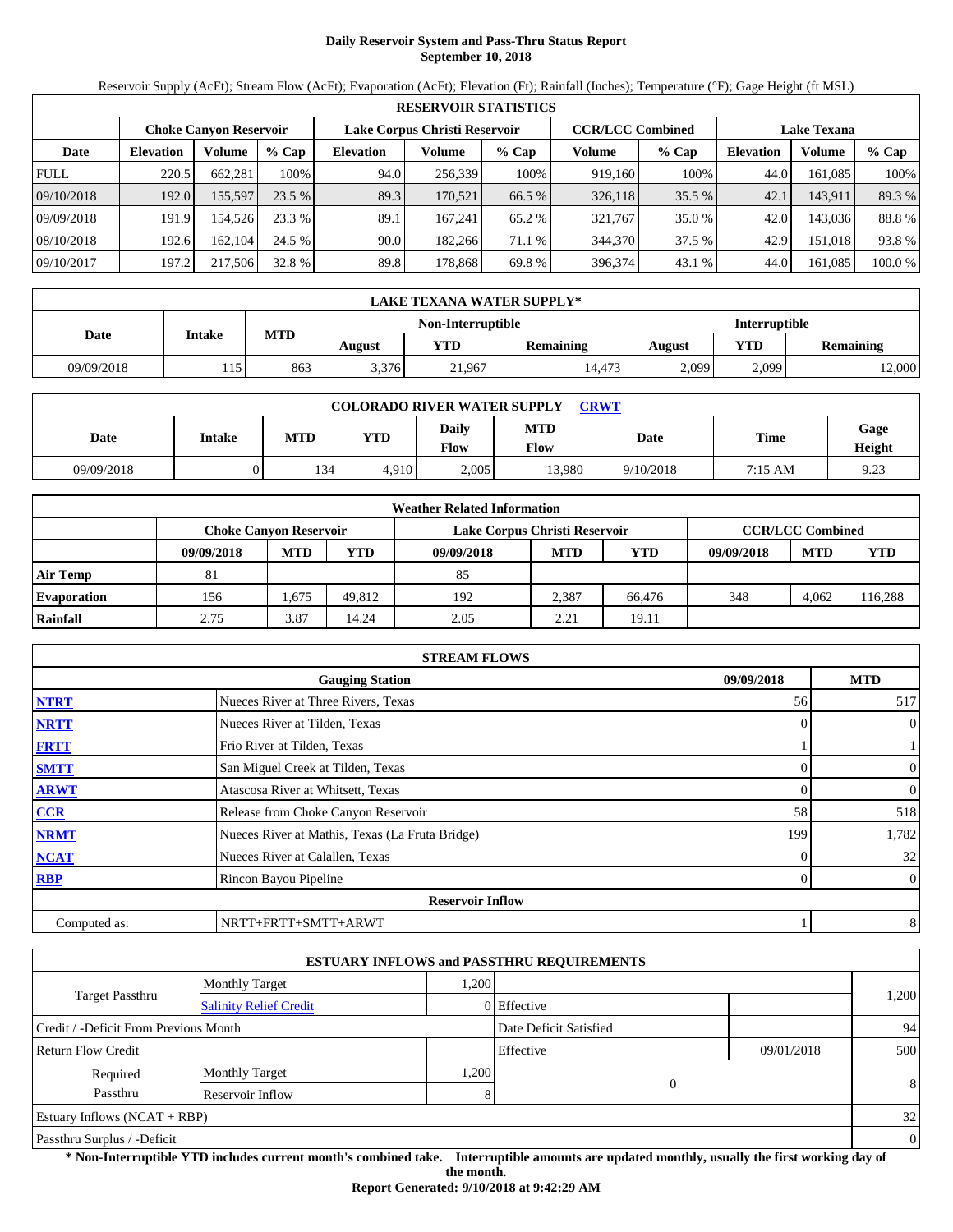# Daily Reservoir System and Pass-Thru Status Report
## September 10, 2018

Reservoir Supply (AcFt); Stream Flow (AcFt); Evaporation (AcFt); Elevation (Ft); Rainfall (Inches); Temperature (°F); Gage Height (ft MSL)

| RESERVOIR STATISTICS | | | | | | | | | | | |
|---|---|---|---|---|---|---|---|---|---|---|---|
| | Choke Canyon Reservoir | | | Lake Corpus Christi Reservoir | | | CCR/LCC Combined | | Lake Texana | | |
| Date | Elevation | Volume | % Cap | Elevation | Volume | % Cap | Volume | % Cap | Elevation | Volume | % Cap |
| FULL | 220.5 | 662,281 | 100% | 94.0 | 256,339 | 100% | 919,160 | 100% | 44.0 | 161,085 | 100% |
| 09/10/2018 | 192.0 | 155,597 | 23.5 % | 89.3 | 170,521 | 66.5 % | 326,118 | 35.5 % | 42.1 | 143,911 | 89.3 % |
| 09/09/2018 | 191.9 | 154,526 | 23.3 % | 89.1 | 167,241 | 65.2 % | 321,767 | 35.0 % | 42.0 | 143,036 | 88.8 % |
| 08/10/2018 | 192.6 | 162,104 | 24.5 % | 90.0 | 182,266 | 71.1 % | 344,370 | 37.5 % | 42.9 | 151,018 | 93.8 % |
| 09/10/2017 | 197.2 | 217,506 | 32.8 % | 89.8 | 178,868 | 69.8 % | 396,374 | 43.1 % | 44.0 | 161,085 | 100.0 % |

| LAKE TEXANA WATER SUPPLY* | | | | | | | | |
|---|---|---|---|---|---|---|---|---|
| Date | Intake | MTD | Non-Interruptible | | | Interruptible | | |
| | | | August | YTD | Remaining | August | YTD | Remaining |
| 09/09/2018 | 115 | 863 | 3,376 | 21,967 | 14,473 | 2,099 | 2,099 | 12,000 |

| COLORADO RIVER WATER SUPPLY CRWT | | | | | | | | |
|---|---|---|---|---|---|---|---|---|
| Date | Intake | MTD | YTD | Daily Flow | MTD Flow | Date | Time | Gage Height |
| 09/09/2018 | 0 | 134 | 4,910 | 2,005 | 13,980 | 9/10/2018 | 7:15 AM | 9.23 |

| Weather Related Information | | | | | | | | | |
|---|---|---|---|---|---|---|---|---|---|
| | Choke Canyon Reservoir | | | Lake Corpus Christi Reservoir | | | CCR/LCC Combined | | |
| | 09/09/2018 | MTD | YTD | 09/09/2018 | MTD | YTD | 09/09/2018 | MTD | YTD |
| Air Temp | 81 | | | 85 | | | | | |
| Evaporation | 156 | 1,675 | 49,812 | 192 | 2,387 | 66,476 | 348 | 4,062 | 116,288 |
| Rainfall | 2.75 | 3.87 | 14.24 | 2.05 | 2.21 | 19.11 | | | |

| STREAM FLOWS | | | |
|---|---|---|---|
| | Gauging Station | 09/09/2018 | MTD |
| NTRT | Nueces River at Three Rivers, Texas | 56 | 517 |
| NRTT | Nueces River at Tilden, Texas | 0 | 0 |
| FRTT | Frio River at Tilden, Texas | 1 | 1 |
| SMTT | San Miguel Creek at Tilden, Texas | 0 | 0 |
| ARWT | Atascosa River at Whitsett, Texas | 0 | 0 |
| CCR | Release from Choke Canyon Reservoir | 58 | 518 |
| NRMT | Nueces River at Mathis, Texas (La Fruta Bridge) | 199 | 1,782 |
| NCAT | Nueces River at Calallen, Texas | 0 | 32 |
| RBP | Rincon Bayou Pipeline | 0 | 0 |
| | Reservoir Inflow | | |
| Computed as: | NRTT+FRTT+SMTT+ARWT | 1 | 8 |

| ESTUARY INFLOWS and PASSTHRU REQUIREMENTS | | | | | |
|---|---|---|---|---|---|
| Target Passthru | Monthly Target | 1,200 | | | 1,200 |
| | Salinity Relief Credit | 0 | Effective | | |
| Credit / -Deficit From Previous Month | | | Date Deficit Satisfied | | 94 |
| Return Flow Credit | | | Effective | 09/01/2018 | 500 |
| Required Passthru | Monthly Target | 1,200 | 0 | | 8 |
| | Reservoir Inflow | 8 | | | |
| Estuary Inflows (NCAT + RBP) | | | | | 32 |
| Passthru Surplus / -Deficit | | | | | 0 |

**\* Non-Interruptible YTD includes current month's combined take. Interruptible amounts are updated monthly, usually the first working day of the month.**

**Report Generated: 9/10/2018 at 9:42:29 AM**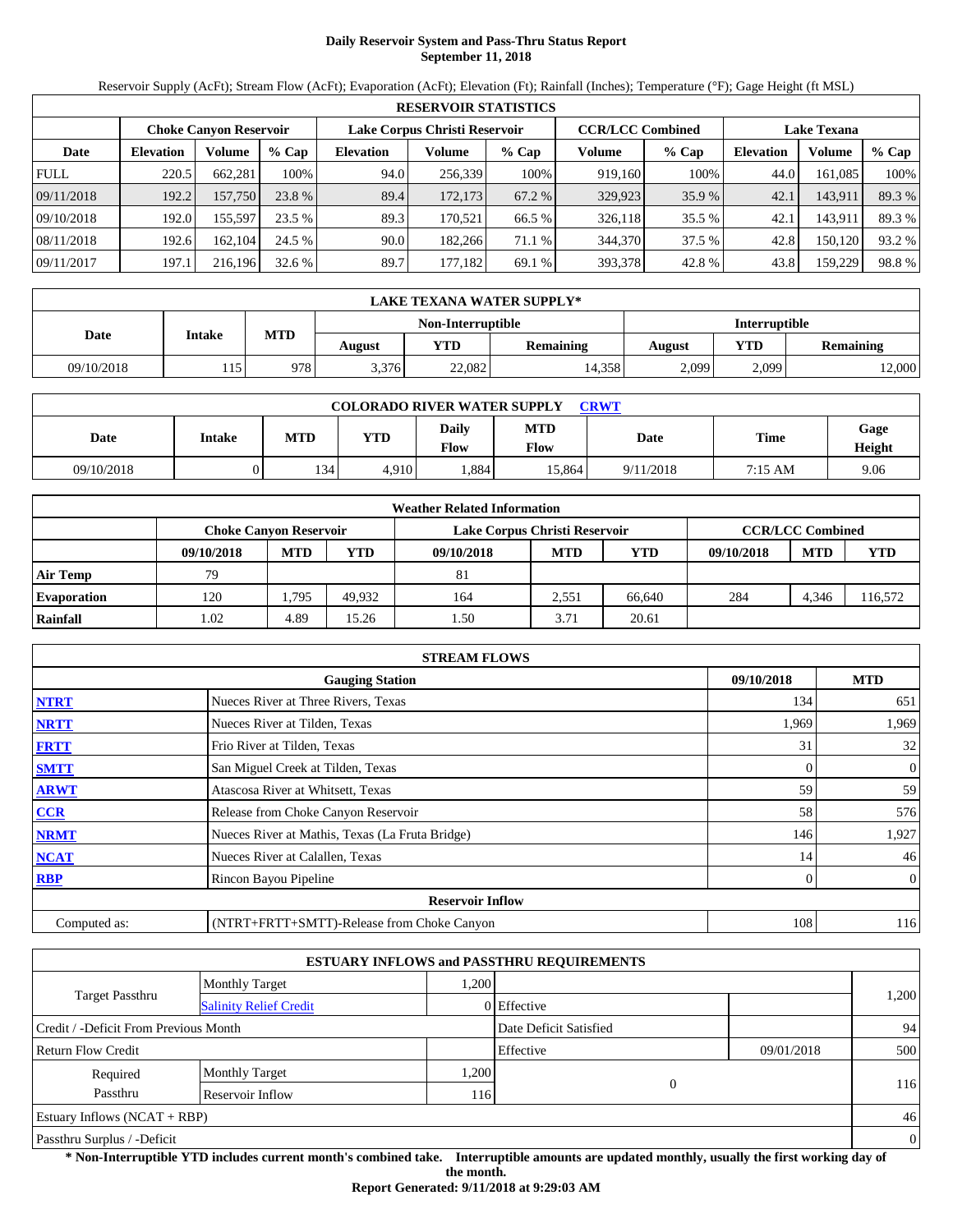# Daily Reservoir System and Pass-Thru Status Report
## September 11, 2018

Reservoir Supply (AcFt); Stream Flow (AcFt); Evaporation (AcFt); Elevation (Ft); Rainfall (Inches); Temperature (°F); Gage Height (ft MSL)

| RESERVOIR STATISTICS | | | | | | | | | | | |
|---|---|---|---|---|---|---|---|---|---|---|---|
| | Choke Canyon Reservoir | | | Lake Corpus Christi Reservoir | | | CCR/LCC Combined | | Lake Texana | | |
| Date | Elevation | Volume | % Cap | Elevation | Volume | % Cap | Volume | % Cap | Elevation | Volume | % Cap |
| FULL | 220.5 | 662,281 | 100% | 94.0 | 256,339 | 100% | 919,160 | 100% | 44.0 | 161,085 | 100% |
| 09/11/2018 | 192.2 | 157,750 | 23.8 % | 89.4 | 172,173 | 67.2 % | 329,923 | 35.9 % | 42.1 | 143,911 | 89.3 % |
| 09/10/2018 | 192.0 | 155,597 | 23.5 % | 89.3 | 170,521 | 66.5 % | 326,118 | 35.5 % | 42.1 | 143,911 | 89.3 % |
| 08/11/2018 | 192.6 | 162,104 | 24.5 % | 90.0 | 182,266 | 71.1 % | 344,370 | 37.5 % | 42.8 | 150,120 | 93.2 % |
| 09/11/2017 | 197.1 | 216,196 | 32.6 % | 89.7 | 177,182 | 69.1 % | 393,378 | 42.8 % | 43.8 | 159,229 | 98.8 % |

| LAKE TEXANA WATER SUPPLY* | | | | | | | | |
|---|---|---|---|---|---|---|---|---|
| Date | Intake | MTD | Non-Interruptible | | | Interruptible | | |
| | | | August | YTD | Remaining | August | YTD | Remaining |
| 09/10/2018 | 115 | 978 | 3,376 | 22,082 | 14,358 | 2,099 | 2,099 | 12,000 |

| COLORADO RIVER WATER SUPPLY CRWT | | | | | | | | |
|---|---|---|---|---|---|---|---|---|
| Date | Intake | MTD | YTD | Daily Flow | MTD Flow | Date | Time | Gage Height |
| 09/10/2018 | 0 | 134 | 4,910 | 1,884 | 15,864 | 9/11/2018 | 7:15 AM | 9.06 |

| Weather Related Information | | | | | | | | | |
|---|---|---|---|---|---|---|---|---|---|
| | Choke Canyon Reservoir | | | Lake Corpus Christi Reservoir | | | CCR/LCC Combined | | |
| | 09/10/2018 | MTD | YTD | 09/10/2018 | MTD | YTD | 09/10/2018 | MTD | YTD |
| Air Temp | 79 | | | 81 | | | | | |
| Evaporation | 120 | 1,795 | 49,932 | 164 | 2,551 | 66,640 | 284 | 4,346 | 116,572 |
| Rainfall | 1.02 | 4.89 | 15.26 | 1.50 | 3.71 | 20.61 | | | |

| STREAM FLOWS | | | |
|---|---|---|---|
| | Gauging Station | 09/10/2018 | MTD |
| NTRT | Nueces River at Three Rivers, Texas | 134 | 651 |
| NRTT | Nueces River at Tilden, Texas | 1,969 | 1,969 |
| FRTT | Frio River at Tilden, Texas | 31 | 32 |
| SMTT | San Miguel Creek at Tilden, Texas | 0 | 0 |
| ARWT | Atascosa River at Whitsett, Texas | 59 | 59 |
| CCR | Release from Choke Canyon Reservoir | 58 | 576 |
| NRMT | Nueces River at Mathis, Texas (La Fruta Bridge) | 146 | 1,927 |
| NCAT | Nueces River at Calallen, Texas | 14 | 46 |
| RBP | Rincon Bayou Pipeline | 0 | 0 |
| | Reservoir Inflow | | |
| Computed as: | (NTRT+FRTT+SMTT)-Release from Choke Canyon | 108 | 116 |

| ESTUARY INFLOWS and PASSTHRU REQUIREMENTS | | | | | |
|---|---|---|---|---|---|
| Target Passthru | Monthly Target | 1,200 | | | 1,200 |
| | Salinity Relief Credit | 0 | Effective | | |
| Credit / -Deficit From Previous Month | | | Date Deficit Satisfied | | 94 |
| Return Flow Credit | | | Effective | 09/01/2018 | 500 |
| Required Passthru | Monthly Target | 1,200 | 0 | | 116 |
| | Reservoir Inflow | 116 | | | |
| Estuary Inflows (NCAT + RBP) | | | | | 46 |
| Passthru Surplus / -Deficit | | | | | 0 |

**\* Non-Interruptible YTD includes current month's combined take. Interruptible amounts are updated monthly, usually the first working day of the month.**

**Report Generated: 9/11/2018 at 9:29:03 AM**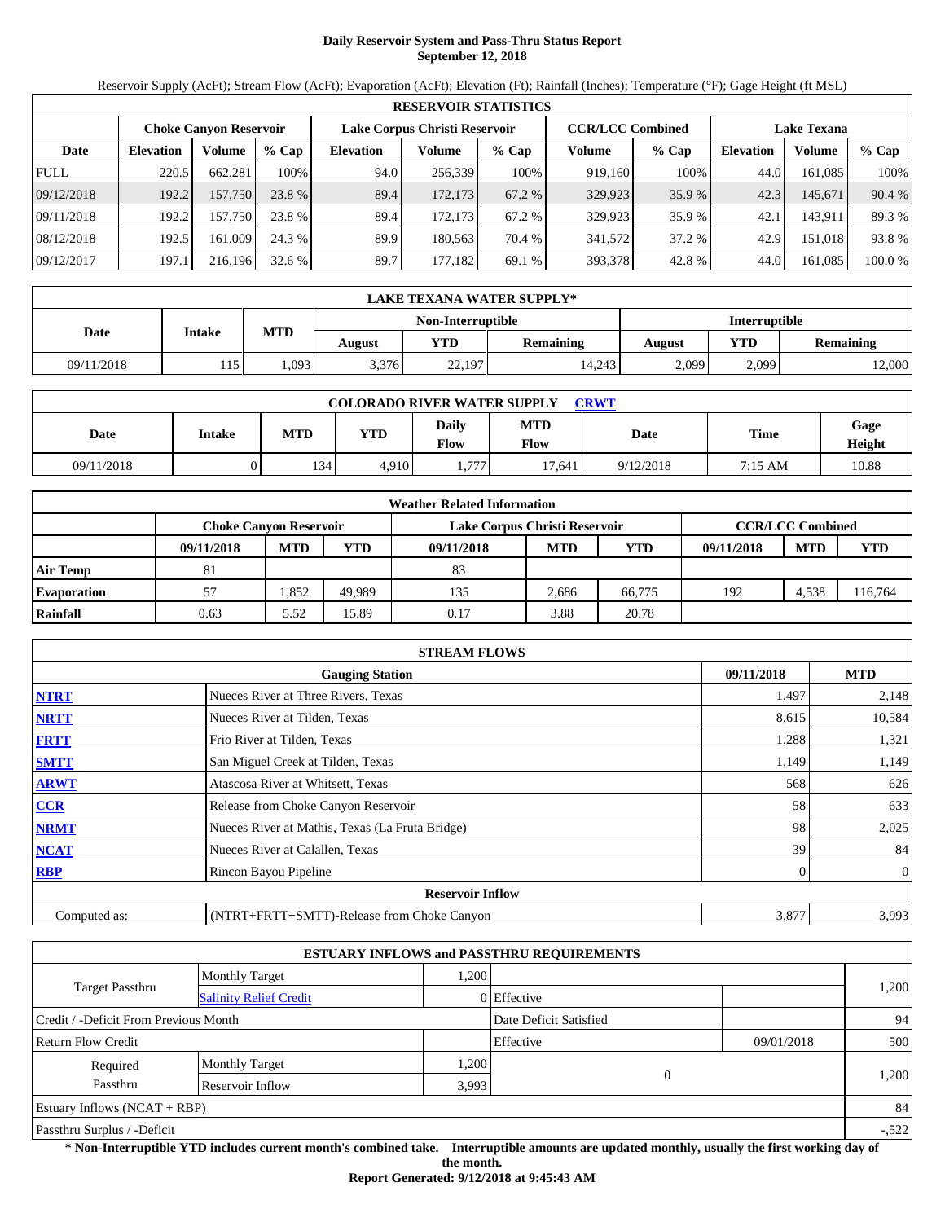# Daily Reservoir System and Pass-Thru Status Report
## September 12, 2018

Reservoir Supply (AcFt); Stream Flow (AcFt); Evaporation (AcFt); Elevation (Ft); Rainfall (Inches); Temperature (°F); Gage Height (ft MSL)

| RESERVOIR STATISTICS | | | | | | | | | | | |
|---|---|---|---|---|---|---|---|---|---|---|---|
| | Choke Canyon Reservoir | | | Lake Corpus Christi Reservoir | | | CCR/LCC Combined | | Lake Texana | | |
| Date | Elevation | Volume | % Cap | Elevation | Volume | % Cap | Volume | % Cap | Elevation | Volume | % Cap |
| FULL | 220.5 | 662,281 | 100% | 94.0 | 256,339 | 100% | 919,160 | 100% | 44.0 | 161,085 | 100% |
| 09/12/2018 | 192.2 | 157,750 | 23.8 % | 89.4 | 172,173 | 67.2 % | 329,923 | 35.9 % | 42.3 | 145,671 | 90.4 % |
| 09/11/2018 | 192.2 | 157,750 | 23.8 % | 89.4 | 172,173 | 67.2 % | 329,923 | 35.9 % | 42.1 | 143,911 | 89.3 % |
| 08/12/2018 | 192.5 | 161,009 | 24.3 % | 89.9 | 180,563 | 70.4 % | 341,572 | 37.2 % | 42.9 | 151,018 | 93.8 % |
| 09/12/2017 | 197.1 | 216,196 | 32.6 % | 89.7 | 177,182 | 69.1 % | 393,378 | 42.8 % | 44.0 | 161,085 | 100.0 % |

| LAKE TEXANA WATER SUPPLY* | | | | | | | | |
|---|---|---|---|---|---|---|---|---|
| Date | Intake | MTD | Non-Interruptible | | | Interruptible | | |
| | | | August | YTD | Remaining | August | YTD | Remaining |
| 09/11/2018 | 115 | 1,093 | 3,376 | 22,197 | 14,243 | 2,099 | 2,099 | 12,000 |

| COLORADO RIVER WATER SUPPLY CRWT | | | | | | | | |
|---|---|---|---|---|---|---|---|---|
| Date | Intake | MTD | YTD | Daily Flow | MTD Flow | Date | Time | Gage Height |
| 09/11/2018 | 0 | 134 | 4,910 | 1,777 | 17,641 | 9/12/2018 | 7:15 AM | 10.88 |

| Weather Related Information | | | | | | | | | |
|---|---|---|---|---|---|---|---|---|---|
| | Choke Canyon Reservoir | | | Lake Corpus Christi Reservoir | | | CCR/LCC Combined | | |
| | 09/11/2018 | MTD | YTD | 09/11/2018 | MTD | YTD | 09/11/2018 | MTD | YTD |
| Air Temp | 81 | | | 83 | | | | | |
| Evaporation | 57 | 1,852 | 49,989 | 135 | 2,686 | 66,775 | 192 | 4,538 | 116,764 |
| Rainfall | 0.63 | 5.52 | 15.89 | 0.17 | 3.88 | 20.78 | | | |

| STREAM FLOWS | | | |
|---|---|---|---|
| | Gauging Station | 09/11/2018 | MTD |
| NTRT | Nueces River at Three Rivers, Texas | 1,497 | 2,148 |
| NRTT | Nueces River at Tilden, Texas | 8,615 | 10,584 |
| FRTT | Frio River at Tilden, Texas | 1,288 | 1,321 |
| SMTT | San Miguel Creek at Tilden, Texas | 1,149 | 1,149 |
| ARWT | Atascosa River at Whitsett, Texas | 568 | 626 |
| CCR | Release from Choke Canyon Reservoir | 58 | 633 |
| NRMT | Nueces River at Mathis, Texas (La Fruta Bridge) | 98 | 2,025 |
| NCAT | Nueces River at Calallen, Texas | 39 | 84 |
| RBP | Rincon Bayou Pipeline | 0 | 0 |
| | Reservoir Inflow | | |
| Computed as: | (NTRT+FRTT+SMTT)-Release from Choke Canyon | 3,877 | 3,993 |

| ESTUARY INFLOWS and PASSTHRU REQUIREMENTS | | | | | |
|---|---|---|---|---|---|
| Target Passthru | Monthly Target | 1,200 | | | 1,200 |
| | Salinity Relief Credit | 0 | Effective | | |
| Credit / -Deficit From Previous Month | | | Date Deficit Satisfied | | 94 |
| Return Flow Credit | | | Effective | 09/01/2018 | 500 |
| Required Passthru | Monthly Target | 1,200 | 0 | | 1,200 |
| | Reservoir Inflow | 3,993 | | | |
| Estuary Inflows (NCAT + RBP) | | | | | 84 |
| Passthru Surplus / -Deficit | | | | | -,522 |

**\* Non-Interruptible YTD includes current month's combined take. Interruptible amounts are updated monthly, usually the first working day of the month.**

**Report Generated: 9/12/2018 at 9:45:43 AM**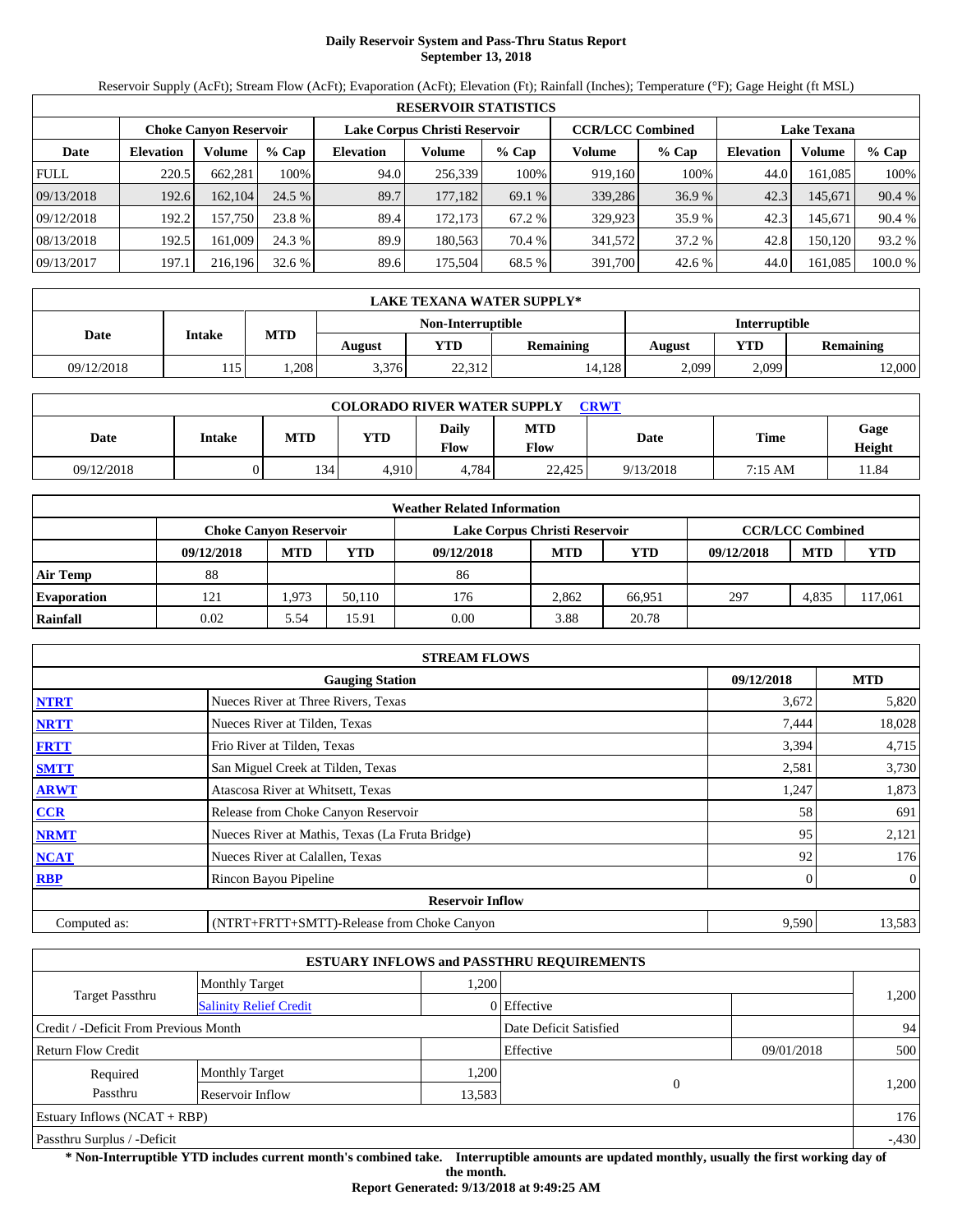# Daily Reservoir System and Pass-Thru Status Report
## September 13, 2018

Reservoir Supply (AcFt); Stream Flow (AcFt); Evaporation (AcFt); Elevation (Ft); Rainfall (Inches); Temperature (°F); Gage Height (ft MSL)

| RESERVOIR STATISTICS | | | | | | | | | | | |
|---|---|---|---|---|---|---|---|---|---|---|---|
| | Choke Canyon Reservoir | | | Lake Corpus Christi Reservoir | | | CCR/LCC Combined | | Lake Texana | | |
| Date | Elevation | Volume | % Cap | Elevation | Volume | % Cap | Volume | % Cap | Elevation | Volume | % Cap |
| FULL | 220.5 | 662,281 | 100% | 94.0 | 256,339 | 100% | 919,160 | 100% | 44.0 | 161,085 | 100% |
| 09/13/2018 | 192.6 | 162,104 | 24.5 % | 89.7 | 177,182 | 69.1 % | 339,286 | 36.9 % | 42.3 | 145,671 | 90.4 % |
| 09/12/2018 | 192.2 | 157,750 | 23.8 % | 89.4 | 172,173 | 67.2 % | 329,923 | 35.9 % | 42.3 | 145,671 | 90.4 % |
| 08/13/2018 | 192.5 | 161,009 | 24.3 % | 89.9 | 180,563 | 70.4 % | 341,572 | 37.2 % | 42.8 | 150,120 | 93.2 % |
| 09/13/2017 | 197.1 | 216,196 | 32.6 % | 89.6 | 175,504 | 68.5 % | 391,700 | 42.6 % | 44.0 | 161,085 | 100.0 % |

| LAKE TEXANA WATER SUPPLY* | | | | | | | | |
|---|---|---|---|---|---|---|---|---|
| Date | Intake | MTD | Non-Interruptible | | | Interruptible | | |
| | | | August | YTD | Remaining | August | YTD | Remaining |
| 09/12/2018 | 115 | 1,208 | 3,376 | 22,312 | 14,128 | 2,099 | 2,099 | 12,000 |

| COLORADO RIVER WATER SUPPLY CRWT | | | | | | | | |
|---|---|---|---|---|---|---|---|---|
| Date | Intake | MTD | YTD | Daily Flow | MTD Flow | Date | Time | Gage Height |
| 09/12/2018 | 0 | 134 | 4,910 | 4,784 | 22,425 | 9/13/2018 | 7:15 AM | 11.84 |

| Weather Related Information | | | | | | | | | |
|---|---|---|---|---|---|---|---|---|---|
| | Choke Canyon Reservoir | | | Lake Corpus Christi Reservoir | | | CCR/LCC Combined | | |
| | 09/12/2018 | MTD | YTD | 09/12/2018 | MTD | YTD | 09/12/2018 | MTD | YTD |
| Air Temp | 88 | | | 86 | | | | | |
| Evaporation | 121 | 1,973 | 50,110 | 176 | 2,862 | 66,951 | 297 | 4,835 | 117,061 |
| Rainfall | 0.02 | 5.54 | 15.91 | 0.00 | 3.88 | 20.78 | | | |

| STREAM FLOWS | | | |
|---|---|---|---|
| | Gauging Station | 09/12/2018 | MTD |
| NTRT | Nueces River at Three Rivers, Texas | 3,672 | 5,820 |
| NRTT | Nueces River at Tilden, Texas | 7,444 | 18,028 |
| FRTT | Frio River at Tilden, Texas | 3,394 | 4,715 |
| SMTT | San Miguel Creek at Tilden, Texas | 2,581 | 3,730 |
| ARWT | Atascosa River at Whitsett, Texas | 1,247 | 1,873 |
| CCR | Release from Choke Canyon Reservoir | 58 | 691 |
| NRMT | Nueces River at Mathis, Texas (La Fruta Bridge) | 95 | 2,121 |
| NCAT | Nueces River at Calallen, Texas | 92 | 176 |
| RBP | Rincon Bayou Pipeline | 0 | 0 |
| | Reservoir Inflow | | |
| Computed as: | (NTRT+FRTT+SMTT)-Release from Choke Canyon | 9,590 | 13,583 |

| ESTUARY INFLOWS and PASSTHRU REQUIREMENTS | | | | | |
|---|---|---|---|---|---|
| Target Passthru | Monthly Target | 1,200 | | | 1,200 |
| | Salinity Relief Credit | 0 | Effective | | |
| Credit / -Deficit From Previous Month | | | Date Deficit Satisfied | | 94 |
| Return Flow Credit | | | Effective | 09/01/2018 | 500 |
| Required Passthru | Monthly Target | 1,200 | 0 | | 1,200 |
| | Reservoir Inflow | 13,583 | | | |
| Estuary Inflows (NCAT + RBP) | | | | | 176 |
| Passthru Surplus / -Deficit | | | | | -,430 |

**\* Non-Interruptible YTD includes current month's combined take. Interruptible amounts are updated monthly, usually the first working day of the month.**

**Report Generated: 9/13/2018 at 9:49:25 AM**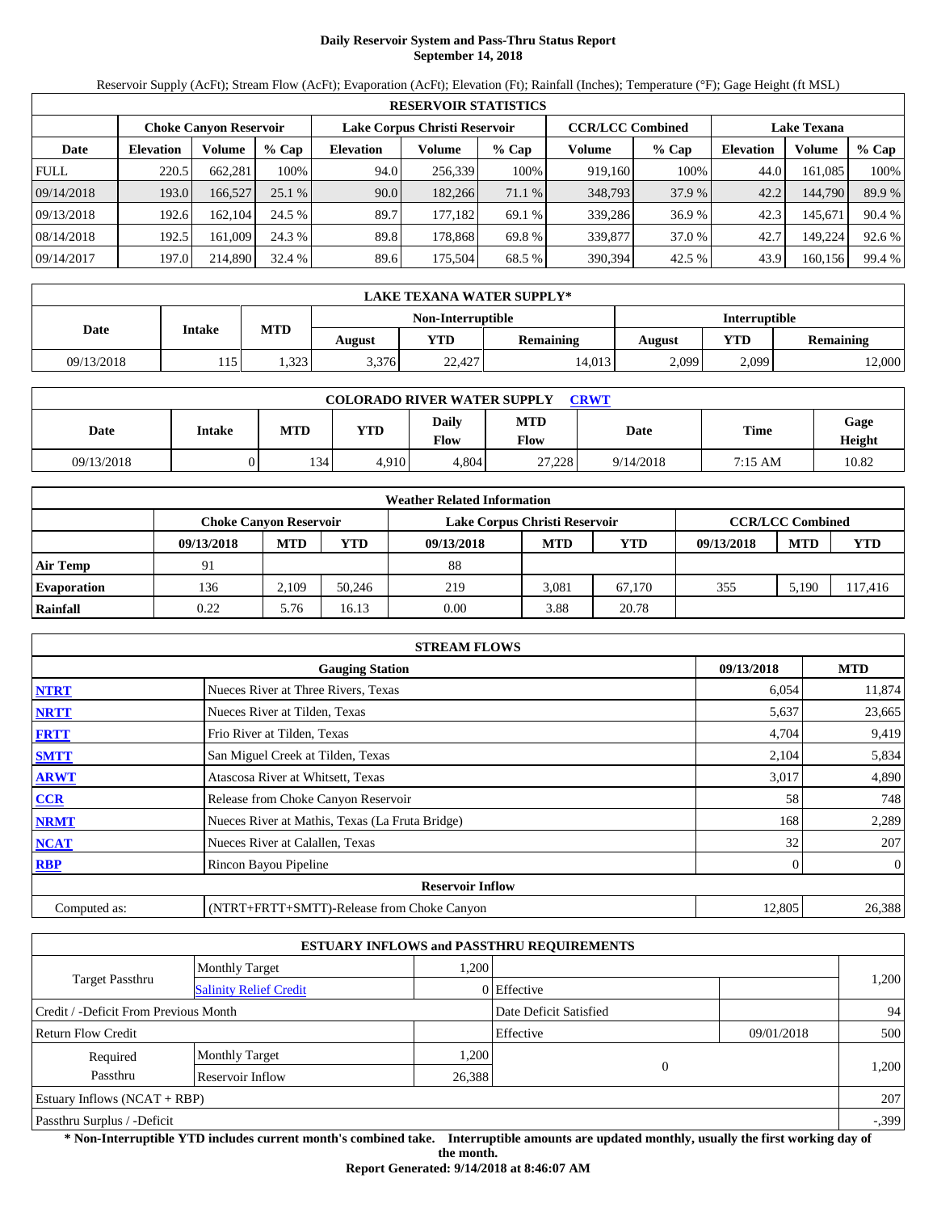# Daily Reservoir System and Pass-Thru Status Report
## September 14, 2018

Reservoir Supply (AcFt); Stream Flow (AcFt); Evaporation (AcFt); Elevation (Ft); Rainfall (Inches); Temperature (°F); Gage Height (ft MSL)

| RESERVOIR STATISTICS | | | | | | | | | | | |
|---|---|---|---|---|---|---|---|---|---|---|---|
| | Choke Canyon Reservoir | | | Lake Corpus Christi Reservoir | | | CCR/LCC Combined | | Lake Texana | | |
| Date | Elevation | Volume | % Cap | Elevation | Volume | % Cap | Volume | % Cap | Elevation | Volume | % Cap |
| FULL | 220.5 | 662,281 | 100% | 94.0 | 256,339 | 100% | 919,160 | 100% | 44.0 | 161,085 | 100% |
| 09/14/2018 | 193.0 | 166,527 | 25.1 % | 90.0 | 182,266 | 71.1 % | 348,793 | 37.9 % | 42.2 | 144,790 | 89.9 % |
| 09/13/2018 | 192.6 | 162,104 | 24.5 % | 89.7 | 177,182 | 69.1 % | 339,286 | 36.9 % | 42.3 | 145,671 | 90.4 % |
| 08/14/2018 | 192.5 | 161,009 | 24.3 % | 89.8 | 178,868 | 69.8 % | 339,877 | 37.0 % | 42.7 | 149,224 | 92.6 % |
| 09/14/2017 | 197.0 | 214,890 | 32.4 % | 89.6 | 175,504 | 68.5 % | 390,394 | 42.5 % | 43.9 | 160,156 | 99.4 % |

| LAKE TEXANA WATER SUPPLY* | | | | | | | | |
|---|---|---|---|---|---|---|---|---|
| Date | Intake | MTD | Non-Interruptible | | | Interruptible | | |
| | | | August | YTD | Remaining | August | YTD | Remaining |
| 09/13/2018 | 115 | 1,323 | 3,376 | 22,427 | 14,013 | 2,099 | 2,099 | 12,000 |

| COLORADO RIVER WATER SUPPLY CRWT | | | | | | | | |
|---|---|---|---|---|---|---|---|---|
| Date | Intake | MTD | YTD | Daily Flow | MTD Flow | Date | Time | Gage Height |
| 09/13/2018 | 0 | 134 | 4,910 | 4,804 | 27,228 | 9/14/2018 | 7:15 AM | 10.82 |

| Weather Related Information | | | | | | | | | |
|---|---|---|---|---|---|---|---|---|---|
| | Choke Canyon Reservoir | | | Lake Corpus Christi Reservoir | | | CCR/LCC Combined | | |
| | 09/13/2018 | MTD | YTD | 09/13/2018 | MTD | YTD | 09/13/2018 | MTD | YTD |
| Air Temp | 91 | | | 88 | | | | | |
| Evaporation | 136 | 2,109 | 50,246 | 219 | 3,081 | 67,170 | 355 | 5,190 | 117,416 |
| Rainfall | 0.22 | 5.76 | 16.13 | 0.00 | 3.88 | 20.78 | | | |

| STREAM FLOWS | | | |
|---|---|---|---|
| | Gauging Station | 09/13/2018 | MTD |
| NTRT | Nueces River at Three Rivers, Texas | 6,054 | 11,874 |
| NRTT | Nueces River at Tilden, Texas | 5,637 | 23,665 |
| FRTT | Frio River at Tilden, Texas | 4,704 | 9,419 |
| SMTT | San Miguel Creek at Tilden, Texas | 2,104 | 5,834 |
| ARWT | Atascosa River at Whitsett, Texas | 3,017 | 4,890 |
| CCR | Release from Choke Canyon Reservoir | 58 | 748 |
| NRMT | Nueces River at Mathis, Texas (La Fruta Bridge) | 168 | 2,289 |
| NCAT | Nueces River at Calallen, Texas | 32 | 207 |
| RBP | Rincon Bayou Pipeline | 0 | 0 |
| | **Reservoir Inflow** | | |
| Computed as: | (NTRT+FRTT+SMTT)-Release from Choke Canyon | 12,805 | 26,388 |

| ESTUARY INFLOWS and PASSTHRU REQUIREMENTS | | | | | |
|---|---|---|---|---|---|
| Target Passthru | Monthly Target | 1,200 | | | 1,200 |
| | Salinity Relief Credit | 0 | Effective | | |
| Credit / -Deficit From Previous Month | | | Date Deficit Satisfied | | 94 |
| Return Flow Credit | | | Effective | 09/01/2018 | 500 |
| Required Passthru | Monthly Target | 1,200 | 0 | | 1,200 |
| | Reservoir Inflow | 26,388 | | | |
| Estuary Inflows (NCAT + RBP) | | | | | 207 |
| Passthru Surplus / -Deficit | | | | | -,399 |

**\* Non-Interruptible YTD includes current month's combined take. Interruptible amounts are updated monthly, usually the first working day of the month.**

**Report Generated: 9/14/2018 at 8:46:07 AM**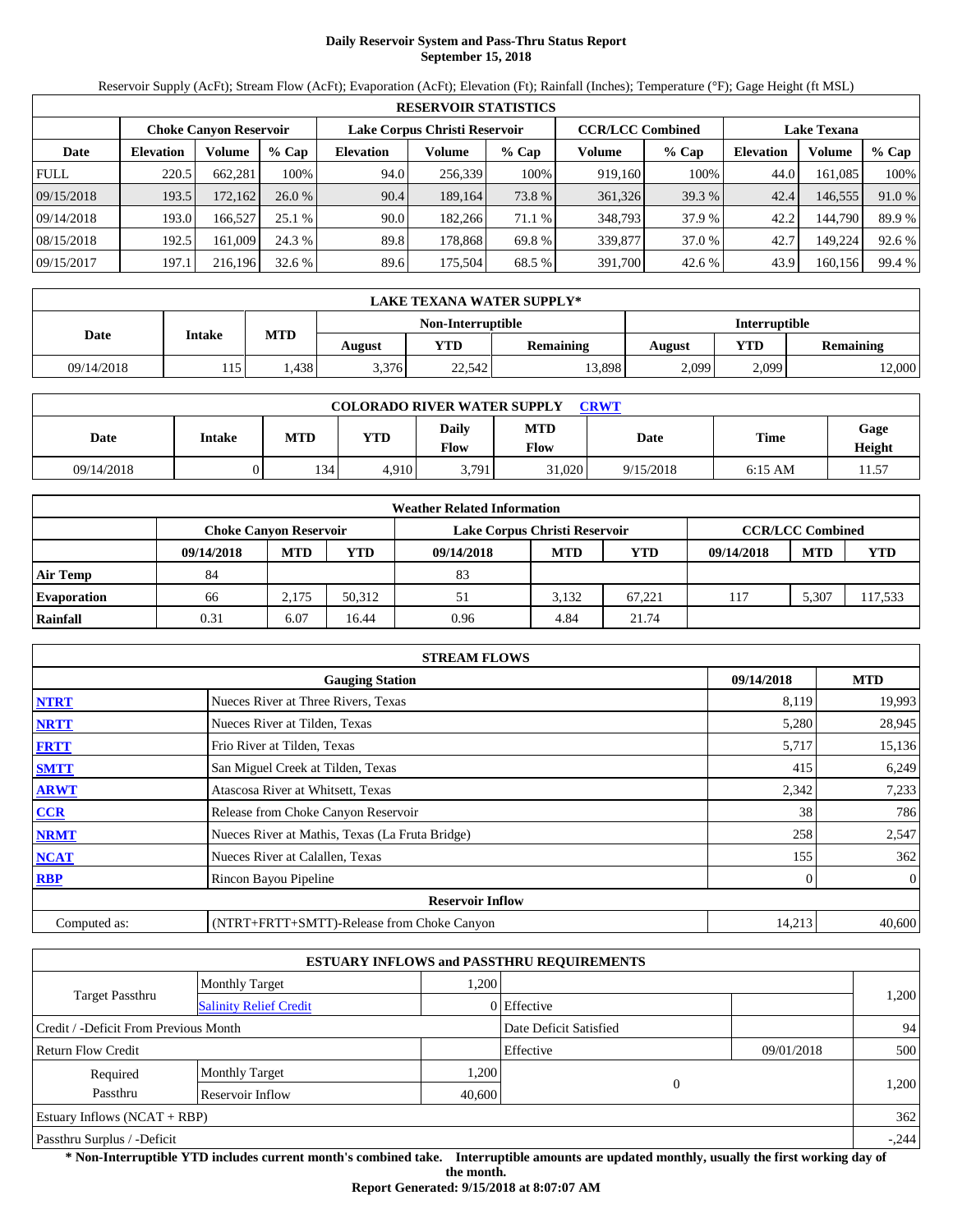# Daily Reservoir System and Pass-Thru Status Report
## September 15, 2018

Reservoir Supply (AcFt); Stream Flow (AcFt); Evaporation (AcFt); Elevation (Ft); Rainfall (Inches); Temperature (°F); Gage Height (ft MSL)

| RESERVOIR STATISTICS | | | | | | | | | | | |
|---|---|---|---|---|---|---|---|---|---|---|---|
| | Choke Canyon Reservoir | | | Lake Corpus Christi Reservoir | | | CCR/LCC Combined | | Lake Texana | | |
| Date | Elevation | Volume | % Cap | Elevation | Volume | % Cap | Volume | % Cap | Elevation | Volume | % Cap |
| FULL | 220.5 | 662,281 | 100% | 94.0 | 256,339 | 100% | 919,160 | 100% | 44.0 | 161,085 | 100% |
| 09/15/2018 | 193.5 | 172,162 | 26.0 % | 90.4 | 189,164 | 73.8 % | 361,326 | 39.3 % | 42.4 | 146,555 | 91.0 % |
| 09/14/2018 | 193.0 | 166,527 | 25.1 % | 90.0 | 182,266 | 71.1 % | 348,793 | 37.9 % | 42.2 | 144,790 | 89.9 % |
| 08/15/2018 | 192.5 | 161,009 | 24.3 % | 89.8 | 178,868 | 69.8 % | 339,877 | 37.0 % | 42.7 | 149,224 | 92.6 % |
| 09/15/2017 | 197.1 | 216,196 | 32.6 % | 89.6 | 175,504 | 68.5 % | 391,700 | 42.6 % | 43.9 | 160,156 | 99.4 % |

| LAKE TEXANA WATER SUPPLY* | | | | | | | | |
|---|---|---|---|---|---|---|---|---|
| Date | Intake | MTD | Non-Interruptible | | | Interruptible | | |
| | | | August | YTD | Remaining | August | YTD | Remaining |
| 09/14/2018 | 115 | 1,438 | 3,376 | 22,542 | 13,898 | 2,099 | 2,099 | 12,000 |

| COLORADO RIVER WATER SUPPLY CRWT | | | | | | | | |
|---|---|---|---|---|---|---|---|---|
| Date | Intake | MTD | YTD | Daily Flow | MTD Flow | Date | Time | Gage Height |
| 09/14/2018 | 0 | 134 | 4,910 | 3,791 | 31,020 | 9/15/2018 | 6:15 AM | 11.57 |

| Weather Related Information | | | | | | | | | |
|---|---|---|---|---|---|---|---|---|---|
| | Choke Canyon Reservoir | | | Lake Corpus Christi Reservoir | | | CCR/LCC Combined | | |
| | 09/14/2018 | MTD | YTD | 09/14/2018 | MTD | YTD | 09/14/2018 | MTD | YTD |
| Air Temp | 84 | | | 83 | | | | | |
| Evaporation | 66 | 2,175 | 50,312 | 51 | 3,132 | 67,221 | 117 | 5,307 | 117,533 |
| Rainfall | 0.31 | 6.07 | 16.44 | 0.96 | 4.84 | 21.74 | | | |

| STREAM FLOWS | | | |
|---|---|---|---|
| | Gauging Station | 09/14/2018 | MTD |
| NTRT | Nueces River at Three Rivers, Texas | 8,119 | 19,993 |
| NRTT | Nueces River at Tilden, Texas | 5,280 | 28,945 |
| FRTT | Frio River at Tilden, Texas | 5,717 | 15,136 |
| SMTT | San Miguel Creek at Tilden, Texas | 415 | 6,249 |
| ARWT | Atascosa River at Whitsett, Texas | 2,342 | 7,233 |
| CCR | Release from Choke Canyon Reservoir | 38 | 786 |
| NRMT | Nueces River at Mathis, Texas (La Fruta Bridge) | 258 | 2,547 |
| NCAT | Nueces River at Calallen, Texas | 155 | 362 |
| RBP | Rincon Bayou Pipeline | 0 | 0 |
| | Reservoir Inflow | | |
| Computed as: | (NTRT+FRTT+SMTT)-Release from Choke Canyon | 14,213 | 40,600 |

| ESTUARY INFLOWS and PASSTHRU REQUIREMENTS | | | | | |
|---|---|---|---|---|---|
| Target Passthru | Monthly Target | 1,200 | | | 1,200 |
| | Salinity Relief Credit | 0 | Effective | | |
| Credit / -Deficit From Previous Month | | | Date Deficit Satisfied | | 94 |
| Return Flow Credit | | | Effective | 09/01/2018 | 500 |
| Required Passthru | Monthly Target | 1,200 | 0 | | 1,200 |
| | Reservoir Inflow | 40,600 | | | |
| Estuary Inflows (NCAT + RBP) | | | | | 362 |
| Passthru Surplus / -Deficit | | | | | -,244 |

**\* Non-Interruptible YTD includes current month's combined take. Interruptible amounts are updated monthly, usually the first working day of the month.**

**Report Generated: 9/15/2018 at 8:07:07 AM**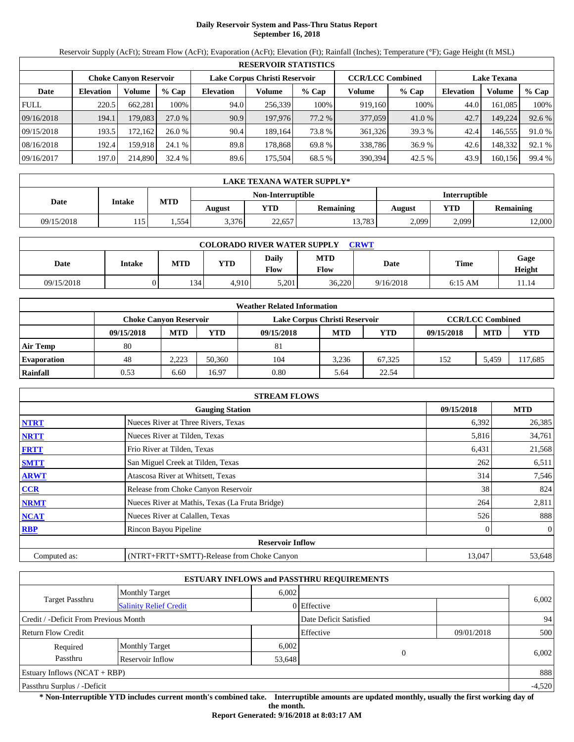# Daily Reservoir System and Pass-Thru Status Report
## September 16, 2018

Reservoir Supply (AcFt); Stream Flow (AcFt); Evaporation (AcFt); Elevation (Ft); Rainfall (Inches); Temperature (°F); Gage Height (ft MSL)

| RESERVOIR STATISTICS | | | | | | | | | | | |
|---|---|---|---|---|---|---|---|---|---|---|---|
| | Choke Canyon Reservoir | | | Lake Corpus Christi Reservoir | | | CCR/LCC Combined | | Lake Texana | | |
| Date | Elevation | Volume | % Cap | Elevation | Volume | % Cap | Volume | % Cap | Elevation | Volume | % Cap |
| FULL | 220.5 | 662,281 | 100% | 94.0 | 256,339 | 100% | 919,160 | 100% | 44.0 | 161,085 | 100% |
| 09/16/2018 | 194.1 | 179,083 | 27.0 % | 90.9 | 197,976 | 77.2 % | 377,059 | 41.0 % | 42.7 | 149,224 | 92.6 % |
| 09/15/2018 | 193.5 | 172,162 | 26.0 % | 90.4 | 189,164 | 73.8 % | 361,326 | 39.3 % | 42.4 | 146,555 | 91.0 % |
| 08/16/2018 | 192.4 | 159,918 | 24.1 % | 89.8 | 178,868 | 69.8 % | 338,786 | 36.9 % | 42.6 | 148,332 | 92.1 % |
| 09/16/2017 | 197.0 | 214,890 | 32.4 % | 89.6 | 175,504 | 68.5 % | 390,394 | 42.5 % | 43.9 | 160,156 | 99.4 % |

| LAKE TEXANA WATER SUPPLY* | | | | | | | | |
|---|---|---|---|---|---|---|---|---|
| Date | Intake | MTD | Non-Interruptible | | | Interruptible | | |
| | | | August | YTD | Remaining | August | YTD | Remaining |
| 09/15/2018 | 115 | 1,554 | 3,376 | 22,657 | 13,783 | 2,099 | 2,099 | 12,000 |

| COLORADO RIVER WATER SUPPLY CRWT | | | | | | | | |
|---|---|---|---|---|---|---|---|---|
| Date | Intake | MTD | YTD | Daily Flow | MTD Flow | Date | Time | Gage Height |
| 09/15/2018 | 0 | 134 | 4,910 | 5,201 | 36,220 | 9/16/2018 | 6:15 AM | 11.14 |

| Weather Related Information | | | | | | | | | |
|---|---|---|---|---|---|---|---|---|---|
| | Choke Canyon Reservoir | | | Lake Corpus Christi Reservoir | | | CCR/LCC Combined | | |
| | 09/15/2018 | MTD | YTD | 09/15/2018 | MTD | YTD | 09/15/2018 | MTD | YTD |
| Air Temp | 80 | | | 81 | | | | | |
| Evaporation | 48 | 2,223 | 50,360 | 104 | 3,236 | 67,325 | 152 | 5,459 | 117,685 |
| Rainfall | 0.53 | 6.60 | 16.97 | 0.80 | 5.64 | 22.54 | | | |

| STREAM FLOWS | | | |
|---|---|---|---|
| | Gauging Station | 09/15/2018 | MTD |
| NTRT | Nueces River at Three Rivers, Texas | 6,392 | 26,385 |
| NRTT | Nueces River at Tilden, Texas | 5,816 | 34,761 |
| FRTT | Frio River at Tilden, Texas | 6,431 | 21,568 |
| SMTT | San Miguel Creek at Tilden, Texas | 262 | 6,511 |
| ARWT | Atascosa River at Whitsett, Texas | 314 | 7,546 |
| CCR | Release from Choke Canyon Reservoir | 38 | 824 |
| NRMT | Nueces River at Mathis, Texas (La Fruta Bridge) | 264 | 2,811 |
| NCAT | Nueces River at Calallen, Texas | 526 | 888 |
| RBP | Rincon Bayou Pipeline | 0 | 0 |
| **Reservoir Inflow** | | | |
| Computed as: | (NTRT+FRTT+SMTT)-Release from Choke Canyon | 13,047 | 53,648 |

| ESTUARY INFLOWS and PASSTHRU REQUIREMENTS | | | | | |
|---|---|---|---|---|---|
| Target Passthru | Monthly Target | 6,002 | | | 6,002 |
| | Salinity Relief Credit | 0 | Effective | | |
| Credit / -Deficit From Previous Month | | | Date Deficit Satisfied | | 94 |
| Return Flow Credit | | | Effective | 09/01/2018 | 500 |
| Required Passthru | Monthly Target | 6,002 | 0 | | 6,002 |
| | Reservoir Inflow | 53,648 | | | |
| Estuary Inflows (NCAT + RBP) | | | | | 888 |
| Passthru Surplus / -Deficit | | | | | -4,520 |

**\* Non-Interruptible YTD includes current month's combined take. Interruptible amounts are updated monthly, usually the first working day of the month.**

**Report Generated: 9/16/2018 at 8:03:17 AM**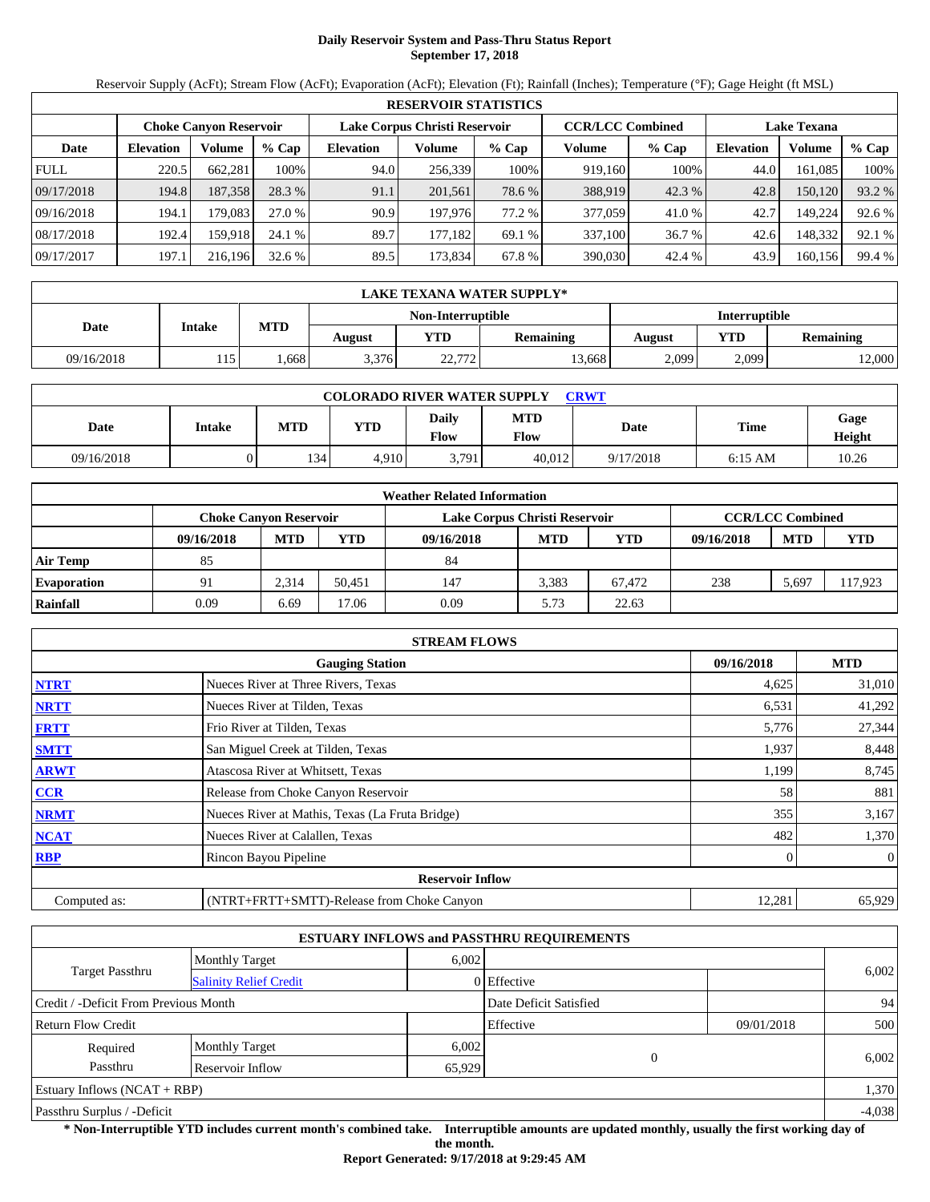# Daily Reservoir System and Pass-Thru Status Report
**September 17, 2018**

Reservoir Supply (AcFt); Stream Flow (AcFt); Evaporation (AcFt); Elevation (Ft); Rainfall (Inches); Temperature (°F); Gage Height (ft MSL)

| RESERVOIR STATISTICS | | | | | | | | | | | |
|---|---|---|---|---|---|---|---|---|---|---|---|
| | Choke Canyon Reservoir | | | Lake Corpus Christi Reservoir | | | CCR/LCC Combined | | Lake Texana | | |
| Date | Elevation | Volume | % Cap | Elevation | Volume | % Cap | Volume | % Cap | Elevation | Volume | % Cap |
| FULL | 220.5 | 662,281 | 100% | 94.0 | 256,339 | 100% | 919,160 | 100% | 44.0 | 161,085 | 100% |
| 09/17/2018 | 194.8 | 187,358 | 28.3 % | 91.1 | 201,561 | 78.6 % | 388,919 | 42.3 % | 42.8 | 150,120 | 93.2 % |
| 09/16/2018 | 194.1 | 179,083 | 27.0 % | 90.9 | 197,976 | 77.2 % | 377,059 | 41.0 % | 42.7 | 149,224 | 92.6 % |
| 08/17/2018 | 192.4 | 159,918 | 24.1 % | 89.7 | 177,182 | 69.1 % | 337,100 | 36.7 % | 42.6 | 148,332 | 92.1 % |
| 09/17/2017 | 197.1 | 216,196 | 32.6 % | 89.5 | 173,834 | 67.8 % | 390,030 | 42.4 % | 43.9 | 160,156 | 99.4 % |

| LAKE TEXANA WATER SUPPLY* | | | | | | | | |
|---|---|---|---|---|---|---|---|---|
| Date | Intake | MTD | Non-Interruptible | | | Interruptible | | |
| | | | August | YTD | Remaining | August | YTD | Remaining |
| 09/16/2018 | 115 | 1,668 | 3,376 | 22,772 | 13,668 | 2,099 | 2,099 | 12,000 |

| COLORADO RIVER WATER SUPPLY CRWT | | | | | | | | |
|---|---|---|---|---|---|---|---|---|
| Date | Intake | MTD | YTD | Daily Flow | MTD Flow | Date | Time | Gage Height |
| 09/16/2018 | 0 | 134 | 4,910 | 3,791 | 40,012 | 9/17/2018 | 6:15 AM | 10.26 |

| Weather Related Information | | | | | | | | | |
|---|---|---|---|---|---|---|---|---|---|
| | Choke Canyon Reservoir | | | Lake Corpus Christi Reservoir | | | CCR/LCC Combined | | |
| | 09/16/2018 | MTD | YTD | 09/16/2018 | MTD | YTD | 09/16/2018 | MTD | YTD |
| Air Temp | 85 | | | 84 | | | | | |
| Evaporation | 91 | 2,314 | 50,451 | 147 | 3,383 | 67,472 | 238 | 5,697 | 117,923 |
| Rainfall | 0.09 | 6.69 | 17.06 | 0.09 | 5.73 | 22.63 | | | |

| STREAM FLOWS | | | |
|---|---|---|---|
| | Gauging Station | 09/16/2018 | MTD |
| NTRT | Nueces River at Three Rivers, Texas | 4,625 | 31,010 |
| NRTT | Nueces River at Tilden, Texas | 6,531 | 41,292 |
| FRTT | Frio River at Tilden, Texas | 5,776 | 27,344 |
| SMTT | San Miguel Creek at Tilden, Texas | 1,937 | 8,448 |
| ARWT | Atascosa River at Whitsett, Texas | 1,199 | 8,745 |
| CCR | Release from Choke Canyon Reservoir | 58 | 881 |
| NRMT | Nueces River at Mathis, Texas (La Fruta Bridge) | 355 | 3,167 |
| NCAT | Nueces River at Calallen, Texas | 482 | 1,370 |
| RBP | Rincon Bayou Pipeline | 0 | 0 |
| **Reservoir Inflow** | | | |
| Computed as: | (NTRT+FRTT+SMTT)-Release from Choke Canyon | 12,281 | 65,929 |

| ESTUARY INFLOWS and PASSTHRU REQUIREMENTS | | | | | |
|---|---|---|---|---|---|
| Target Passthru | Monthly Target | 6,002 | | | 6,002 |
| | Salinity Relief Credit | 0 | Effective | | |
| Credit / -Deficit From Previous Month | | | Date Deficit Satisfied | | 94 |
| Return Flow Credit | | | Effective | 09/01/2018 | 500 |
| Required Passthru | Monthly Target | 6,002 | 0 | | 6,002 |
| | Reservoir Inflow | 65,929 | | | |
| Estuary Inflows (NCAT + RBP) | | | | | 1,370 |
| Passthru Surplus / -Deficit | | | | | -4,038 |

**\* Non-Interruptible YTD includes current month's combined take. Interruptible amounts are updated monthly, usually the first working day of the month.**

**Report Generated: 9/17/2018 at 9:29:45 AM**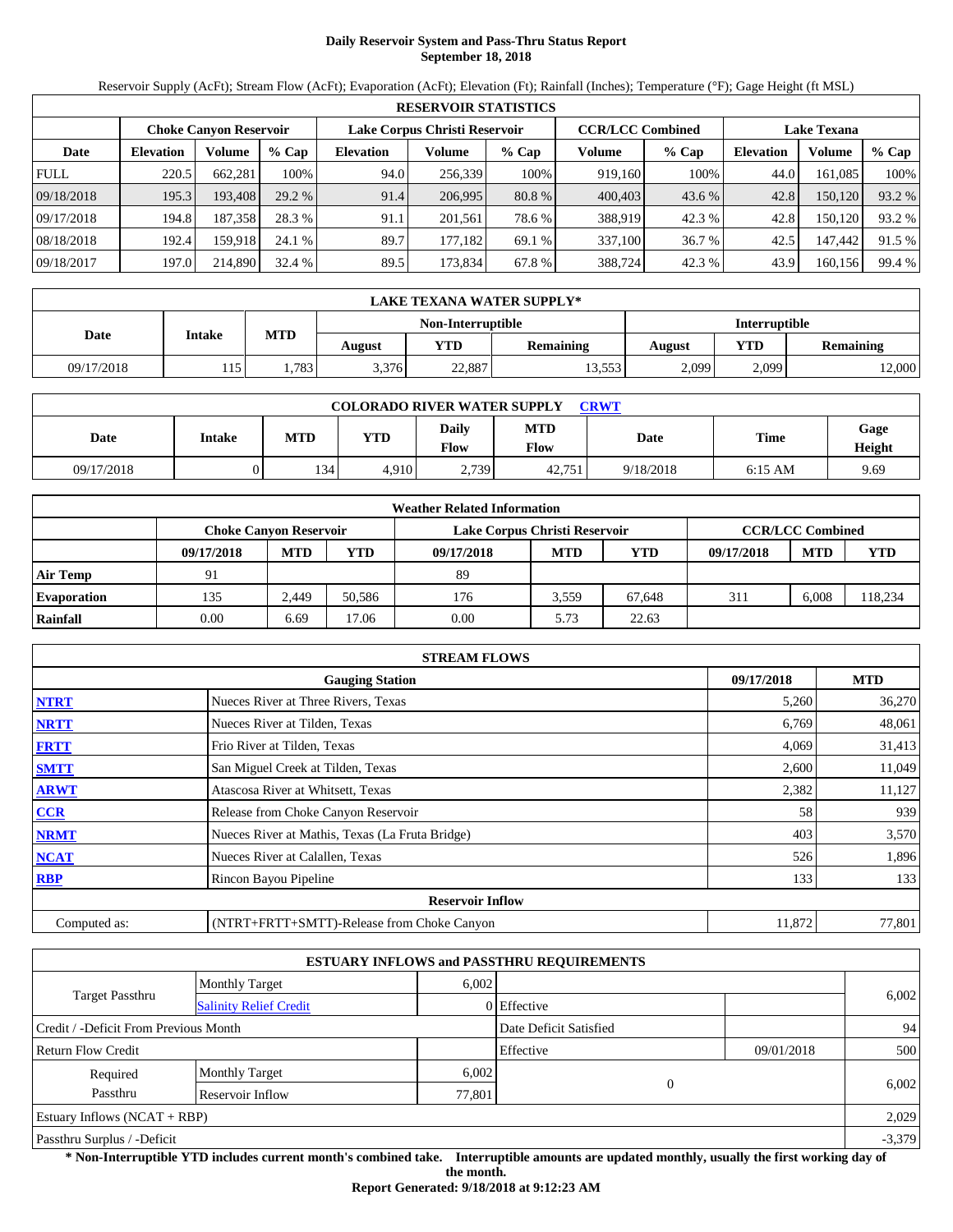# Daily Reservoir System and Pass-Thru Status Report
## September 18, 2018

Reservoir Supply (AcFt); Stream Flow (AcFt); Evaporation (AcFt); Elevation (Ft); Rainfall (Inches); Temperature (°F); Gage Height (ft MSL)

| RESERVOIR STATISTICS | | | | | | | | | | | |
|---|---|---|---|---|---|---|---|---|---|---|---|
| | Choke Canyon Reservoir | | | Lake Corpus Christi Reservoir | | | CCR/LCC Combined | | Lake Texana | | |
| Date | Elevation | Volume | % Cap | Elevation | Volume | % Cap | Volume | % Cap | Elevation | Volume | % Cap |
| FULL | 220.5 | 662,281 | 100% | 94.0 | 256,339 | 100% | 919,160 | 100% | 44.0 | 161,085 | 100% |
| 09/18/2018 | 195.3 | 193,408 | 29.2 % | 91.4 | 206,995 | 80.8 % | 400,403 | 43.6 % | 42.8 | 150,120 | 93.2 % |
| 09/17/2018 | 194.8 | 187,358 | 28.3 % | 91.1 | 201,561 | 78.6 % | 388,919 | 42.3 % | 42.8 | 150,120 | 93.2 % |
| 08/18/2018 | 192.4 | 159,918 | 24.1 % | 89.7 | 177,182 | 69.1 % | 337,100 | 36.7 % | 42.5 | 147,442 | 91.5 % |
| 09/18/2017 | 197.0 | 214,890 | 32.4 % | 89.5 | 173,834 | 67.8 % | 388,724 | 42.3 % | 43.9 | 160,156 | 99.4 % |

| LAKE TEXANA WATER SUPPLY* | | | | | | | | |
|---|---|---|---|---|---|---|---|---|
| Date | Intake | MTD | Non-Interruptible | | | Interruptible | | |
| | | | August | YTD | Remaining | August | YTD | Remaining |
| 09/17/2018 | 115 | 1,783 | 3,376 | 22,887 | 13,553 | 2,099 | 2,099 | 12,000 |

| COLORADO RIVER WATER SUPPLY CRWT | | | | | | | | |
|---|---|---|---|---|---|---|---|---|
| Date | Intake | MTD | YTD | Daily Flow | MTD Flow | Date | Time | Gage Height |
| 09/17/2018 | 0 | 134 | 4,910 | 2,739 | 42,751 | 9/18/2018 | 6:15 AM | 9.69 |

| Weather Related Information | | | | | | | | | |
|---|---|---|---|---|---|---|---|---|---|
| | Choke Canyon Reservoir | | | Lake Corpus Christi Reservoir | | | CCR/LCC Combined | | |
| | 09/17/2018 | MTD | YTD | 09/17/2018 | MTD | YTD | 09/17/2018 | MTD | YTD |
| Air Temp | 91 | | | 89 | | | | | |
| Evaporation | 135 | 2,449 | 50,586 | 176 | 3,559 | 67,648 | 311 | 6,008 | 118,234 |
| Rainfall | 0.00 | 6.69 | 17.06 | 0.00 | 5.73 | 22.63 | | | |

| STREAM FLOWS | | | |
|---|---|---|---|
| | Gauging Station | 09/17/2018 | MTD |
| NTRT | Nueces River at Three Rivers, Texas | 5,260 | 36,270 |
| NRTT | Nueces River at Tilden, Texas | 6,769 | 48,061 |
| FRTT | Frio River at Tilden, Texas | 4,069 | 31,413 |
| SMTT | San Miguel Creek at Tilden, Texas | 2,600 | 11,049 |
| ARWT | Atascosa River at Whitsett, Texas | 2,382 | 11,127 |
| CCR | Release from Choke Canyon Reservoir | 58 | 939 |
| NRMT | Nueces River at Mathis, Texas (La Fruta Bridge) | 403 | 3,570 |
| NCAT | Nueces River at Calallen, Texas | 526 | 1,896 |
| RBP | Rincon Bayou Pipeline | 133 | 133 |
| | Reservoir Inflow | | |
| Computed as: | (NTRT+FRTT+SMTT)-Release from Choke Canyon | 11,872 | 77,801 |

| ESTUARY INFLOWS and PASSTHRU REQUIREMENTS | | | | | |
|---|---|---|---|---|---|
| Target Passthru | Monthly Target | 6,002 | | | 6,002 |
| | Salinity Relief Credit | 0 | Effective | | |
| Credit / -Deficit From Previous Month | | | Date Deficit Satisfied | | 94 |
| Return Flow Credit | | | Effective | 09/01/2018 | 500 |
| Required Passthru | Monthly Target | 6,002 | 0 | | 6,002 |
| | Reservoir Inflow | 77,801 | | | |
| Estuary Inflows (NCAT + RBP) | | | | | 2,029 |
| Passthru Surplus / -Deficit | | | | | -3,379 |

**\* Non-Interruptible YTD includes current month's combined take. Interruptible amounts are updated monthly, usually the first working day of the month.**

**Report Generated: 9/18/2018 at 9:12:23 AM**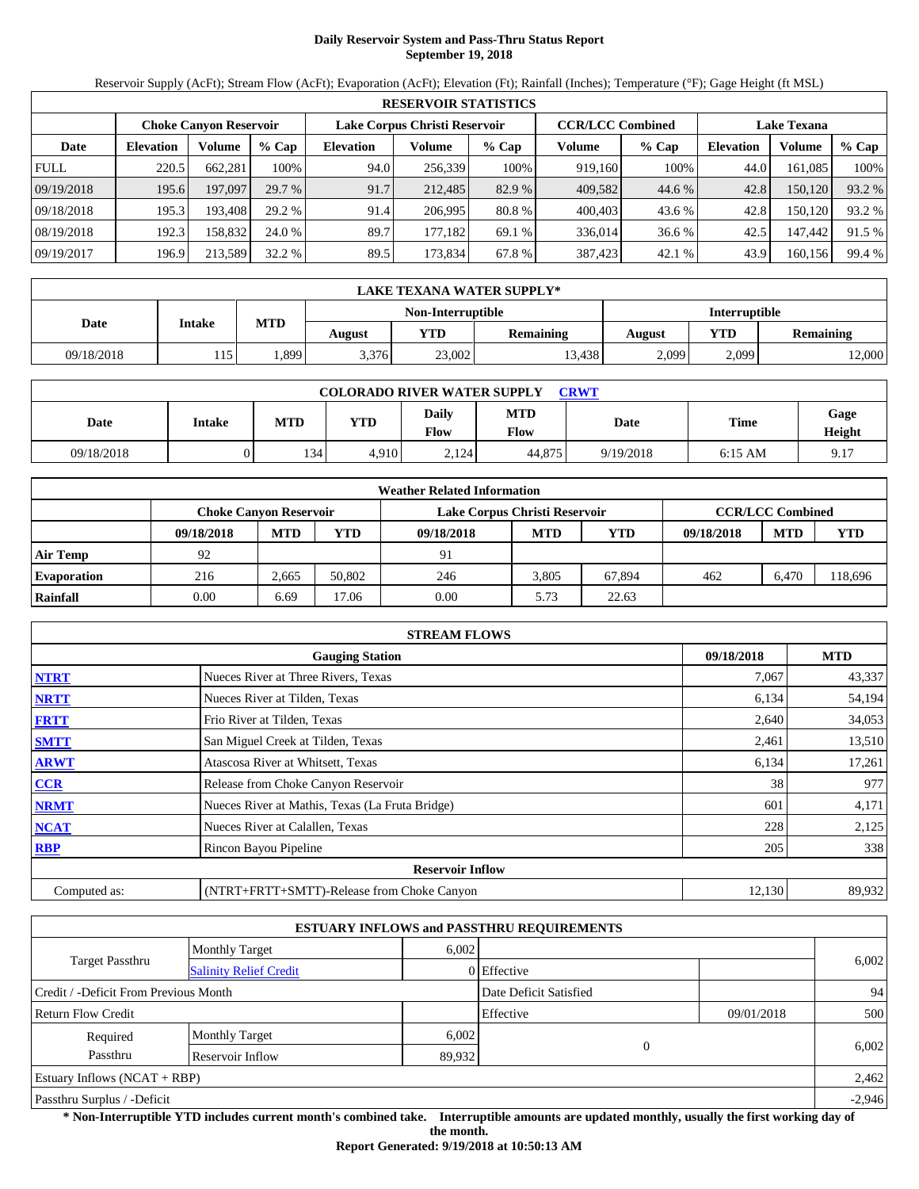# Daily Reservoir System and Pass-Thru Status Report
## September 19, 2018

Reservoir Supply (AcFt); Stream Flow (AcFt); Evaporation (AcFt); Elevation (Ft); Rainfall (Inches); Temperature (°F); Gage Height (ft MSL)

| RESERVOIR STATISTICS | | | | | | | | | | | |
|---|---|---|---|---|---|---|---|---|---|---|---|
| | Choke Canyon Reservoir | | | Lake Corpus Christi Reservoir | | | CCR/LCC Combined | | Lake Texana | | |
| Date | Elevation | Volume | % Cap | Elevation | Volume | % Cap | Volume | % Cap | Elevation | Volume | % Cap |
| FULL | 220.5 | 662,281 | 100% | 94.0 | 256,339 | 100% | 919,160 | 100% | 44.0 | 161,085 | 100% |
| 09/19/2018 | 195.6 | 197,097 | 29.7 % | 91.7 | 212,485 | 82.9 % | 409,582 | 44.6 % | 42.8 | 150,120 | 93.2 % |
| 09/18/2018 | 195.3 | 193,408 | 29.2 % | 91.4 | 206,995 | 80.8 % | 400,403 | 43.6 % | 42.8 | 150,120 | 93.2 % |
| 08/19/2018 | 192.3 | 158,832 | 24.0 % | 89.7 | 177,182 | 69.1 % | 336,014 | 36.6 % | 42.5 | 147,442 | 91.5 % |
| 09/19/2017 | 196.9 | 213,589 | 32.2 % | 89.5 | 173,834 | 67.8 % | 387,423 | 42.1 % | 43.9 | 160,156 | 99.4 % |

| LAKE TEXANA WATER SUPPLY* | | | | | | | | |
|---|---|---|---|---|---|---|---|---|
| Date | Intake | MTD | Non-Interruptible | | | Interruptible | | |
| | | | August | YTD | Remaining | August | YTD | Remaining |
| 09/18/2018 | 115 | 1,899 | 3,376 | 23,002 | 13,438 | 2,099 | 2,099 | 12,000 |

| COLORADO RIVER WATER SUPPLY CRWT | | | | | | | | |
|---|---|---|---|---|---|---|---|---|
| Date | Intake | MTD | YTD | Daily Flow | MTD Flow | Date | Time | Gage Height |
| 09/18/2018 | 0 | 134 | 4,910 | 2,124 | 44,875 | 9/19/2018 | 6:15 AM | 9.17 |

| Weather Related Information | | | | | | | | | |
|---|---|---|---|---|---|---|---|---|---|
| | Choke Canyon Reservoir | | | Lake Corpus Christi Reservoir | | | CCR/LCC Combined | | |
| | 09/18/2018 | MTD | YTD | 09/18/2018 | MTD | YTD | 09/18/2018 | MTD | YTD |
| Air Temp | 92 | | | 91 | | | | | |
| Evaporation | 216 | 2,665 | 50,802 | 246 | 3,805 | 67,894 | 462 | 6,470 | 118,696 |
| Rainfall | 0.00 | 6.69 | 17.06 | 0.00 | 5.73 | 22.63 | | | |

| STREAM FLOWS | | | |
|---|---|---|---|
| | Gauging Station | 09/18/2018 | MTD |
| NTRT | Nueces River at Three Rivers, Texas | 7,067 | 43,337 |
| NRTT | Nueces River at Tilden, Texas | 6,134 | 54,194 |
| FRTT | Frio River at Tilden, Texas | 2,640 | 34,053 |
| SMTT | San Miguel Creek at Tilden, Texas | 2,461 | 13,510 |
| ARWT | Atascosa River at Whitsett, Texas | 6,134 | 17,261 |
| CCR | Release from Choke Canyon Reservoir | 38 | 977 |
| NRMT | Nueces River at Mathis, Texas (La Fruta Bridge) | 601 | 4,171 |
| NCAT | Nueces River at Calallen, Texas | 228 | 2,125 |
| RBP | Rincon Bayou Pipeline | 205 | 338 |
| | Reservoir Inflow | | |
| Computed as: | (NTRT+FRTT+SMTT)-Release from Choke Canyon | 12,130 | 89,932 |

| ESTUARY INFLOWS and PASSTHRU REQUIREMENTS | | | | | |
|---|---|---|---|---|---|
| Target Passthru | Monthly Target | 6,002 | | | 6,002 |
| | Salinity Relief Credit | 0 | Effective | | |
| Credit / -Deficit From Previous Month | | | Date Deficit Satisfied | | 94 |
| Return Flow Credit | | | Effective | 09/01/2018 | 500 |
| Required Passthru | Monthly Target | 6,002 | 0 | | 6,002 |
| | Reservoir Inflow | 89,932 | | | |
| Estuary Inflows (NCAT + RBP) | | | | | 2,462 |
| Passthru Surplus / -Deficit | | | | | -2,946 |

**\* Non-Interruptible YTD includes current month's combined take. Interruptible amounts are updated monthly, usually the first working day of the month.**

**Report Generated: 9/19/2018 at 10:50:13 AM**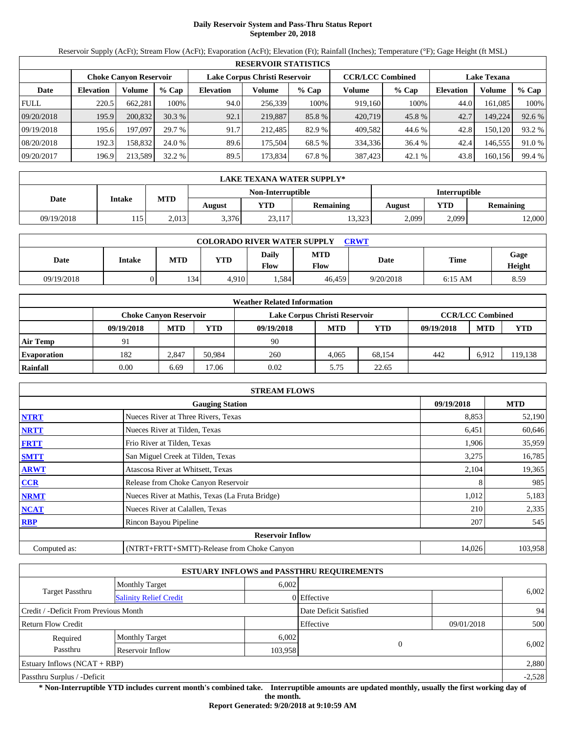# Daily Reservoir System and Pass-Thru Status Report
## September 20, 2018

Reservoir Supply (AcFt); Stream Flow (AcFt); Evaporation (AcFt); Elevation (Ft); Rainfall (Inches); Temperature (°F); Gage Height (ft MSL)

| RESERVOIR STATISTICS | | | | | | | | | | | |
|---|---|---|---|---|---|---|---|---|---|---|---|
| | Choke Canyon Reservoir | | | Lake Corpus Christi Reservoir | | | CCR/LCC Combined | | Lake Texana | | |
| Date | Elevation | Volume | % Cap | Elevation | Volume | % Cap | Volume | % Cap | Elevation | Volume | % Cap |
| FULL | 220.5 | 662,281 | 100% | 94.0 | 256,339 | 100% | 919,160 | 100% | 44.0 | 161,085 | 100% |
| 09/20/2018 | 195.9 | 200,832 | 30.3 % | 92.1 | 219,887 | 85.8 % | 420,719 | 45.8 % | 42.7 | 149,224 | 92.6 % |
| 09/19/2018 | 195.6 | 197,097 | 29.7 % | 91.7 | 212,485 | 82.9 % | 409,582 | 44.6 % | 42.8 | 150,120 | 93.2 % |
| 08/20/2018 | 192.3 | 158,832 | 24.0 % | 89.6 | 175,504 | 68.5 % | 334,336 | 36.4 % | 42.4 | 146,555 | 91.0 % |
| 09/20/2017 | 196.9 | 213,589 | 32.2 % | 89.5 | 173,834 | 67.8 % | 387,423 | 42.1 % | 43.8 | 160,156 | 99.4 % |

| LAKE TEXANA WATER SUPPLY* | | | | | | | | |
|---|---|---|---|---|---|---|---|---|
| Date | Intake | MTD | Non-Interruptible | | | Interruptible | | |
| | | | August | YTD | Remaining | August | YTD | Remaining |
| 09/19/2018 | 115 | 2,013 | 3,376 | 23,117 | 13,323 | 2,099 | 2,099 | 12,000 |

| COLORADO RIVER WATER SUPPLY CRWT | | | | | | | | |
|---|---|---|---|---|---|---|---|---|
| Date | Intake | MTD | YTD | Daily Flow | MTD Flow | Date | Time | Gage Height |
| 09/19/2018 | 0 | 134 | 4,910 | 1,584 | 46,459 | 9/20/2018 | 6:15 AM | 8.59 |

| Weather Related Information | | | | | | | | | |
|---|---|---|---|---|---|---|---|---|---|
| | Choke Canyon Reservoir | | | Lake Corpus Christi Reservoir | | | CCR/LCC Combined | | |
| | 09/19/2018 | MTD | YTD | 09/19/2018 | MTD | YTD | 09/19/2018 | MTD | YTD |
| Air Temp | 91 | | | 90 | | | | | |
| Evaporation | 182 | 2,847 | 50,984 | 260 | 4,065 | 68,154 | 442 | 6,912 | 119,138 |
| Rainfall | 0.00 | 6.69 | 17.06 | 0.02 | 5.75 | 22.65 | | | |

| STREAM FLOWS | | | |
|---|---|---|---|
| | Gauging Station | 09/19/2018 | MTD |
| NTRT | Nueces River at Three Rivers, Texas | 8,853 | 52,190 |
| NRTT | Nueces River at Tilden, Texas | 6,451 | 60,646 |
| FRTT | Frio River at Tilden, Texas | 1,906 | 35,959 |
| SMTT | San Miguel Creek at Tilden, Texas | 3,275 | 16,785 |
| ARWT | Atascosa River at Whitsett, Texas | 2,104 | 19,365 |
| CCR | Release from Choke Canyon Reservoir | 8 | 985 |
| NRMT | Nueces River at Mathis, Texas (La Fruta Bridge) | 1,012 | 5,183 |
| NCAT | Nueces River at Calallen, Texas | 210 | 2,335 |
| RBP | Rincon Bayou Pipeline | 207 | 545 |
| **Reservoir Inflow** | | | |
| Computed as: | (NTRT+FRTT+SMTT)-Release from Choke Canyon | 14,026 | 103,958 |

| ESTUARY INFLOWS and PASSTHRU REQUIREMENTS | | | | | |
|---|---|---|---|---|---|
| Target Passthru | Monthly Target | 6,002 | | | 6,002 |
| | Salinity Relief Credit | 0 | Effective | | |
| Credit / -Deficit From Previous Month | | | Date Deficit Satisfied | | 94 |
| Return Flow Credit | | | Effective | 09/01/2018 | 500 |
| Required Passthru | Monthly Target | 6,002 | 0 | | 6,002 |
| | Reservoir Inflow | 103,958 | | | |
| Estuary Inflows (NCAT + RBP) | | | | | 2,880 |
| Passthru Surplus / -Deficit | | | | | -2,528 |

**\* Non-Interruptible YTD includes current month's combined take. Interruptible amounts are updated monthly, usually the first working day of the month.**

**Report Generated: 9/20/2018 at 9:10:59 AM**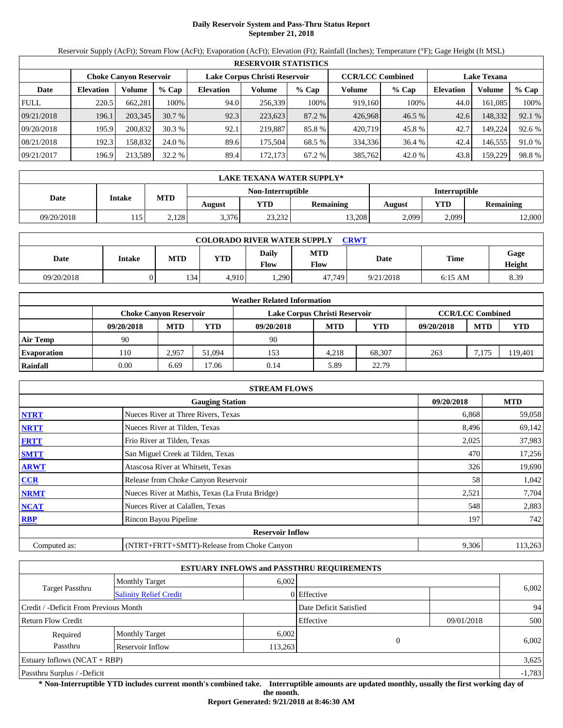# Daily Reservoir System and Pass-Thru Status Report
## September 21, 2018

Reservoir Supply (AcFt); Stream Flow (AcFt); Evaporation (AcFt); Elevation (Ft); Rainfall (Inches); Temperature (°F); Gage Height (ft MSL)

| RESERVOIR STATISTICS | | | | | | | | | | | |
|---|---|---|---|---|---|---|---|---|---|---|---|
| | Choke Canyon Reservoir | | | Lake Corpus Christi Reservoir | | | CCR/LCC Combined | | Lake Texana | | |
| Date | Elevation | Volume | % Cap | Elevation | Volume | % Cap | Volume | % Cap | Elevation | Volume | % Cap |
| FULL | 220.5 | 662,281 | 100% | 94.0 | 256,339 | 100% | 919,160 | 100% | 44.0 | 161,085 | 100% |
| 09/21/2018 | 196.1 | 203,345 | 30.7 % | 92.3 | 223,623 | 87.2 % | 426,968 | 46.5 % | 42.6 | 148,332 | 92.1 % |
| 09/20/2018 | 195.9 | 200,832 | 30.3 % | 92.1 | 219,887 | 85.8 % | 420,719 | 45.8 % | 42.7 | 149,224 | 92.6 % |
| 08/21/2018 | 192.3 | 158,832 | 24.0 % | 89.6 | 175,504 | 68.5 % | 334,336 | 36.4 % | 42.4 | 146,555 | 91.0 % |
| 09/21/2017 | 196.9 | 213,589 | 32.2 % | 89.4 | 172,173 | 67.2 % | 385,762 | 42.0 % | 43.8 | 159,229 | 98.8 % |

| LAKE TEXANA WATER SUPPLY* | | | | | | | | |
|---|---|---|---|---|---|---|---|---|
| Date | Intake | MTD | Non-Interruptible | | | Interruptible | | |
| | | | August | YTD | Remaining | August | YTD | Remaining |
| 09/20/2018 | 115 | 2,128 | 3,376 | 23,232 | 13,208 | 2,099 | 2,099 | 12,000 |

| COLORADO RIVER WATER SUPPLY CRWT | | | | | | | | |
|---|---|---|---|---|---|---|---|---|
| Date | Intake | MTD | YTD | Daily Flow | MTD Flow | Date | Time | Gage Height |
| 09/20/2018 | 0 | 134 | 4,910 | 1,290 | 47,749 | 9/21/2018 | 6:15 AM | 8.39 |

| Weather Related Information | | | | | | | | | |
|---|---|---|---|---|---|---|---|---|---|
| | Choke Canyon Reservoir | | | Lake Corpus Christi Reservoir | | | CCR/LCC Combined | | |
| | 09/20/2018 | MTD | YTD | 09/20/2018 | MTD | YTD | 09/20/2018 | MTD | YTD |
| Air Temp | 90 | | | 90 | | | | | |
| Evaporation | 110 | 2,957 | 51,094 | 153 | 4,218 | 68,307 | 263 | 7,175 | 119,401 |
| Rainfall | 0.00 | 6.69 | 17.06 | 0.14 | 5.89 | 22.79 | | | |

| STREAM FLOWS | | | |
|---|---|---|---|
| | Gauging Station | 09/20/2018 | MTD |
| NTRT | Nueces River at Three Rivers, Texas | 6,868 | 59,058 |
| NRTT | Nueces River at Tilden, Texas | 8,496 | 69,142 |
| FRTT | Frio River at Tilden, Texas | 2,025 | 37,983 |
| SMTT | San Miguel Creek at Tilden, Texas | 470 | 17,256 |
| ARWT | Atascosa River at Whitsett, Texas | 326 | 19,690 |
| CCR | Release from Choke Canyon Reservoir | 58 | 1,042 |
| NRMT | Nueces River at Mathis, Texas (La Fruta Bridge) | 2,521 | 7,704 |
| NCAT | Nueces River at Calallen, Texas | 548 | 2,883 |
| RBP | Rincon Bayou Pipeline | 197 | 742 |
| **Reservoir Inflow** | | | |
| Computed as: | (NTRT+FRTT+SMTT)-Release from Choke Canyon | 9,306 | 113,263 |

| ESTUARY INFLOWS and PASSTHRU REQUIREMENTS | | | | | |
|---|---|---|---|---|---|
| Target Passthru | Monthly Target | 6,002 | | | 6,002 |
| | Salinity Relief Credit | 0 | Effective | | |
| Credit / -Deficit From Previous Month | | | Date Deficit Satisfied | | 94 |
| Return Flow Credit | | | Effective | 09/01/2018 | 500 |
| Required Passthru | Monthly Target | 6,002 | 0 | | 6,002 |
| | Reservoir Inflow | 113,263 | | | |
| Estuary Inflows (NCAT + RBP) | | | | | 3,625 |
| Passthru Surplus / -Deficit | | | | | -1,783 |

**\* Non-Interruptible YTD includes current month's combined take. Interruptible amounts are updated monthly, usually the first working day of the month.**

**Report Generated: 9/21/2018 at 8:46:30 AM**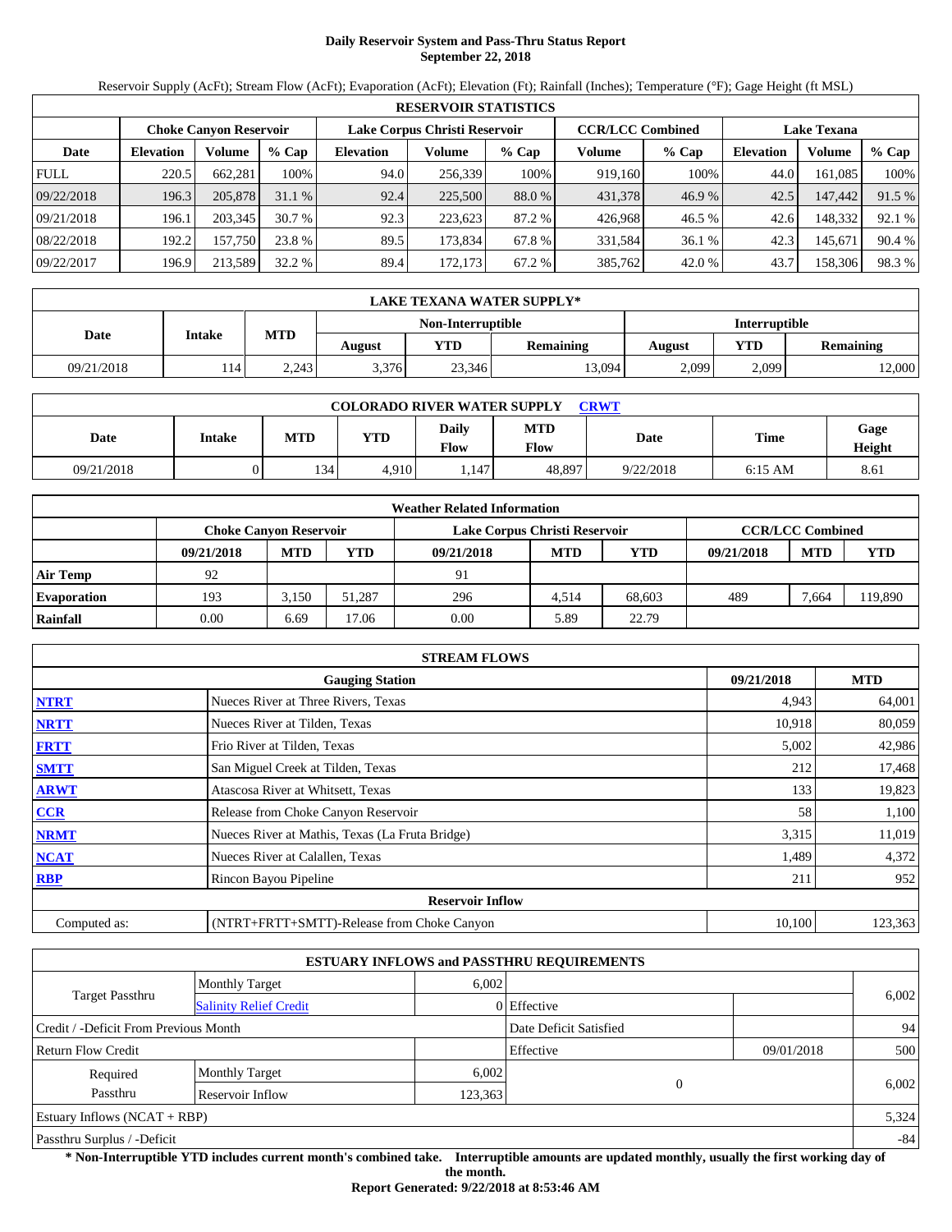# Daily Reservoir System and Pass-Thru Status Report
## September 22, 2018

Reservoir Supply (AcFt); Stream Flow (AcFt); Evaporation (AcFt); Elevation (Ft); Rainfall (Inches); Temperature (°F); Gage Height (ft MSL)

| RESERVOIR STATISTICS | | | | | | | | | | | |
|---|---|---|---|---|---|---|---|---|---|---|---|
| | Choke Canyon Reservoir | | | Lake Corpus Christi Reservoir | | | CCR/LCC Combined | | Lake Texana | | |
| Date | Elevation | Volume | % Cap | Elevation | Volume | % Cap | Volume | % Cap | Elevation | Volume | % Cap |
| FULL | 220.5 | 662,281 | 100% | 94.0 | 256,339 | 100% | 919,160 | 100% | 44.0 | 161,085 | 100% |
| 09/22/2018 | 196.3 | 205,878 | 31.1 % | 92.4 | 225,500 | 88.0 % | 431,378 | 46.9 % | 42.5 | 147,442 | 91.5 % |
| 09/21/2018 | 196.1 | 203,345 | 30.7 % | 92.3 | 223,623 | 87.2 % | 426,968 | 46.5 % | 42.6 | 148,332 | 92.1 % |
| 08/22/2018 | 192.2 | 157,750 | 23.8 % | 89.5 | 173,834 | 67.8 % | 331,584 | 36.1 % | 42.3 | 145,671 | 90.4 % |
| 09/22/2017 | 196.9 | 213,589 | 32.2 % | 89.4 | 172,173 | 67.2 % | 385,762 | 42.0 % | 43.7 | 158,306 | 98.3 % |

| LAKE TEXANA WATER SUPPLY* | | | | | | | | |
|---|---|---|---|---|---|---|---|---|
| | | | Non-Interruptible | | | Interruptible | | |
| Date | Intake | MTD | August | YTD | Remaining | August | YTD | Remaining |
| 09/21/2018 | 114 | 2,243 | 3,376 | 23,346 | 13,094 | 2,099 | 2,099 | 12,000 |

| COLORADO RIVER WATER SUPPLY CRWT | | | | | | | | |
|---|---|---|---|---|---|---|---|---|
| Date | Intake | MTD | YTD | Daily Flow | MTD Flow | Date | Time | Gage Height |
| 09/21/2018 | 0 | 134 | 4,910 | 1,147 | 48,897 | 9/22/2018 | 6:15 AM | 8.61 |

| Weather Related Information | | | | | | | | | |
|---|---|---|---|---|---|---|---|---|---|
| | Choke Canyon Reservoir | | | Lake Corpus Christi Reservoir | | | CCR/LCC Combined | | |
| | 09/21/2018 | MTD | YTD | 09/21/2018 | MTD | YTD | 09/21/2018 | MTD | YTD |
| Air Temp | 92 | | | 91 | | | | | |
| Evaporation | 193 | 3,150 | 51,287 | 296 | 4,514 | 68,603 | 489 | 7,664 | 119,890 |
| Rainfall | 0.00 | 6.69 | 17.06 | 0.00 | 5.89 | 22.79 | | | |

| STREAM FLOWS | | | |
|---|---|---|---|
| | Gauging Station | 09/21/2018 | MTD |
| NTRT | Nueces River at Three Rivers, Texas | 4,943 | 64,001 |
| NRTT | Nueces River at Tilden, Texas | 10,918 | 80,059 |
| FRTT | Frio River at Tilden, Texas | 5,002 | 42,986 |
| SMTT | San Miguel Creek at Tilden, Texas | 212 | 17,468 |
| ARWT | Atascosa River at Whitsett, Texas | 133 | 19,823 |
| CCR | Release from Choke Canyon Reservoir | 58 | 1,100 |
| NRMT | Nueces River at Mathis, Texas (La Fruta Bridge) | 3,315 | 11,019 |
| NCAT | Nueces River at Calallen, Texas | 1,489 | 4,372 |
| RBP | Rincon Bayou Pipeline | 211 | 952 |
| | Reservoir Inflow | | |
| Computed as: | (NTRT+FRTT+SMTT)-Release from Choke Canyon | 10,100 | 123,363 |

| ESTUARY INFLOWS and PASSTHRU REQUIREMENTS | | | | | |
|---|---|---|---|---|---|
| Target Passthru | Monthly Target | 6,002 | | | 6,002 |
| | Salinity Relief Credit | 0 | Effective | | |
| Credit / -Deficit From Previous Month | | | Date Deficit Satisfied | | 94 |
| Return Flow Credit | | | Effective | 09/01/2018 | 500 |
| Required Passthru | Monthly Target | 6,002 | 0 | | 6,002 |
| | Reservoir Inflow | 123,363 | | | |
| Estuary Inflows (NCAT + RBP) | | | | | 5,324 |
| Passthru Surplus / -Deficit | | | | | -84 |

**\* Non-Interruptible YTD includes current month's combined take. Interruptible amounts are updated monthly, usually the first working day of the month.**

**Report Generated: 9/22/2018 at 8:53:46 AM**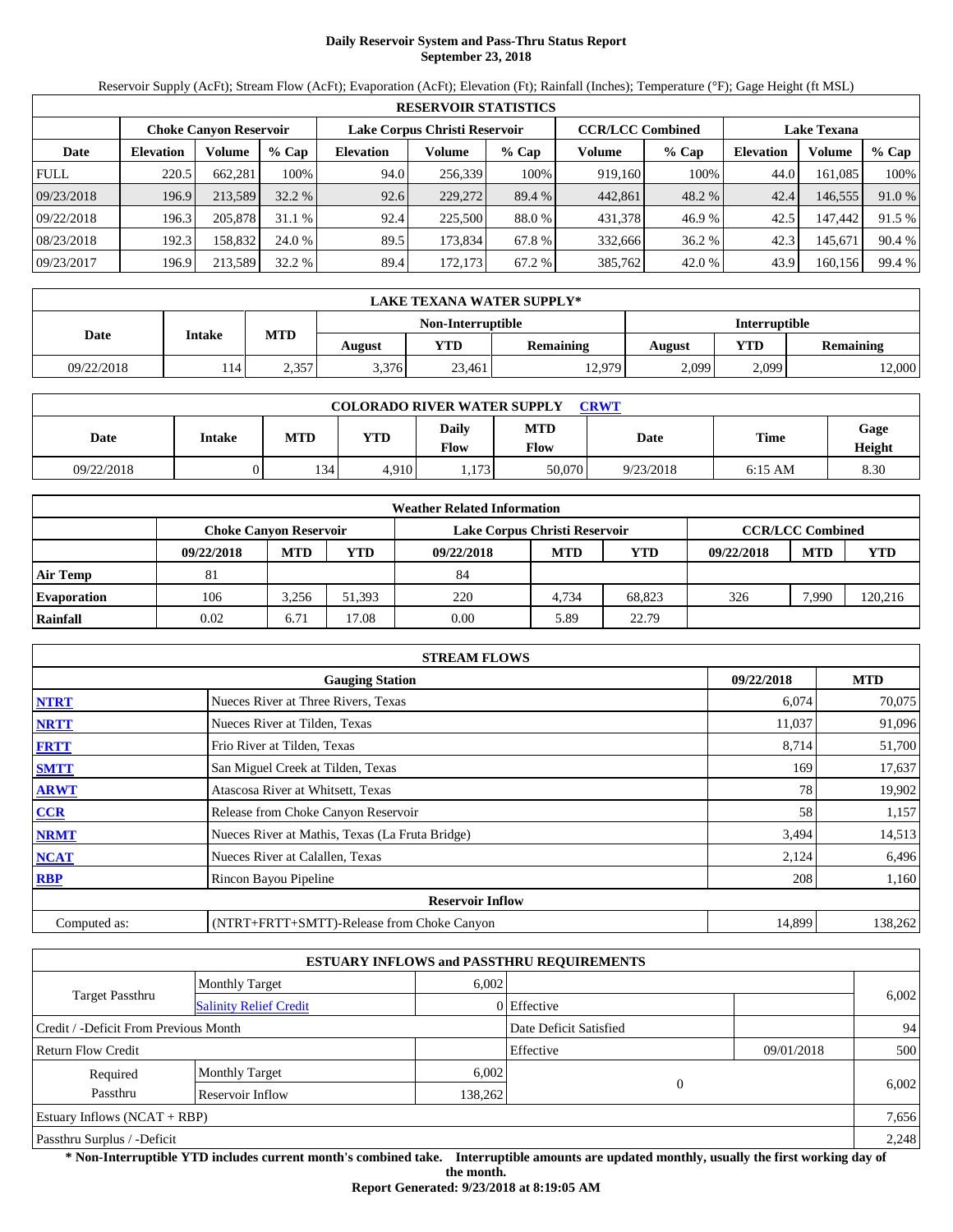# Daily Reservoir System and Pass-Thru Status Report
## September 23, 2018

Reservoir Supply (AcFt); Stream Flow (AcFt); Evaporation (AcFt); Elevation (Ft); Rainfall (Inches); Temperature (°F); Gage Height (ft MSL)

| RESERVOIR STATISTICS | | | | | | | | | | | |
|---|---|---|---|---|---|---|---|---|---|---|---|
| | Choke Canyon Reservoir | | | Lake Corpus Christi Reservoir | | | CCR/LCC Combined | | Lake Texana | | |
| Date | Elevation | Volume | % Cap | Elevation | Volume | % Cap | Volume | % Cap | Elevation | Volume | % Cap |
| FULL | 220.5 | 662,281 | 100% | 94.0 | 256,339 | 100% | 919,160 | 100% | 44.0 | 161,085 | 100% |
| 09/23/2018 | 196.9 | 213,589 | 32.2 % | 92.6 | 229,272 | 89.4 % | 442,861 | 48.2 % | 42.4 | 146,555 | 91.0 % |
| 09/22/2018 | 196.3 | 205,878 | 31.1 % | 92.4 | 225,500 | 88.0 % | 431,378 | 46.9 % | 42.5 | 147,442 | 91.5 % |
| 08/23/2018 | 192.3 | 158,832 | 24.0 % | 89.5 | 173,834 | 67.8 % | 332,666 | 36.2 % | 42.3 | 145,671 | 90.4 % |
| 09/23/2017 | 196.9 | 213,589 | 32.2 % | 89.4 | 172,173 | 67.2 % | 385,762 | 42.0 % | 43.9 | 160,156 | 99.4 % |

| LAKE TEXANA WATER SUPPLY* | | | | | | | | |
|---|---|---|---|---|---|---|---|---|
| Date | Intake | MTD | Non-Interruptible | | | Interruptible | | |
| | | | August | YTD | Remaining | August | YTD | Remaining |
| 09/22/2018 | 114 | 2,357 | 3,376 | 23,461 | 12,979 | 2,099 | 2,099 | 12,000 |

| COLORADO RIVER WATER SUPPLY CRWT | | | | | | | | |
|---|---|---|---|---|---|---|---|---|
| Date | Intake | MTD | YTD | Daily Flow | MTD Flow | Date | Time | Gage Height |
| 09/22/2018 | 0 | 134 | 4,910 | 1,173 | 50,070 | 9/23/2018 | 6:15 AM | 8.30 |

| Weather Related Information | | | | | | | | | |
|---|---|---|---|---|---|---|---|---|---|
| | Choke Canyon Reservoir | | | Lake Corpus Christi Reservoir | | | CCR/LCC Combined | | |
| | 09/22/2018 | MTD | YTD | 09/22/2018 | MTD | YTD | 09/22/2018 | MTD | YTD |
| Air Temp | 81 | | | 84 | | | | | |
| Evaporation | 106 | 3,256 | 51,393 | 220 | 4,734 | 68,823 | 326 | 7,990 | 120,216 |
| Rainfall | 0.02 | 6.71 | 17.08 | 0.00 | 5.89 | 22.79 | | | |

| STREAM FLOWS | | | |
|---|---|---|---|
| | Gauging Station | 09/22/2018 | MTD |
| NTRT | Nueces River at Three Rivers, Texas | 6,074 | 70,075 |
| NRTT | Nueces River at Tilden, Texas | 11,037 | 91,096 |
| FRTT | Frio River at Tilden, Texas | 8,714 | 51,700 |
| SMTT | San Miguel Creek at Tilden, Texas | 169 | 17,637 |
| ARWT | Atascosa River at Whitsett, Texas | 78 | 19,902 |
| CCR | Release from Choke Canyon Reservoir | 58 | 1,157 |
| NRMT | Nueces River at Mathis, Texas (La Fruta Bridge) | 3,494 | 14,513 |
| NCAT | Nueces River at Calallen, Texas | 2,124 | 6,496 |
| RBP | Rincon Bayou Pipeline | 208 | 1,160 |
| | Reservoir Inflow | | |
| Computed as: | (NTRT+FRTT+SMTT)-Release from Choke Canyon | 14,899 | 138,262 |

| ESTUARY INFLOWS and PASSTHRU REQUIREMENTS | | | | | |
|---|---|---|---|---|---|
| Target Passthru | Monthly Target | 6,002 | | | 6,002 |
| | Salinity Relief Credit | 0 | Effective | | |
| Credit / -Deficit From Previous Month | | | Date Deficit Satisfied | | 94 |
| Return Flow Credit | | | Effective | 09/01/2018 | 500 |
| Required Passthru | Monthly Target | 6,002 | 0 | | 6,002 |
| | Reservoir Inflow | 138,262 | | | |
| Estuary Inflows (NCAT + RBP) | | | | | 7,656 |
| Passthru Surplus / -Deficit | | | | | 2,248 |

**\* Non-Interruptible YTD includes current month's combined take. Interruptible amounts are updated monthly, usually the first working day of the month.**

**Report Generated: 9/23/2018 at 8:19:05 AM**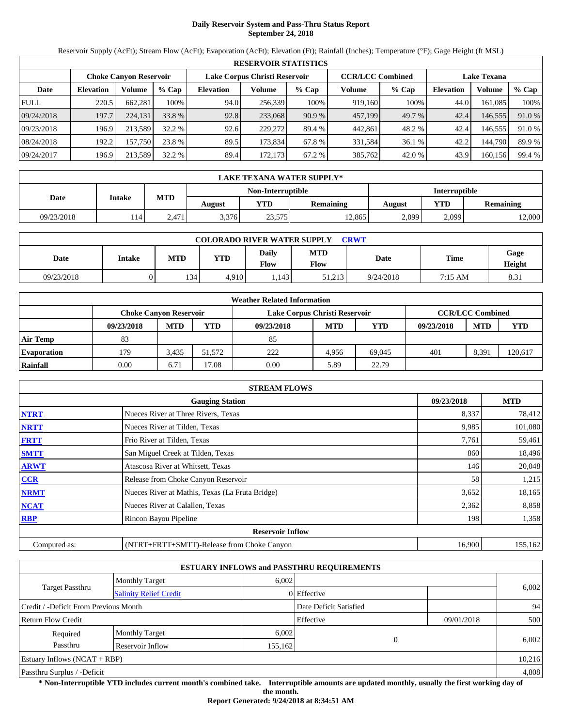# Daily Reservoir System and Pass-Thru Status Report
## September 24, 2018

Reservoir Supply (AcFt); Stream Flow (AcFt); Evaporation (AcFt); Elevation (Ft); Rainfall (Inches); Temperature (°F); Gage Height (ft MSL)

| RESERVOIR STATISTICS | | | | | | | | | | | |
|---|---|---|---|---|---|---|---|---|---|---|---|
| | Choke Canyon Reservoir | | | Lake Corpus Christi Reservoir | | | CCR/LCC Combined | | Lake Texana | | |
| Date | Elevation | Volume | % Cap | Elevation | Volume | % Cap | Volume | % Cap | Elevation | Volume | % Cap |
| FULL | 220.5 | 662,281 | 100% | 94.0 | 256,339 | 100% | 919,160 | 100% | 44.0 | 161,085 | 100% |
| 09/24/2018 | 197.7 | 224,131 | 33.8 % | 92.8 | 233,068 | 90.9 % | 457,199 | 49.7 % | 42.4 | 146,555 | 91.0 % |
| 09/23/2018 | 196.9 | 213,589 | 32.2 % | 92.6 | 229,272 | 89.4 % | 442,861 | 48.2 % | 42.4 | 146,555 | 91.0 % |
| 08/24/2018 | 192.2 | 157,750 | 23.8 % | 89.5 | 173,834 | 67.8 % | 331,584 | 36.1 % | 42.2 | 144,790 | 89.9 % |
| 09/24/2017 | 196.9 | 213,589 | 32.2 % | 89.4 | 172,173 | 67.2 % | 385,762 | 42.0 % | 43.9 | 160,156 | 99.4 % |

| LAKE TEXANA WATER SUPPLY* | | | | | | | | |
|---|---|---|---|---|---|---|---|---|
| Date | Intake | MTD | Non-Interruptible | | | Interruptible | | |
| | | | August | YTD | Remaining | August | YTD | Remaining |
| 09/23/2018 | 114 | 2,471 | 3,376 | 23,575 | 12,865 | 2,099 | 2,099 | 12,000 |

| COLORADO RIVER WATER SUPPLY CRWT | | | | | | | | |
|---|---|---|---|---|---|---|---|---|
| Date | Intake | MTD | YTD | Daily Flow | MTD Flow | Date | Time | Gage Height |
| 09/23/2018 | 0 | 134 | 4,910 | 1,143 | 51,213 | 9/24/2018 | 7:15 AM | 8.31 |

| Weather Related Information | | | | | | | | | |
|---|---|---|---|---|---|---|---|---|---|
| | Choke Canyon Reservoir | | | Lake Corpus Christi Reservoir | | | CCR/LCC Combined | | |
| | 09/23/2018 | MTD | YTD | 09/23/2018 | MTD | YTD | 09/23/2018 | MTD | YTD |
| Air Temp | 83 | | | 85 | | | | | |
| Evaporation | 179 | 3,435 | 51,572 | 222 | 4,956 | 69,045 | 401 | 8,391 | 120,617 |
| Rainfall | 0.00 | 6.71 | 17.08 | 0.00 | 5.89 | 22.79 | | | |

| STREAM FLOWS | | | |
|---|---|---|---|
| | Gauging Station | 09/23/2018 | MTD |
| NTRT | Nueces River at Three Rivers, Texas | 8,337 | 78,412 |
| NRTT | Nueces River at Tilden, Texas | 9,985 | 101,080 |
| FRTT | Frio River at Tilden, Texas | 7,761 | 59,461 |
| SMTT | San Miguel Creek at Tilden, Texas | 860 | 18,496 |
| ARWT | Atascosa River at Whitsett, Texas | 146 | 20,048 |
| CCR | Release from Choke Canyon Reservoir | 58 | 1,215 |
| NRMT | Nueces River at Mathis, Texas (La Fruta Bridge) | 3,652 | 18,165 |
| NCAT | Nueces River at Calallen, Texas | 2,362 | 8,858 |
| RBP | Rincon Bayou Pipeline | 198 | 1,358 |
| | Reservoir Inflow | | |
| Computed as: | (NTRT+FRTT+SMTT)-Release from Choke Canyon | 16,900 | 155,162 |

| ESTUARY INFLOWS and PASSTHRU REQUIREMENTS | | | | | |
|---|---|---|---|---|---|
| Target Passthru | Monthly Target | 6,002 | | | 6,002 |
| | Salinity Relief Credit | 0 | Effective | | |
| Credit / -Deficit From Previous Month | | | Date Deficit Satisfied | | 94 |
| Return Flow Credit | | | Effective | 09/01/2018 | 500 |
| Required Passthru | Monthly Target | 6,002 | 0 | | 6,002 |
| | Reservoir Inflow | 155,162 | | | |
| Estuary Inflows (NCAT + RBP) | | | | | 10,216 |
| Passthru Surplus / -Deficit | | | | | 4,808 |

**\* Non-Interruptible YTD includes current month's combined take. Interruptible amounts are updated monthly, usually the first working day of the month.**

**Report Generated: 9/24/2018 at 8:34:51 AM**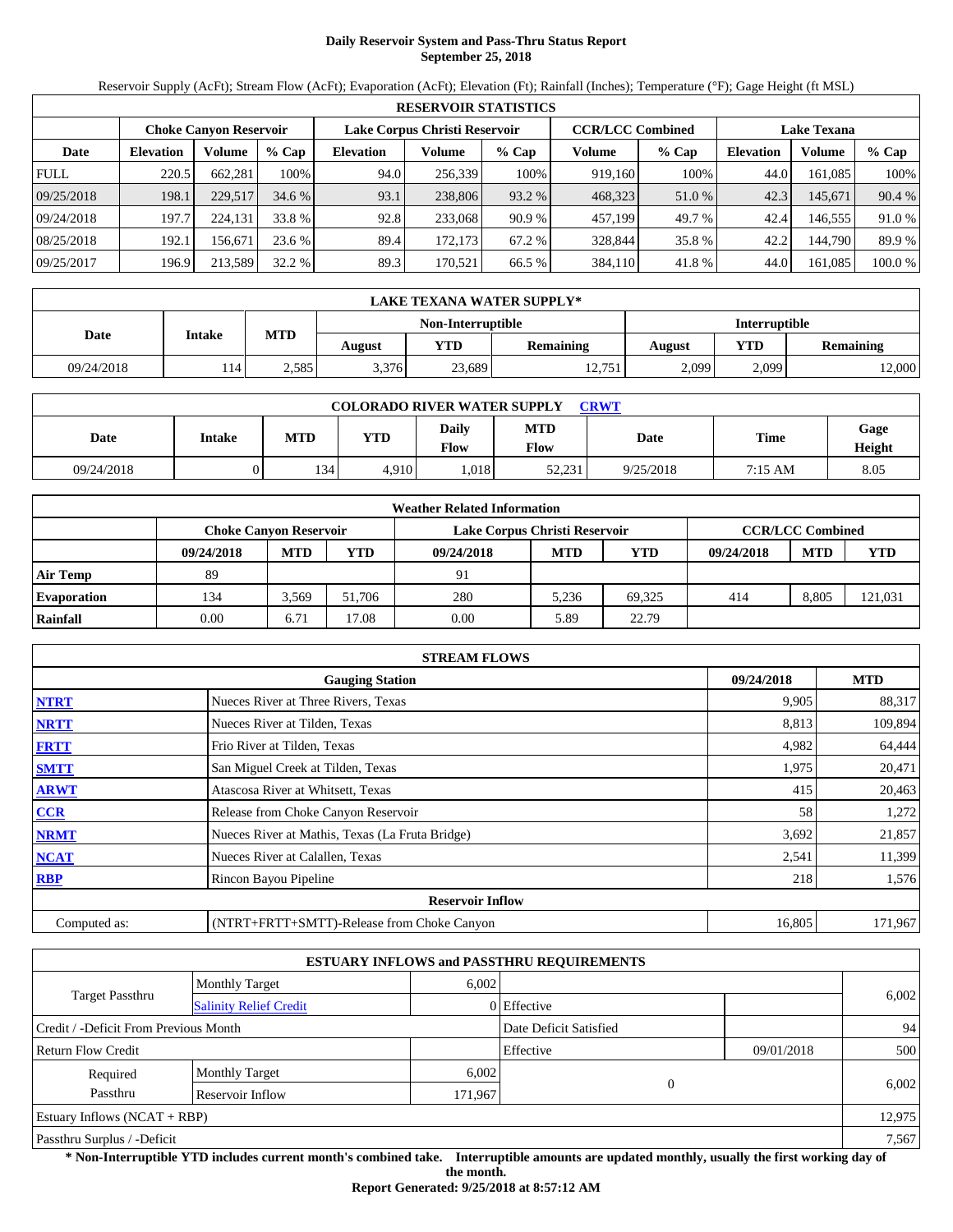# Daily Reservoir System and Pass-Thru Status Report
## September 25, 2018

Reservoir Supply (AcFt); Stream Flow (AcFt); Evaporation (AcFt); Elevation (Ft); Rainfall (Inches); Temperature (°F); Gage Height (ft MSL)

| RESERVOIR STATISTICS | | | | | | | | | | | |
|---|---|---|---|---|---|---|---|---|---|---|---|
| | Choke Canyon Reservoir | | | Lake Corpus Christi Reservoir | | | CCR/LCC Combined | | Lake Texana | | |
| Date | Elevation | Volume | % Cap | Elevation | Volume | % Cap | Volume | % Cap | Elevation | Volume | % Cap |
| FULL | 220.5 | 662,281 | 100% | 94.0 | 256,339 | 100% | 919,160 | 100% | 44.0 | 161,085 | 100% |
| 09/25/2018 | 198.1 | 229,517 | 34.6 % | 93.1 | 238,806 | 93.2 % | 468,323 | 51.0 % | 42.3 | 145,671 | 90.4 % |
| 09/24/2018 | 197.7 | 224,131 | 33.8 % | 92.8 | 233,068 | 90.9 % | 457,199 | 49.7 % | 42.4 | 146,555 | 91.0 % |
| 08/25/2018 | 192.1 | 156,671 | 23.6 % | 89.4 | 172,173 | 67.2 % | 328,844 | 35.8 % | 42.2 | 144,790 | 89.9 % |
| 09/25/2017 | 196.9 | 213,589 | 32.2 % | 89.3 | 170,521 | 66.5 % | 384,110 | 41.8 % | 44.0 | 161,085 | 100.0 % |

| LAKE TEXANA WATER SUPPLY* | | | | | | | | |
|---|---|---|---|---|---|---|---|---|
| Date | Intake | MTD | Non-Interruptible | | | Interruptible | | |
| | | | August | YTD | Remaining | August | YTD | Remaining |
| 09/24/2018 | 114 | 2,585 | 3,376 | 23,689 | 12,751 | 2,099 | 2,099 | 12,000 |

| COLORADO RIVER WATER SUPPLY CRWT | | | | | | | | |
|---|---|---|---|---|---|---|---|---|
| Date | Intake | MTD | YTD | Daily Flow | MTD Flow | Date | Time | Gage Height |
| 09/24/2018 | 0 | 134 | 4,910 | 1,018 | 52,231 | 9/25/2018 | 7:15 AM | 8.05 |

| Weather Related Information | | | | | | | | | |
|---|---|---|---|---|---|---|---|---|---|
| | Choke Canyon Reservoir | | | Lake Corpus Christi Reservoir | | | CCR/LCC Combined | | |
| | 09/24/2018 | MTD | YTD | 09/24/2018 | MTD | YTD | 09/24/2018 | MTD | YTD |
| Air Temp | 89 | | | 91 | | | | | |
| Evaporation | 134 | 3,569 | 51,706 | 280 | 5,236 | 69,325 | 414 | 8,805 | 121,031 |
| Rainfall | 0.00 | 6.71 | 17.08 | 0.00 | 5.89 | 22.79 | | | |

| STREAM FLOWS | | | |
|---|---|---|---|
| | Gauging Station | 09/24/2018 | MTD |
| NTRT | Nueces River at Three Rivers, Texas | 9,905 | 88,317 |
| NRTT | Nueces River at Tilden, Texas | 8,813 | 109,894 |
| FRTT | Frio River at Tilden, Texas | 4,982 | 64,444 |
| SMTT | San Miguel Creek at Tilden, Texas | 1,975 | 20,471 |
| ARWT | Atascosa River at Whitsett, Texas | 415 | 20,463 |
| CCR | Release from Choke Canyon Reservoir | 58 | 1,272 |
| NRMT | Nueces River at Mathis, Texas (La Fruta Bridge) | 3,692 | 21,857 |
| NCAT | Nueces River at Calallen, Texas | 2,541 | 11,399 |
| RBP | Rincon Bayou Pipeline | 218 | 1,576 |
| Reservoir Inflow | | | |
| Computed as: | (NTRT+FRTT+SMTT)-Release from Choke Canyon | 16,805 | 171,967 |

| ESTUARY INFLOWS and PASSTHRU REQUIREMENTS | | | | | |
|---|---|---|---|---|---|
| Target Passthru | Monthly Target | 6,002 | | | 6,002 |
| | Salinity Relief Credit | 0 | Effective | | |
| Credit / -Deficit From Previous Month | | | Date Deficit Satisfied | | 94 |
| Return Flow Credit | | | Effective | 09/01/2018 | 500 |
| Required Passthru | Monthly Target | 6,002 | 0 | | 6,002 |
| | Reservoir Inflow | 171,967 | | | |
| Estuary Inflows (NCAT + RBP) | | | | | 12,975 |
| Passthru Surplus / -Deficit | | | | | 7,567 |

**\* Non-Interruptible YTD includes current month's combined take. Interruptible amounts are updated monthly, usually the first working day of the month.**

**Report Generated: 9/25/2018 at 8:57:12 AM**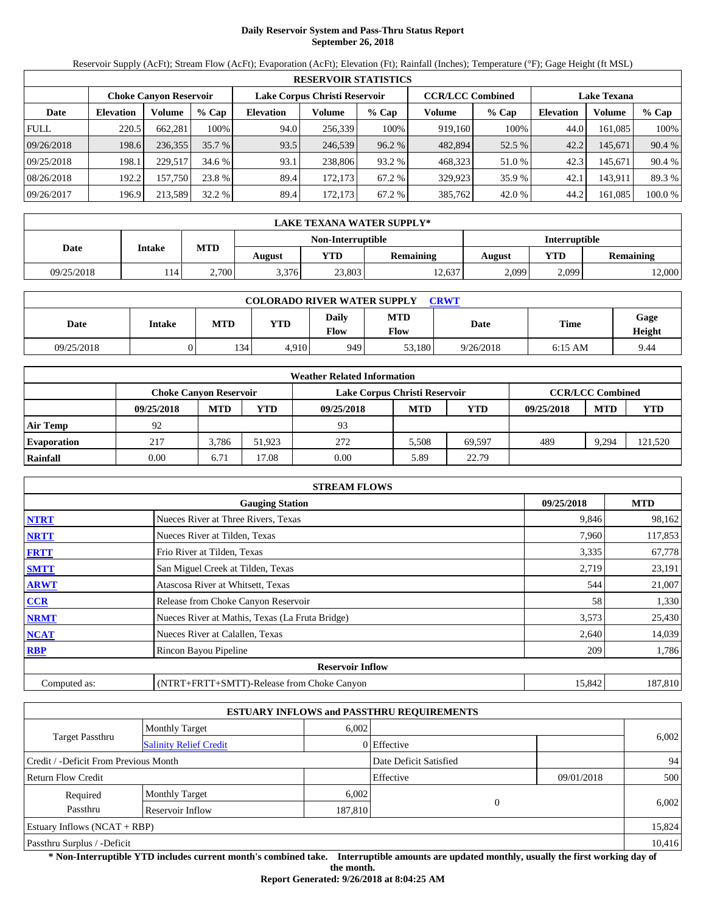# Daily Reservoir System and Pass-Thru Status Report
## September 26, 2018

Reservoir Supply (AcFt); Stream Flow (AcFt); Evaporation (AcFt); Elevation (Ft); Rainfall (Inches); Temperature (°F); Gage Height (ft MSL)

| RESERVOIR STATISTICS | | | | | | | | | | | |
|---|---|---|---|---|---|---|---|---|---|---|---|
| | Choke Canyon Reservoir | | | Lake Corpus Christi Reservoir | | | CCR/LCC Combined | | Lake Texana | | |
| Date | Elevation | Volume | % Cap | Elevation | Volume | % Cap | Volume | % Cap | Elevation | Volume | % Cap |
| FULL | 220.5 | 662,281 | 100% | 94.0 | 256,339 | 100% | 919,160 | 100% | 44.0 | 161,085 | 100% |
| 09/26/2018 | 198.6 | 236,355 | 35.7 % | 93.5 | 246,539 | 96.2 % | 482,894 | 52.5 % | 42.2 | 145,671 | 90.4 % |
| 09/25/2018 | 198.1 | 229,517 | 34.6 % | 93.1 | 238,806 | 93.2 % | 468,323 | 51.0 % | 42.3 | 145,671 | 90.4 % |
| 08/26/2018 | 192.2 | 157,750 | 23.8 % | 89.4 | 172,173 | 67.2 % | 329,923 | 35.9 % | 42.1 | 143,911 | 89.3 % |
| 09/26/2017 | 196.9 | 213,589 | 32.2 % | 89.4 | 172,173 | 67.2 % | 385,762 | 42.0 % | 44.2 | 161,085 | 100.0 % |

| LAKE TEXANA WATER SUPPLY* | | | | | | | | |
|---|---|---|---|---|---|---|---|---|
| | | | Non-Interruptible | | | Interruptible | | |
| Date | Intake | MTD | August | YTD | Remaining | August | YTD | Remaining |
| 09/25/2018 | 114 | 2,700 | 3,376 | 23,803 | 12,637 | 2,099 | 2,099 | 12,000 |

| COLORADO RIVER WATER SUPPLY CRWT | | | | | | | | |
|---|---|---|---|---|---|---|---|---|
| Date | Intake | MTD | YTD | Daily Flow | MTD Flow | Date | Time | Gage Height |
| 09/25/2018 | 0 | 134 | 4,910 | 949 | 53,180 | 9/26/2018 | 6:15 AM | 9.44 |

| Weather Related Information | | | | | | | | | |
|---|---|---|---|---|---|---|---|---|---|
| | Choke Canyon Reservoir | | | Lake Corpus Christi Reservoir | | | CCR/LCC Combined | | |
| | 09/25/2018 | MTD | YTD | 09/25/2018 | MTD | YTD | 09/25/2018 | MTD | YTD |
| Air Temp | 92 | | | 93 | | | | | |
| Evaporation | 217 | 3,786 | 51,923 | 272 | 5,508 | 69,597 | 489 | 9,294 | 121,520 |
| Rainfall | 0.00 | 6.71 | 17.08 | 0.00 | 5.89 | 22.79 | | | |

| STREAM FLOWS | | | |
|---|---|---|---|
| | Gauging Station | 09/25/2018 | MTD |
| NTRT | Nueces River at Three Rivers, Texas | 9,846 | 98,162 |
| NRTT | Nueces River at Tilden, Texas | 7,960 | 117,853 |
| FRTT | Frio River at Tilden, Texas | 3,335 | 67,778 |
| SMTT | San Miguel Creek at Tilden, Texas | 2,719 | 23,191 |
| ARWT | Atascosa River at Whitsett, Texas | 544 | 21,007 |
| CCR | Release from Choke Canyon Reservoir | 58 | 1,330 |
| NRMT | Nueces River at Mathis, Texas (La Fruta Bridge) | 3,573 | 25,430 |
| NCAT | Nueces River at Calallen, Texas | 2,640 | 14,039 |
| RBP | Rincon Bayou Pipeline | 209 | 1,786 |
| | Reservoir Inflow | | |
| Computed as: | (NTRT+FRTT+SMTT)-Release from Choke Canyon | 15,842 | 187,810 |

| ESTUARY INFLOWS and PASSTHRU REQUIREMENTS | | | | | |
|---|---|---|---|---|---|
| Target Passthru | Monthly Target | 6,002 | | | 6,002 |
| | Salinity Relief Credit | 0 | Effective | | |
| Credit / -Deficit From Previous Month | | | Date Deficit Satisfied | | 94 |
| Return Flow Credit | | | Effective | 09/01/2018 | 500 |
| Required Passthru | Monthly Target | 6,002 | 0 | | 6,002 |
| | Reservoir Inflow | 187,810 | | | |
| Estuary Inflows (NCAT + RBP) | | | | | 15,824 |
| Passthru Surplus / -Deficit | | | | | 10,416 |

**\* Non-Interruptible YTD includes current month's combined take. Interruptible amounts are updated monthly, usually the first working day of the month.**

**Report Generated: 9/26/2018 at 8:04:25 AM**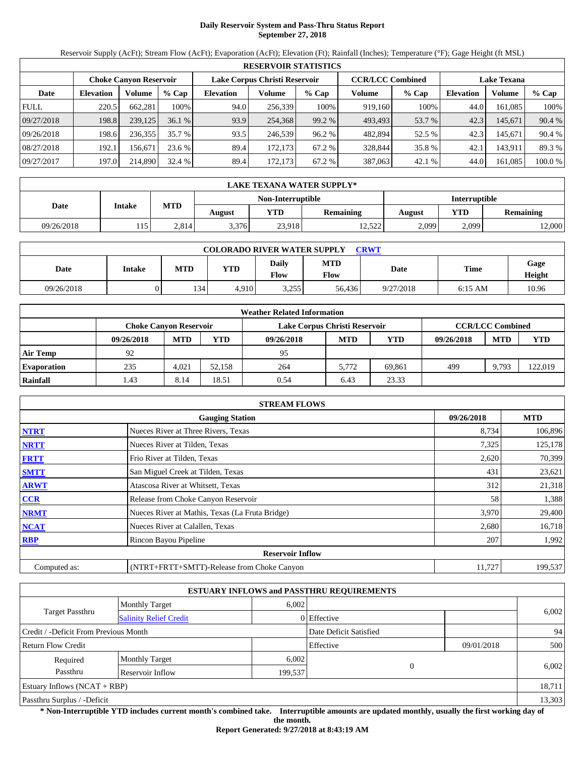# Daily Reservoir System and Pass-Thru Status Report
## September 27, 2018

Reservoir Supply (AcFt); Stream Flow (AcFt); Evaporation (AcFt); Elevation (Ft); Rainfall (Inches); Temperature (°F); Gage Height (ft MSL)

| RESERVOIR STATISTICS | | | | | | | | | | | |
|---|---|---|---|---|---|---|---|---|---|---|---|
| | Choke Canyon Reservoir | | | Lake Corpus Christi Reservoir | | | CCR/LCC Combined | | Lake Texana | | |
| Date | Elevation | Volume | % Cap | Elevation | Volume | % Cap | Volume | % Cap | Elevation | Volume | % Cap |
| FULL | 220.5 | 662,281 | 100% | 94.0 | 256,339 | 100% | 919,160 | 100% | 44.0 | 161,085 | 100% |
| 09/27/2018 | 198.8 | 239,125 | 36.1 % | 93.9 | 254,368 | 99.2 % | 493,493 | 53.7 % | 42.3 | 145,671 | 90.4 % |
| 09/26/2018 | 198.6 | 236,355 | 35.7 % | 93.5 | 246,539 | 96.2 % | 482,894 | 52.5 % | 42.3 | 145,671 | 90.4 % |
| 08/27/2018 | 192.1 | 156,671 | 23.6 % | 89.4 | 172,173 | 67.2 % | 328,844 | 35.8 % | 42.1 | 143,911 | 89.3 % |
| 09/27/2017 | 197.0 | 214,890 | 32.4 % | 89.4 | 172,173 | 67.2 % | 387,063 | 42.1 % | 44.0 | 161,085 | 100.0 % |

| LAKE TEXANA WATER SUPPLY* | | | | | | | | |
|---|---|---|---|---|---|---|---|---|
| Date | Intake | MTD | Non-Interruptible | | | Interruptible | | |
| | | | August | YTD | Remaining | August | YTD | Remaining |
| 09/26/2018 | 115 | 2,814 | 3,376 | 23,918 | 12,522 | 2,099 | 2,099 | 12,000 |

| COLORADO RIVER WATER SUPPLY CRWT | | | | | | | | |
|---|---|---|---|---|---|---|---|---|
| Date | Intake | MTD | YTD | Daily Flow | MTD Flow | Date | Time | Gage Height |
| 09/26/2018 | 0 | 134 | 4,910 | 3,255 | 56,436 | 9/27/2018 | 6:15 AM | 10.96 |

| Weather Related Information | | | | | | | | | |
|---|---|---|---|---|---|---|---|---|---|
| | Choke Canyon Reservoir | | | Lake Corpus Christi Reservoir | | | CCR/LCC Combined | | |
| | 09/26/2018 | MTD | YTD | 09/26/2018 | MTD | YTD | 09/26/2018 | MTD | YTD |
| Air Temp | 92 | | | 95 | | | | | |
| Evaporation | 235 | 4,021 | 52,158 | 264 | 5,772 | 69,861 | 499 | 9,793 | 122,019 |
| Rainfall | 1.43 | 8.14 | 18.51 | 0.54 | 6.43 | 23.33 | | | |

| STREAM FLOWS | | | |
|---|---|---|---|
| | Gauging Station | 09/26/2018 | MTD |
| NTRT | Nueces River at Three Rivers, Texas | 8,734 | 106,896 |
| NRTT | Nueces River at Tilden, Texas | 7,325 | 125,178 |
| FRTT | Frio River at Tilden, Texas | 2,620 | 70,399 |
| SMTT | San Miguel Creek at Tilden, Texas | 431 | 23,621 |
| ARWT | Atascosa River at Whitsett, Texas | 312 | 21,318 |
| CCR | Release from Choke Canyon Reservoir | 58 | 1,388 |
| NRMT | Nueces River at Mathis, Texas (La Fruta Bridge) | 3,970 | 29,400 |
| NCAT | Nueces River at Calallen, Texas | 2,680 | 16,718 |
| RBP | Rincon Bayou Pipeline | 207 | 1,992 |
| Reservoir Inflow | | | |
| Computed as: | (NTRT+FRTT+SMTT)-Release from Choke Canyon | 11,727 | 199,537 |

| ESTUARY INFLOWS and PASSTHRU REQUIREMENTS | | | | | |
|---|---|---|---|---|---|
| Target Passthru | Monthly Target | 6,002 | | | 6,002 |
| | Salinity Relief Credit | 0 | Effective | | |
| Credit / -Deficit From Previous Month | | | Date Deficit Satisfied | | 94 |
| Return Flow Credit | | | Effective | 09/01/2018 | 500 |
| Required Passthru | Monthly Target | 6,002 | 0 | | 6,002 |
| | Reservoir Inflow | 199,537 | | | |
| Estuary Inflows (NCAT + RBP) | | | | | 18,711 |
| Passthru Surplus / -Deficit | | | | | 13,303 |

**\* Non-Interruptible YTD includes current month's combined take. Interruptible amounts are updated monthly, usually the first working day of the month.**

**Report Generated: 9/27/2018 at 8:43:19 AM**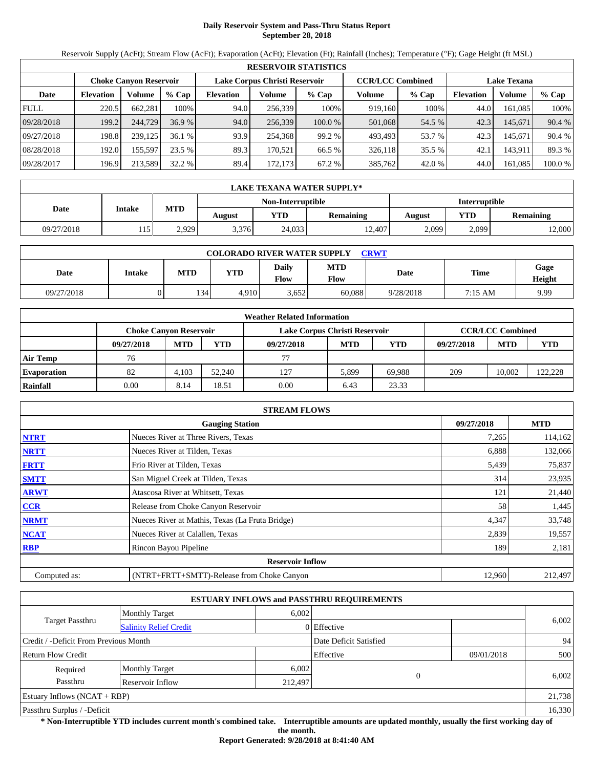# Daily Reservoir System and Pass-Thru Status Report
## September 28, 2018

Reservoir Supply (AcFt); Stream Flow (AcFt); Evaporation (AcFt); Elevation (Ft); Rainfall (Inches); Temperature (°F); Gage Height (ft MSL)

| RESERVOIR STATISTICS | | | | | | | | | | | |
|---|---|---|---|---|---|---|---|---|---|---|---|
| | Choke Canyon Reservoir | | | Lake Corpus Christi Reservoir | | | CCR/LCC Combined | | Lake Texana | | |
| Date | Elevation | Volume | % Cap | Elevation | Volume | % Cap | Volume | % Cap | Elevation | Volume | % Cap |
| FULL | 220.5 | 662,281 | 100% | 94.0 | 256,339 | 100% | 919,160 | 100% | 44.0 | 161,085 | 100% |
| 09/28/2018 | 199.2 | 244,729 | 36.9 % | 94.0 | 256,339 | 100.0 % | 501,068 | 54.5 % | 42.3 | 145,671 | 90.4 % |
| 09/27/2018 | 198.8 | 239,125 | 36.1 % | 93.9 | 254,368 | 99.2 % | 493,493 | 53.7 % | 42.3 | 145,671 | 90.4 % |
| 08/28/2018 | 192.0 | 155,597 | 23.5 % | 89.3 | 170,521 | 66.5 % | 326,118 | 35.5 % | 42.1 | 143,911 | 89.3 % |
| 09/28/2017 | 196.9 | 213,589 | 32.2 % | 89.4 | 172,173 | 67.2 % | 385,762 | 42.0 % | 44.0 | 161,085 | 100.0 % |

| LAKE TEXANA WATER SUPPLY* | | | | | | | | |
|---|---|---|---|---|---|---|---|---|
| Date | Intake | MTD | Non-Interruptible | | | Interruptible | | |
| | | | August | YTD | Remaining | August | YTD | Remaining |
| 09/27/2018 | 115 | 2,929 | 3,376 | 24,033 | 12,407 | 2,099 | 2,099 | 12,000 |

| COLORADO RIVER WATER SUPPLY CRWT | | | | | | | | |
|---|---|---|---|---|---|---|---|---|
| Date | Intake | MTD | YTD | Daily Flow | MTD Flow | Date | Time | Gage Height |
| 09/27/2018 | 0 | 134 | 4,910 | 3,652 | 60,088 | 9/28/2018 | 7:15 AM | 9.99 |

| Weather Related Information | | | | | | | | | |
|---|---|---|---|---|---|---|---|---|---|
| | Choke Canyon Reservoir | | | Lake Corpus Christi Reservoir | | | CCR/LCC Combined | | |
| | 09/27/2018 | MTD | YTD | 09/27/2018 | MTD | YTD | 09/27/2018 | MTD | YTD |
| Air Temp | 76 | | | 77 | | | | | |
| Evaporation | 82 | 4,103 | 52,240 | 127 | 5,899 | 69,988 | 209 | 10,002 | 122,228 |
| Rainfall | 0.00 | 8.14 | 18.51 | 0.00 | 6.43 | 23.33 | | | |

| STREAM FLOWS | | | |
|---|---|---|---|
| | Gauging Station | 09/27/2018 | MTD |
| NTRT | Nueces River at Three Rivers, Texas | 7,265 | 114,162 |
| NRTT | Nueces River at Tilden, Texas | 6,888 | 132,066 |
| FRTT | Frio River at Tilden, Texas | 5,439 | 75,837 |
| SMTT | San Miguel Creek at Tilden, Texas | 314 | 23,935 |
| ARWT | Atascosa River at Whitsett, Texas | 121 | 21,440 |
| CCR | Release from Choke Canyon Reservoir | 58 | 1,445 |
| NRMT | Nueces River at Mathis, Texas (La Fruta Bridge) | 4,347 | 33,748 |
| NCAT | Nueces River at Calallen, Texas | 2,839 | 19,557 |
| RBP | Rincon Bayou Pipeline | 189 | 2,181 |
| | Reservoir Inflow | | |
| Computed as: | (NTRT+FRTT+SMTT)-Release from Choke Canyon | 12,960 | 212,497 |

| ESTUARY INFLOWS and PASSTHRU REQUIREMENTS | | | | | |
|---|---|---|---|---|---|
| Target Passthru | Monthly Target | 6,002 | | | 6,002 |
| | Salinity Relief Credit | 0 | Effective | | |
| Credit / -Deficit From Previous Month | | | Date Deficit Satisfied | | 94 |
| Return Flow Credit | | | Effective | 09/01/2018 | 500 |
| Required Passthru | Monthly Target | 6,002 | 0 | | 6,002 |
| | Reservoir Inflow | 212,497 | | | |
| Estuary Inflows (NCAT + RBP) | | | | | 21,738 |
| Passthru Surplus / -Deficit | | | | | 16,330 |

**\* Non-Interruptible YTD includes current month's combined take. Interruptible amounts are updated monthly, usually the first working day of the month.**

**Report Generated: 9/28/2018 at 8:41:40 AM**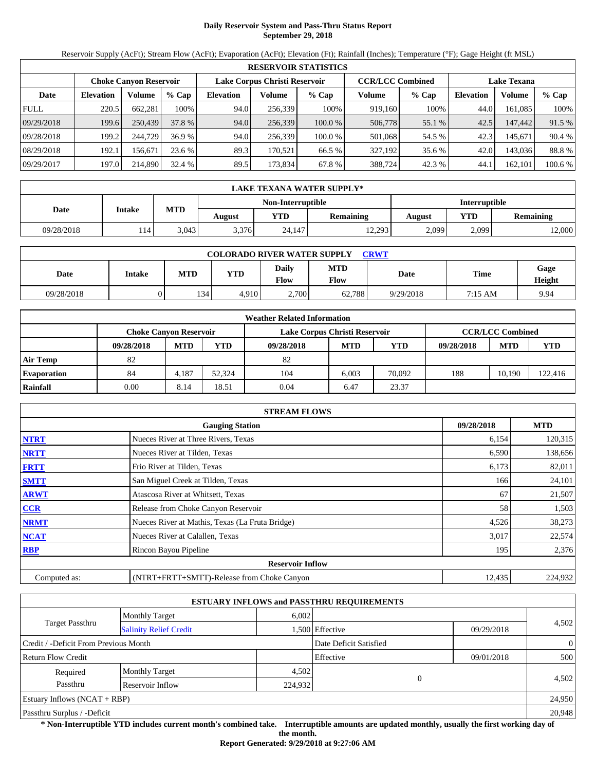# Daily Reservoir System and Pass-Thru Status Report
## September 29, 2018

Reservoir Supply (AcFt); Stream Flow (AcFt); Evaporation (AcFt); Elevation (Ft); Rainfall (Inches); Temperature (°F); Gage Height (ft MSL)

| RESERVOIR STATISTICS | | | | | | | | | | | |
|---|---|---|---|---|---|---|---|---|---|---|---|
| | Choke Canyon Reservoir | | | Lake Corpus Christi Reservoir | | | CCR/LCC Combined | | Lake Texana | | |
| Date | Elevation | Volume | % Cap | Elevation | Volume | % Cap | Volume | % Cap | Elevation | Volume | % Cap |
| FULL | 220.5 | 662,281 | 100% | 94.0 | 256,339 | 100% | 919,160 | 100% | 44.0 | 161,085 | 100% |
| 09/29/2018 | 199.6 | 250,439 | 37.8 % | 94.0 | 256,339 | 100.0 % | 506,778 | 55.1 % | 42.5 | 147,442 | 91.5 % |
| 09/28/2018 | 199.2 | 244,729 | 36.9 % | 94.0 | 256,339 | 100.0 % | 501,068 | 54.5 % | 42.3 | 145,671 | 90.4 % |
| 08/29/2018 | 192.1 | 156,671 | 23.6 % | 89.3 | 170,521 | 66.5 % | 327,192 | 35.6 % | 42.0 | 143,036 | 88.8 % |
| 09/29/2017 | 197.0 | 214,890 | 32.4 % | 89.5 | 173,834 | 67.8 % | 388,724 | 42.3 % | 44.1 | 162,101 | 100.6 % |

| LAKE TEXANA WATER SUPPLY* | | | | | | | | |
|---|---|---|---|---|---|---|---|---|
| Date | Intake | MTD | Non-Interruptible | | | Interruptible | | |
| | | | August | YTD | Remaining | August | YTD | Remaining |
| 09/28/2018 | 114 | 3,043 | 3,376 | 24,147 | 12,293 | 2,099 | 2,099 | 12,000 |

| COLORADO RIVER WATER SUPPLY CRWT | | | | | | | | |
|---|---|---|---|---|---|---|---|---|
| Date | Intake | MTD | YTD | Daily Flow | MTD Flow | Date | Time | Gage Height |
| 09/28/2018 | 0 | 134 | 4,910 | 2,700 | 62,788 | 9/29/2018 | 7:15 AM | 9.94 |

| Weather Related Information | | | | | | | | | |
|---|---|---|---|---|---|---|---|---|---|
| | Choke Canyon Reservoir | | | Lake Corpus Christi Reservoir | | | CCR/LCC Combined | | |
| | 09/28/2018 | MTD | YTD | 09/28/2018 | MTD | YTD | 09/28/2018 | MTD | YTD |
| Air Temp | 82 | | | 82 | | | | | |
| Evaporation | 84 | 4,187 | 52,324 | 104 | 6,003 | 70,092 | 188 | 10,190 | 122,416 |
| Rainfall | 0.00 | 8.14 | 18.51 | 0.04 | 6.47 | 23.37 | | | |

| STREAM FLOWS | | | |
|---|---|---|---|
| | Gauging Station | 09/28/2018 | MTD |
| NTRT | Nueces River at Three Rivers, Texas | 6,154 | 120,315 |
| NRTT | Nueces River at Tilden, Texas | 6,590 | 138,656 |
| FRTT | Frio River at Tilden, Texas | 6,173 | 82,011 |
| SMTT | San Miguel Creek at Tilden, Texas | 166 | 24,101 |
| ARWT | Atascosa River at Whitsett, Texas | 67 | 21,507 |
| CCR | Release from Choke Canyon Reservoir | 58 | 1,503 |
| NRMT | Nueces River at Mathis, Texas (La Fruta Bridge) | 4,526 | 38,273 |
| NCAT | Nueces River at Calallen, Texas | 3,017 | 22,574 |
| RBP | Rincon Bayou Pipeline | 195 | 2,376 |
| | **Reservoir Inflow** | | |
| Computed as: | (NTRT+FRTT+SMTT)-Release from Choke Canyon | 12,435 | 224,932 |

| ESTUARY INFLOWS and PASSTHRU REQUIREMENTS | | | | | |
|---|---|---|---|---|---|
| Target Passthru | Monthly Target | 6,002 | | | 4,502 |
| | Salinity Relief Credit | 1,500 | Effective | 09/29/2018 | |
| Credit / -Deficit From Previous Month | | | Date Deficit Satisfied | | 0 |
| Return Flow Credit | | | Effective | 09/01/2018 | 500 |
| Required Passthru | Monthly Target | 4,502 | 0 | | 4,502 |
| | Reservoir Inflow | 224,932 | | | |
| Estuary Inflows (NCAT + RBP) | | | | | 24,950 |
| Passthru Surplus / -Deficit | | | | | 20,948 |

**\* Non-Interruptible YTD includes current month's combined take. Interruptible amounts are updated monthly, usually the first working day of the month.**

**Report Generated: 9/29/2018 at 9:27:06 AM**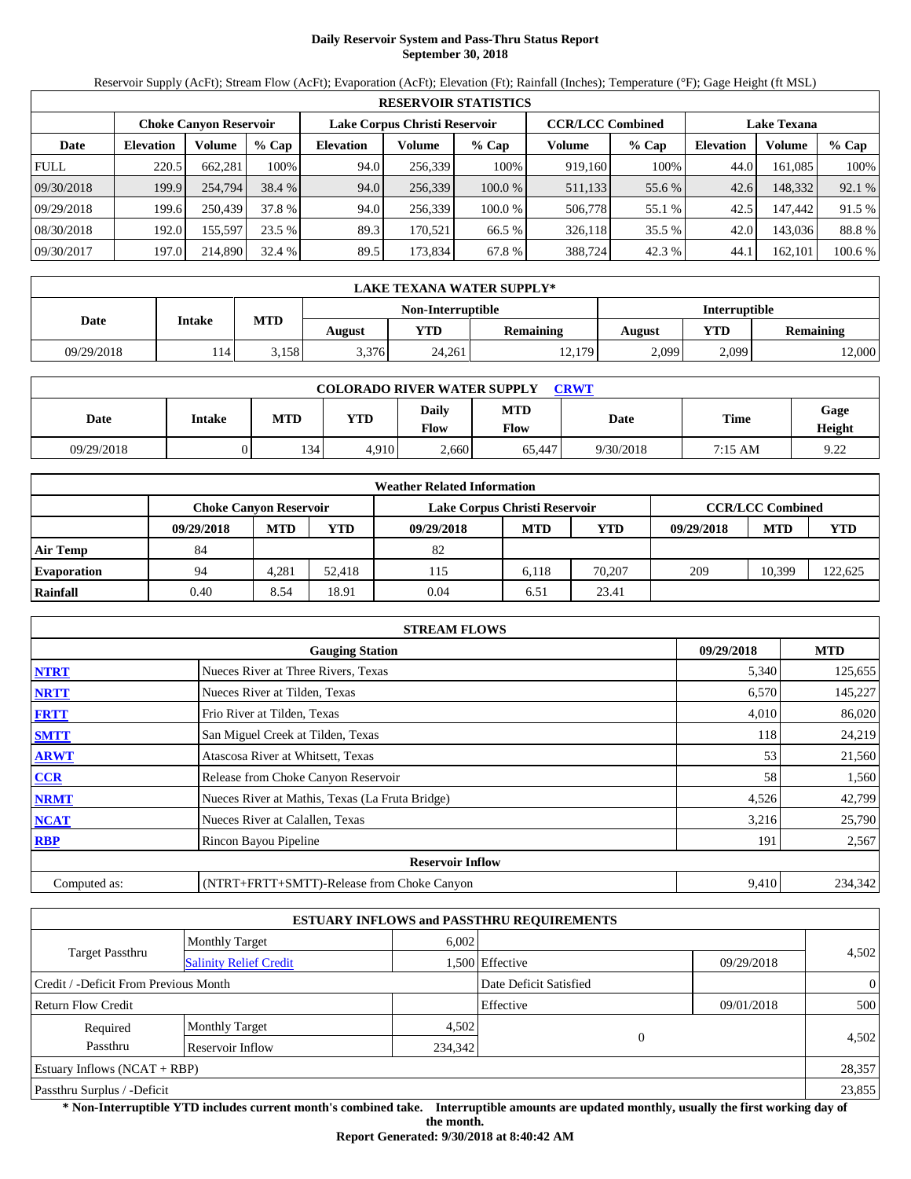**Daily Reservoir System and Pass-Thru Status Report**
**September 30, 2018**

Reservoir Supply (AcFt); Stream Flow (AcFt); Evaporation (AcFt); Elevation (Ft); Rainfall (Inches); Temperature (°F); Gage Height (ft MSL)

| RESERVOIR STATISTICS | | | | | | | | | | | |
|---|---|---|---|---|---|---|---|---|---|---|---|
| | Choke Canyon Reservoir | | | Lake Corpus Christi Reservoir | | | CCR/LCC Combined | | Lake Texana | | |
| Date | Elevation | Volume | % Cap | Elevation | Volume | % Cap | Volume | % Cap | Elevation | Volume | % Cap |
| FULL | 220.5 | 662,281 | 100% | 94.0 | 256,339 | 100% | 919,160 | 100% | 44.0 | 161,085 | 100% |
| 09/30/2018 | 199.9 | 254,794 | 38.4 % | 94.0 | 256,339 | 100.0 % | 511,133 | 55.6 % | 42.6 | 148,332 | 92.1 % |
| 09/29/2018 | 199.6 | 250,439 | 37.8 % | 94.0 | 256,339 | 100.0 % | 506,778 | 55.1 % | 42.5 | 147,442 | 91.5 % |
| 08/30/2018 | 192.0 | 155,597 | 23.5 % | 89.3 | 170,521 | 66.5 % | 326,118 | 35.5 % | 42.0 | 143,036 | 88.8 % |
| 09/30/2017 | 197.0 | 214,890 | 32.4 % | 89.5 | 173,834 | 67.8 % | 388,724 | 42.3 % | 44.1 | 162,101 | 100.6 % |

| LAKE TEXANA WATER SUPPLY* | | | | | | | | |
|---|---|---|---|---|---|---|---|---|
| Date | Intake | MTD | Non-Interruptible | | | Interruptible | | |
| | | | August | YTD | Remaining | August | YTD | Remaining |
| 09/29/2018 | 114 | 3,158 | 3,376 | 24,261 | 12,179 | 2,099 | 2,099 | 12,000 |

| COLORADO RIVER WATER SUPPLY CRWT | | | | | | | | |
|---|---|---|---|---|---|---|---|---|
| Date | Intake | MTD | YTD | Daily Flow | MTD Flow | Date | Time | Gage Height |
| 09/29/2018 | 0 | 134 | 4,910 | 2,660 | 65,447 | 9/30/2018 | 7:15 AM | 9.22 |

| Weather Related Information | | | | | | | | | |
|---|---|---|---|---|---|---|---|---|---|
| | Choke Canyon Reservoir | | | Lake Corpus Christi Reservoir | | | CCR/LCC Combined | | |
| | 09/29/2018 | MTD | YTD | 09/29/2018 | MTD | YTD | 09/29/2018 | MTD | YTD |
| Air Temp | 84 | | | 82 | | | | | |
| Evaporation | 94 | 4,281 | 52,418 | 115 | 6,118 | 70,207 | 209 | 10,399 | 122,625 |
| Rainfall | 0.40 | 8.54 | 18.91 | 0.04 | 6.51 | 23.41 | | | |

| STREAM FLOWS | | | |
|---|---|---|---|
| | Gauging Station | 09/29/2018 | MTD |
| NTRT | Nueces River at Three Rivers, Texas | 5,340 | 125,655 |
| NRTT | Nueces River at Tilden, Texas | 6,570 | 145,227 |
| FRTT | Frio River at Tilden, Texas | 4,010 | 86,020 |
| SMTT | San Miguel Creek at Tilden, Texas | 118 | 24,219 |
| ARWT | Atascosa River at Whitsett, Texas | 53 | 21,560 |
| CCR | Release from Choke Canyon Reservoir | 58 | 1,560 |
| NRMT | Nueces River at Mathis, Texas (La Fruta Bridge) | 4,526 | 42,799 |
| NCAT | Nueces River at Calallen, Texas | 3,216 | 25,790 |
| RBP | Rincon Bayou Pipeline | 191 | 2,567 |
| | Reservoir Inflow | | |
| Computed as: | (NTRT+FRTT+SMTT)-Release from Choke Canyon | 9,410 | 234,342 |

| ESTUARY INFLOWS and PASSTHRU REQUIREMENTS | | | | | |
|---|---|---|---|---|---|
| Target Passthru | Monthly Target | 6,002 | | | 4,502 |
| | Salinity Relief Credit | 1,500 | Effective | 09/29/2018 | |
| Credit / -Deficit From Previous Month | | | Date Deficit Satisfied | | 0 |
| Return Flow Credit | | | Effective | 09/01/2018 | 500 |
| Required Passthru | Monthly Target | 4,502 | 0 | | 4,502 |
| | Reservoir Inflow | 234,342 | | | |
| Estuary Inflows (NCAT + RBP) | | | | | 28,357 |
| Passthru Surplus / -Deficit | | | | | 23,855 |

**\* Non-Interruptible YTD includes current month's combined take. Interruptible amounts are updated monthly, usually the first working day of the month.**

**Report Generated: 9/30/2018 at 8:40:42 AM**